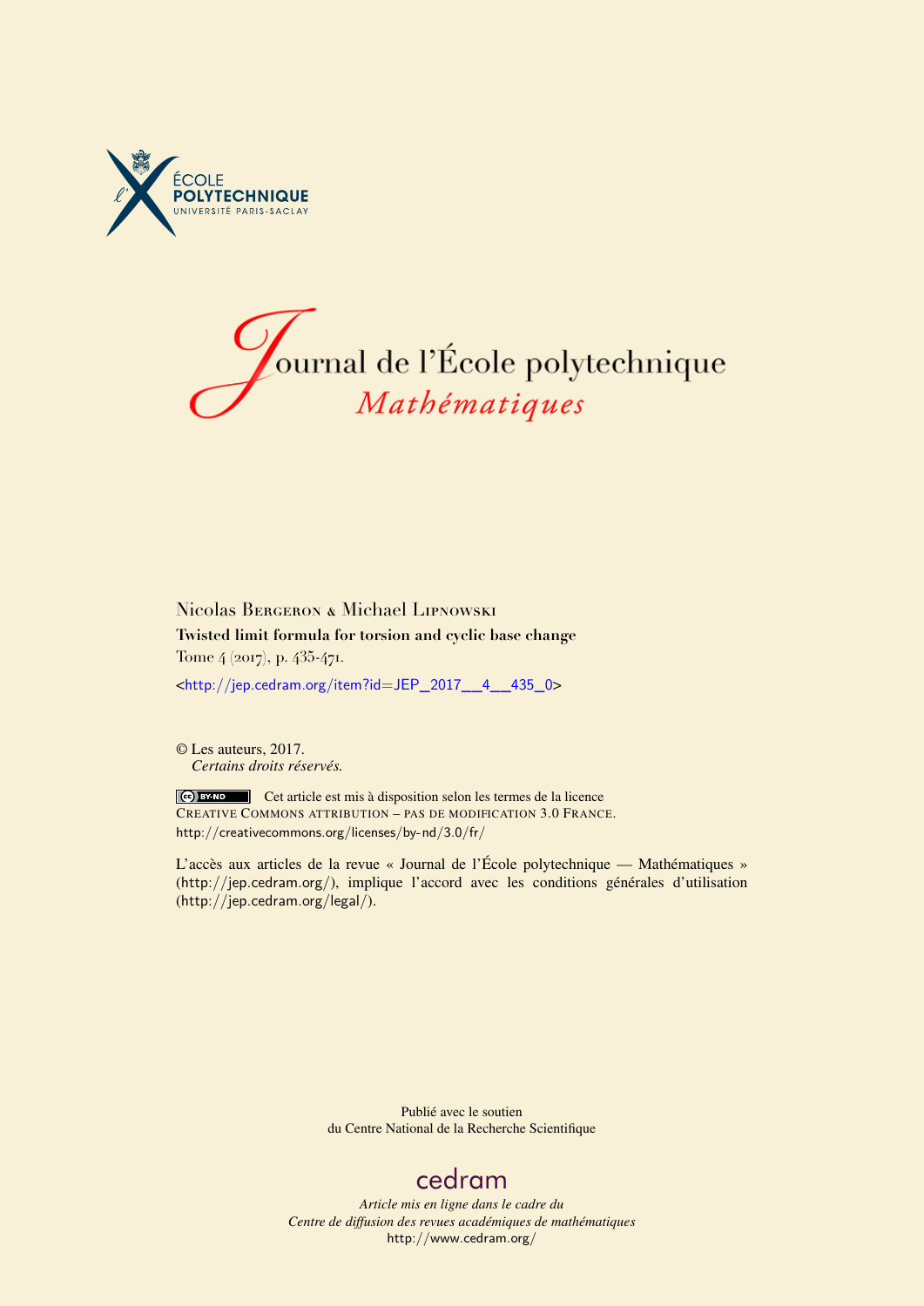ÉCOLE POLYTECHNIQUE
UNIVERSITÉ PARIS-SACLAY

# Journal de l'École polytechnique
## *Mathématiques*

Nicolas Bergeron & Michael Lipnowski

**Twisted limit formula for torsion and cyclic base change**

Tome 4 (2017), p. 435-471.

<http://jep.cedram.org/item?id=JEP_2017__4__435_0>

© Les auteurs, 2017.
*Certains droits réservés.*

Cet article est mis à disposition selon les termes de la licence
Creative Commons attribution – pas de modification 3.0 France.
http://creativecommons.org/licenses/by-nd/3.0/fr/

L'accès aux articles de la revue « Journal de l'École polytechnique — Mathématiques » (http://jep.cedram.org/), implique l'accord avec les conditions générales d'utilisation (http://jep.cedram.org/legal/).

Publié avec le soutien
du Centre National de la Recherche Scientifique

cedram

*Article mis en ligne dans le cadre du*
*Centre de diffusion des revues académiques de mathématiques*
http://www.cedram.org/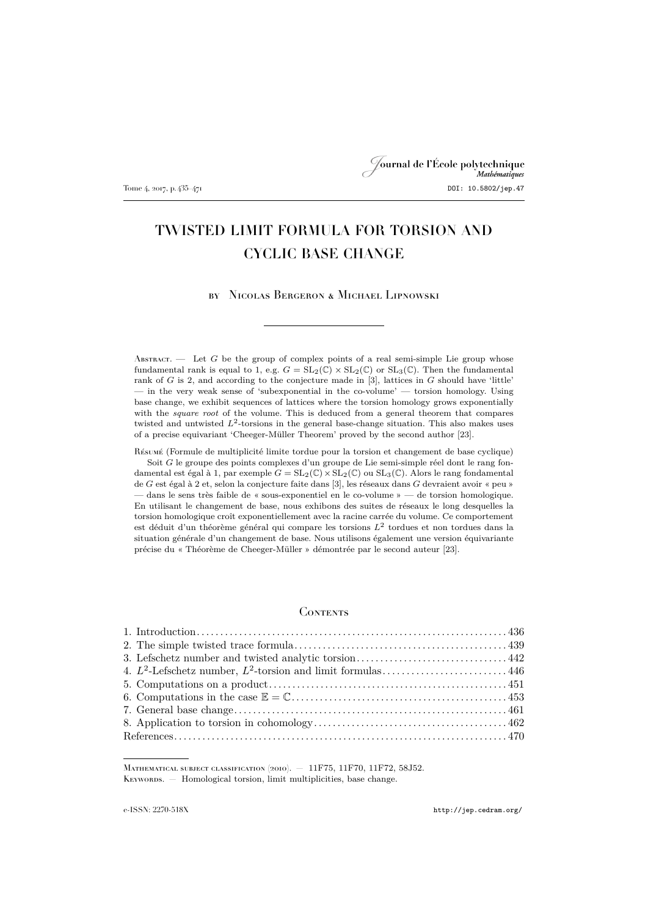# TWISTED LIMIT FORMULA FOR TORSION AND CYCLIC BASE CHANGE

by Nicolas Bergeron & Michael Lipnowski

---

Abstract. — Let $G$ be the group of complex points of a real semi-simple Lie group whose fundamental rank is equal to 1, e.g. $G = \mathrm{SL}_2(\mathbb{C}) \times \mathrm{SL}_2(\mathbb{C})$ or $\mathrm{SL}_3(\mathbb{C})$. Then the fundamental rank of $G$ is 2, and according to the conjecture made in [3], lattices in $G$ should have 'little' — in the very weak sense of 'subexponential in the co-volume' — torsion homology. Using base change, we exhibit sequences of lattices where the torsion homology grows exponentially with the *square root* of the volume. This is deduced from a general theorem that compares twisted and untwisted $L^2$-torsions in the general base-change situation. This also makes uses of a precise equivariant 'Cheeger-Müller Theorem' proved by the second author [23].

Résumé (Formule de multiplicité limite tordue pour la torsion et changement de base cyclique)

Soit $G$ le groupe des points complexes d'un groupe de Lie semi-simple réel dont le rang fondamental est égal à 1, par exemple $G = \mathrm{SL}_2(\mathbb{C}) \times \mathrm{SL}_2(\mathbb{C})$ ou $\mathrm{SL}_3(\mathbb{C})$. Alors le rang fondamental de $G$ est égal à 2 et, selon la conjecture faite dans [3], les réseaux dans $G$ devraient avoir « peu » — dans le sens très faible de « sous-exponentiel en le co-volume » — de torsion homologique. En utilisant le changement de base, nous exhibons des suites de réseaux le long desquelles la torsion homologique croît exponentiellement avec la racine carrée du volume. Ce comportement est déduit d'un théorème général qui compare les torsions $L^2$ tordues et non tordues dans la situation générale d'un changement de base. Nous utilisons également une version équivariante précise du « Théorème de Cheeger-Müller » démontrée par le second auteur [23].

## Contents

1. Introduction . . . 436
2. The simple twisted trace formula . . . 439
3. Lefschetz number and twisted analytic torsion . . . 442
4. $L^2$-Lefschetz number, $L^2$-torsion and limit formulas . . . 446
5. Computations on a product . . . 451
6. Computations in the case $\mathbb{E} = \mathbb{C}$ . . . 453
7. General base change . . . 461
8. Application to torsion in cohomology . . . 462

References . . . 470

---

Mathematical subject classification (2010). — 11F75, 11F70, 11F72, 58J52.

Keywords. — Homological torsion, limit multiplicities, base change.

e-ISSN: 2270-518X http://jep.cedram.org/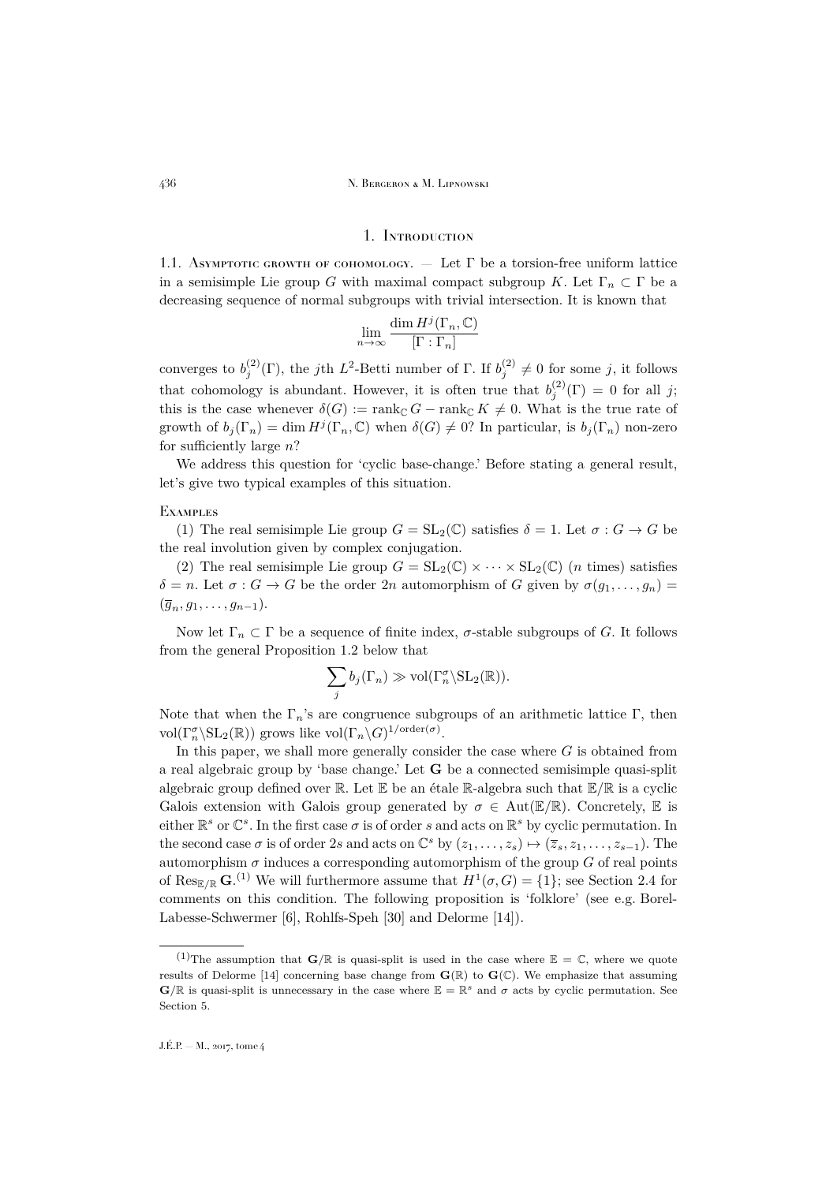## 1. Introduction

1.1. Asymptotic growth of cohomology. — Let $\Gamma$ be a torsion-free uniform lattice in a semisimple Lie group $G$ with maximal compact subgroup $K$. Let $\Gamma_n \subset \Gamma$ be a decreasing sequence of normal subgroups with trivial intersection. It is known that

$$\lim_{n\to\infty} \frac{\dim H^j(\Gamma_n, \mathbb{C})}{[\Gamma : \Gamma_n]}$$

converges to $b_j^{(2)}(\Gamma)$, the $j$th $L^2$-Betti number of $\Gamma$. If $b_j^{(2)} \neq 0$ for some $j$, it follows that cohomology is abundant. However, it is often true that $b_j^{(2)}(\Gamma) = 0$ for all $j$; this is the case whenever $\delta(G) := \operatorname{rank}_{\mathbb{C}} G - \operatorname{rank}_{\mathbb{C}} K \neq 0$. What is the true rate of growth of $b_j(\Gamma_n) = \dim H^j(\Gamma_n, \mathbb{C})$ when $\delta(G) \neq 0$? In particular, is $b_j(\Gamma_n)$ non-zero for sufficiently large $n$?

We address this question for 'cyclic base-change.' Before stating a general result, let's give two typical examples of this situation.

Examples

(1) The real semisimple Lie group $G = \mathrm{SL}_2(\mathbb{C})$ satisfies $\delta = 1$. Let $\sigma : G \to G$ be the real involution given by complex conjugation.

(2) The real semisimple Lie group $G = \mathrm{SL}_2(\mathbb{C}) \times \cdots \times \mathrm{SL}_2(\mathbb{C})$ ($n$ times) satisfies $\delta = n$. Let $\sigma : G \to G$ be the order $2n$ automorphism of $G$ given by $\sigma(g_1, \ldots, g_n) = (\overline{g}_n, g_1, \ldots, g_{n-1})$.

Now let $\Gamma_n \subset \Gamma$ be a sequence of finite index, $\sigma$-stable subgroups of $G$. It follows from the general Proposition 1.2 below that

$$\sum_j b_j(\Gamma_n) \gg \operatorname{vol}(\Gamma_n^\sigma \backslash \mathrm{SL}_2(\mathbb{R})).$$

Note that when the $\Gamma_n$'s are congruence subgroups of an arithmetic lattice $\Gamma$, then $\operatorname{vol}(\Gamma_n^\sigma \backslash \mathrm{SL}_2(\mathbb{R}))$ grows like $\operatorname{vol}(\Gamma_n \backslash G)^{1/\operatorname{order}(\sigma)}$.

In this paper, we shall more generally consider the case where $G$ is obtained from a real algebraic group by 'base change.' Let $\mathbf{G}$ be a connected semisimple quasi-split algebraic group defined over $\mathbb{R}$. Let $\mathbb{E}$ be an étale $\mathbb{R}$-algebra such that $\mathbb{E}/\mathbb{R}$ is a cyclic Galois extension with Galois group generated by $\sigma \in \operatorname{Aut}(\mathbb{E}/\mathbb{R})$. Concretely, $\mathbb{E}$ is either $\mathbb{R}^s$ or $\mathbb{C}^s$. In the first case $\sigma$ is of order $s$ and acts on $\mathbb{R}^s$ by cyclic permutation. In the second case $\sigma$ is of order $2s$ and acts on $\mathbb{C}^s$ by $(z_1, \ldots, z_s) \mapsto (\overline{z}_s, z_1, \ldots, z_{s-1})$. The automorphism $\sigma$ induces a corresponding automorphism of the group $G$ of real points of $\operatorname{Res}_{\mathbb{E}/\mathbb{R}} \mathbf{G}$.[(1)] We will furthermore assume that $H^1(\sigma, G) = \{1\}$; see Section 2.4 for comments on this condition. The following proposition is 'folklore' (see e.g. Borel-Labesse-Schwermer [6], Rohlfs-Speh [30] and Delorme [14]).

---

[(1)] The assumption that $\mathbf{G}/\mathbb{R}$ is quasi-split is used in the case where $\mathbb{E} = \mathbb{C}$, where we quote results of Delorme [14] concerning base change from $\mathbf{G}(\mathbb{R})$ to $\mathbf{G}(\mathbb{C})$. We emphasize that assuming $\mathbf{G}/\mathbb{R}$ is quasi-split is unnecessary in the case where $\mathbb{E} = \mathbb{R}^s$ and $\sigma$ acts by cyclic permutation. See Section 5.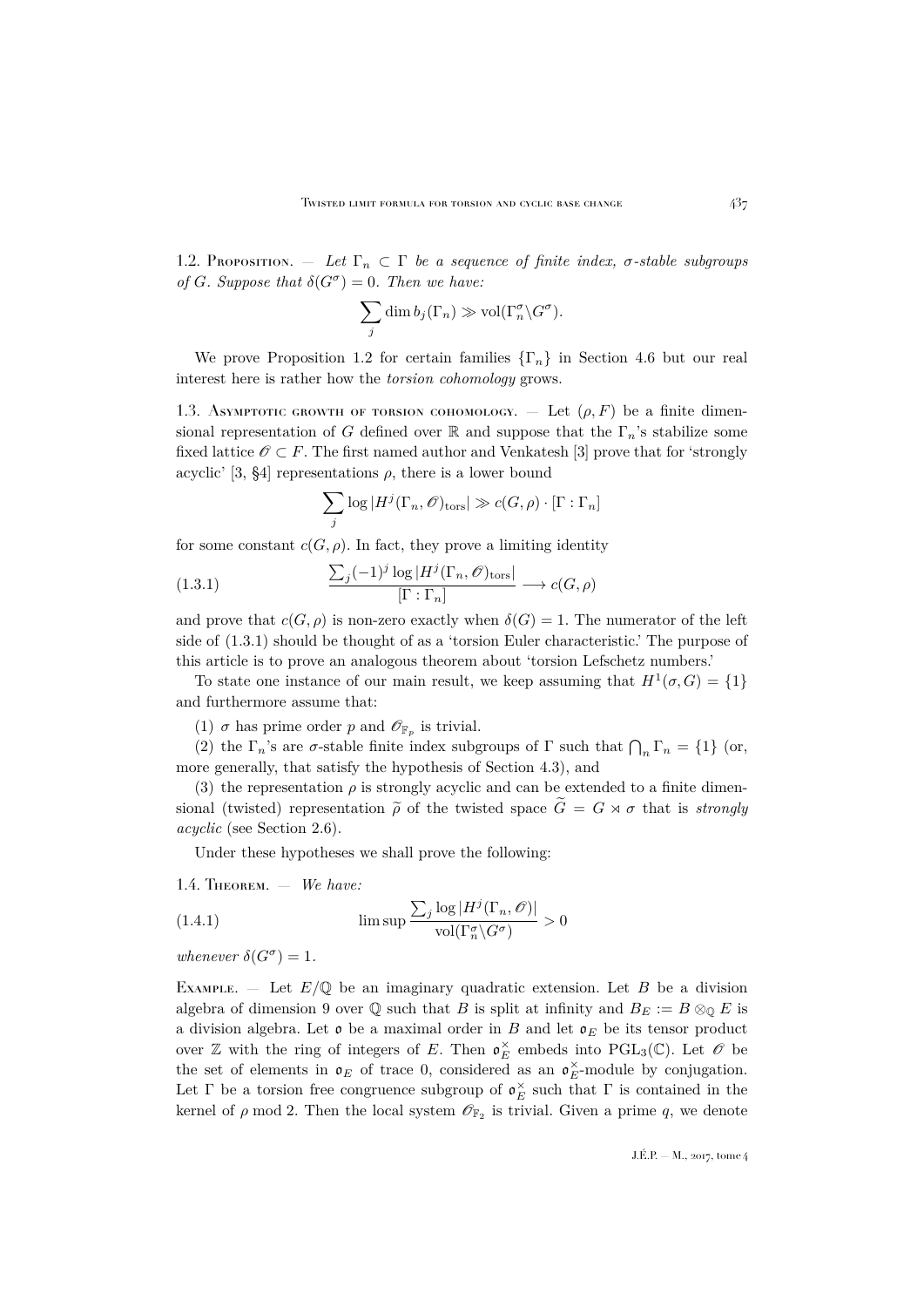1.2. Proposition. — *Let $\Gamma_n \subset \Gamma$ be a sequence of finite index, $\sigma$-stable subgroups of $G$. Suppose that $\delta(G^\sigma) = 0$. Then we have:*

$$\sum_j \dim b_j(\Gamma_n) \gg \mathrm{vol}(\Gamma_n^\sigma \backslash G^\sigma).$$

We prove Proposition 1.2 for certain families $\{\Gamma_n\}$ in Section 4.6 but our real interest here is rather how the *torsion cohomology* grows.

1.3. Asymptotic growth of torsion cohomology. — Let $(\rho, F)$ be a finite dimensional representation of $G$ defined over $\mathbb{R}$ and suppose that the $\Gamma_n$'s stabilize some fixed lattice $\mathscr{O} \subset F$. The first named author and Venkatesh [3] prove that for 'strongly acyclic' [3, §4] representations $\rho$, there is a lower bound

$$\sum_j \log |H^j(\Gamma_n, \mathscr{O})_{\mathrm{tors}}| \gg c(G, \rho) \cdot [\Gamma : \Gamma_n]$$

for some constant $c(G, \rho)$. In fact, they prove a limiting identity

$$\frac{\sum_j (-1)^j \log |H^j(\Gamma_n, \mathscr{O})_{\mathrm{tors}}|}{[\Gamma : \Gamma_n]} \longrightarrow c(G, \rho) \tag{1.3.1}$$

and prove that $c(G, \rho)$ is non-zero exactly when $\delta(G) = 1$. The numerator of the left side of (1.3.1) should be thought of as a 'torsion Euler characteristic.' The purpose of this article is to prove an analogous theorem about 'torsion Lefschetz numbers.'

To state one instance of our main result, we keep assuming that $H^1(\sigma, G) = \{1\}$ and furthermore assume that:

(1) $\sigma$ has prime order $p$ and $\mathscr{O}_{\mathbb{F}_p}$ is trivial.

(2) the $\Gamma_n$'s are $\sigma$-stable finite index subgroups of $\Gamma$ such that $\bigcap_n \Gamma_n = \{1\}$ (or, more generally, that satisfy the hypothesis of Section 4.3), and

(3) the representation $\rho$ is strongly acyclic and can be extended to a finite dimensional (twisted) representation $\widetilde{\rho}$ of the twisted space $\widetilde{G} = G \rtimes \sigma$ that is *strongly acyclic* (see Section 2.6).

Under these hypotheses we shall prove the following:

1.4. Theorem. — *We have:*

$$\limsup \frac{\sum_j \log |H^j(\Gamma_n, \mathscr{O})|}{\mathrm{vol}(\Gamma_n^\sigma \backslash G^\sigma)} > 0 \tag{1.4.1}$$

*whenever $\delta(G^\sigma) = 1$.*

Example. — Let $E/\mathbb{Q}$ be an imaginary quadratic extension. Let $B$ be a division algebra of dimension 9 over $\mathbb{Q}$ such that $B$ is split at infinity and $B_E := B \otimes_{\mathbb{Q}} E$ is a division algebra. Let $\mathfrak{o}$ be a maximal order in $B$ and let $\mathfrak{o}_E$ be its tensor product over $\mathbb{Z}$ with the ring of integers of $E$. Then $\mathfrak{o}_E^\times$ embeds into $\mathrm{PGL}_3(\mathbb{C})$. Let $\mathscr{O}$ be the set of elements in $\mathfrak{o}_E$ of trace 0, considered as an $\mathfrak{o}_E^\times$-module by conjugation. Let $\Gamma$ be a torsion free congruence subgroup of $\mathfrak{o}_E^\times$ such that $\Gamma$ is contained in the kernel of $\rho$ mod 2. Then the local system $\mathscr{O}_{\mathbb{F}_2}$ is trivial. Given a prime $q$, we denote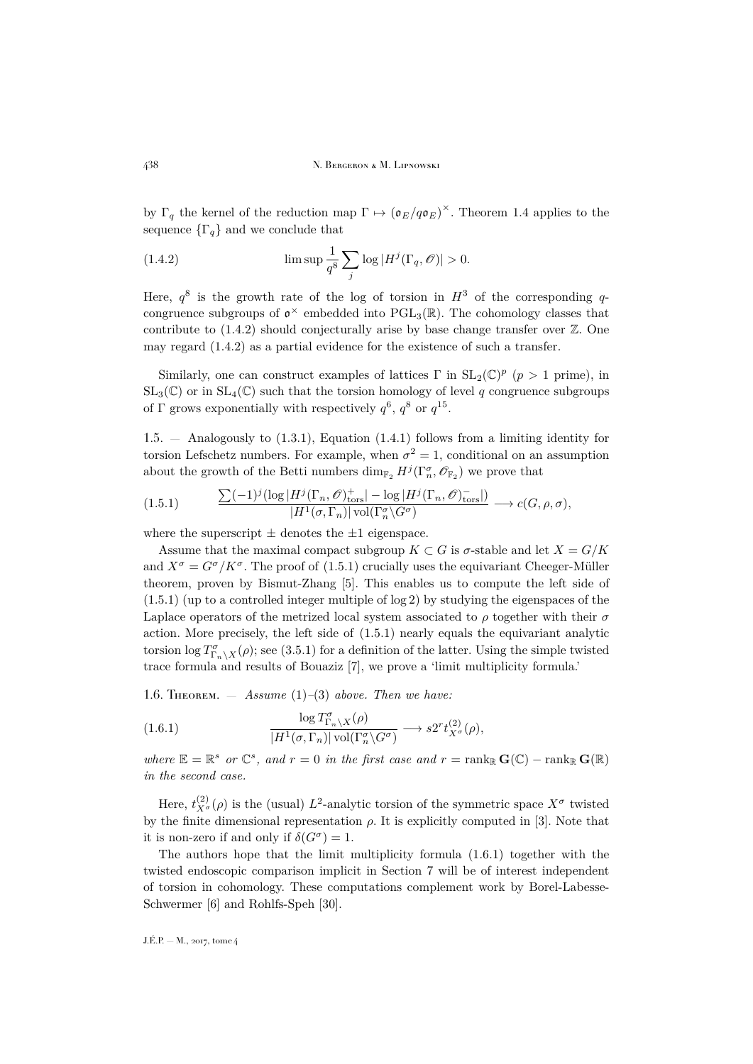by $\Gamma_q$ the kernel of the reduction map $\Gamma \mapsto (\mathfrak{o}_E/q\mathfrak{o}_E)^\times$. Theorem 1.4 applies to the sequence $\{\Gamma_q\}$ and we conclude that

$$\limsup \frac{1}{q^8} \sum_j \log |H^j(\Gamma_q, \mathscr{O})| > 0. \tag{1.4.2}$$

Here, $q^8$ is the growth rate of the log of torsion in $H^3$ of the corresponding $q$-congruence subgroups of $\mathfrak{o}^\times$ embedded into $\mathrm{PGL}_3(\mathbb{R})$. The cohomology classes that contribute to (1.4.2) should conjecturally arise by base change transfer over $\mathbb{Z}$. One may regard (1.4.2) as a partial evidence for the existence of such a transfer.

Similarly, one can construct examples of lattices $\Gamma$ in $\mathrm{SL}_2(\mathbb{C})^p$ ($p > 1$ prime), in $\mathrm{SL}_3(\mathbb{C})$ or in $\mathrm{SL}_4(\mathbb{C})$ such that the torsion homology of level $q$ congruence subgroups of $\Gamma$ grows exponentially with respectively $q^6$, $q^8$ or $q^{15}$.

1.5. — Analogously to (1.3.1), Equation (1.4.1) follows from a limiting identity for torsion Lefschetz numbers. For example, when $\sigma^2 = 1$, conditional on an assumption about the growth of the Betti numbers $\dim_{\mathbb{F}_2} H^j(\Gamma_n^\sigma, \mathscr{O}_{\mathbb{F}_2})$ we prove that

$$\frac{\sum (-1)^j (\log |H^j(\Gamma_n, \mathscr{O})^+_{\mathrm{tors}}| - \log |H^j(\Gamma_n, \mathscr{O})^-_{\mathrm{tors}}|)}{|H^1(\sigma, \Gamma_n)| \operatorname{vol}(\Gamma_n^\sigma \backslash G^\sigma)} \longrightarrow c(G, \rho, \sigma), \tag{1.5.1}$$

where the superscript $\pm$ denotes the $\pm 1$ eigenspace.

Assume that the maximal compact subgroup $K \subset G$ is $\sigma$-stable and let $X = G/K$ and $X^\sigma = G^\sigma/K^\sigma$. The proof of (1.5.1) crucially uses the equivariant Cheeger-Müller theorem, proven by Bismut-Zhang [5]. This enables us to compute the left side of (1.5.1) (up to a controlled integer multiple of $\log 2$) by studying the eigenspaces of the Laplace operators of the metrized local system associated to $\rho$ together with their $\sigma$ action. More precisely, the left side of (1.5.1) nearly equals the equivariant analytic torsion $\log T^\sigma_{\Gamma_n \backslash X}(\rho)$; see (3.5.1) for a definition of the latter. Using the simple twisted trace formula and results of Bouaziz [7], we prove a 'limit multiplicity formula.'

1.6. Theorem. — *Assume* (1)–(3) *above. Then we have:*

$$\frac{\log T^\sigma_{\Gamma_n \backslash X}(\rho)}{|H^1(\sigma, \Gamma_n)| \operatorname{vol}(\Gamma_n^\sigma \backslash G^\sigma)} \longrightarrow s 2^r t^{(2)}_{X^\sigma}(\rho), \tag{1.6.1}$$

*where* $\mathbb{E} = \mathbb{R}^s$ *or* $\mathbb{C}^s$, *and* $r = 0$ *in the first case and* $r = \operatorname{rank}_{\mathbb{R}} \mathbf{G}(\mathbb{C}) - \operatorname{rank}_{\mathbb{R}} \mathbf{G}(\mathbb{R})$ *in the second case.*

Here, $t^{(2)}_{X^\sigma}(\rho)$ is the (usual) $L^2$-analytic torsion of the symmetric space $X^\sigma$ twisted by the finite dimensional representation $\rho$. It is explicitly computed in [3]. Note that it is non-zero if and only if $\delta(G^\sigma) = 1$.

The authors hope that the limit multiplicity formula (1.6.1) together with the twisted endoscopic comparison implicit in Section 7 will be of interest independent of torsion in cohomology. These computations complement work by Borel-Labesse-Schwermer [6] and Rohlfs-Speh [30].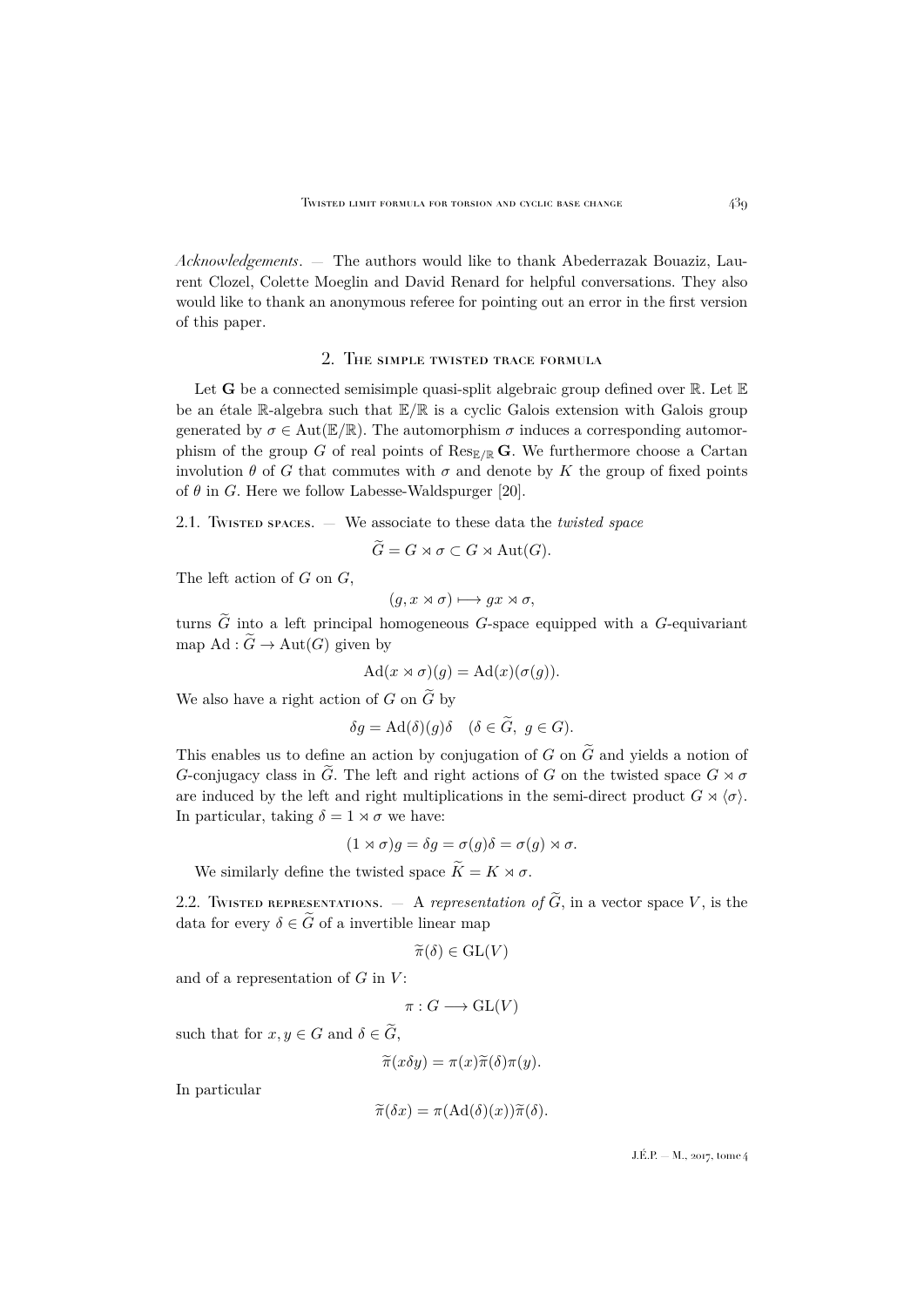*Acknowledgements*. — The authors would like to thank Abederrazak Bouaziz, Laurent Clozel, Colette Moeglin and David Renard for helpful conversations. They also would like to thank an anonymous referee for pointing out an error in the first version of this paper.

## 2. The simple twisted trace formula

Let $\mathbf{G}$ be a connected semisimple quasi-split algebraic group defined over $\mathbb{R}$. Let $\mathbb{E}$ be an étale $\mathbb{R}$-algebra such that $\mathbb{E}/\mathbb{R}$ is a cyclic Galois extension with Galois group generated by $\sigma \in \operatorname{Aut}(\mathbb{E}/\mathbb{R})$. The automorphism $\sigma$ induces a corresponding automorphism of the group $G$ of real points of $\operatorname{Res}_{\mathbb{E}/\mathbb{R}} \mathbf{G}$. We furthermore choose a Cartan involution $\theta$ of $G$ that commutes with $\sigma$ and denote by $K$ the group of fixed points of $\theta$ in $G$. Here we follow Labesse-Waldspurger [20].

### 2.1. Twisted spaces.

— We associate to these data the *twisted space*

$$\widetilde{G} = G \rtimes \sigma \subset G \rtimes \operatorname{Aut}(G).$$

The left action of $G$ on $G$,

$$(g, x \rtimes \sigma) \longmapsto gx \rtimes \sigma,$$

turns $\widetilde{G}$ into a left principal homogeneous $G$-space equipped with a $G$-equivariant map $\operatorname{Ad} : \widetilde{G} \to \operatorname{Aut}(G)$ given by

$$\operatorname{Ad}(x \rtimes \sigma)(g) = \operatorname{Ad}(x)(\sigma(g)).$$

We also have a right action of $G$ on $\widetilde{G}$ by

$$\delta g = \operatorname{Ad}(\delta)(g)\delta \quad (\delta \in \widetilde{G},\ g \in G).$$

This enables us to define an action by conjugation of $G$ on $\widetilde{G}$ and yields a notion of $G$-conjugacy class in $\widetilde{G}$. The left and right actions of $G$ on the twisted space $G \rtimes \sigma$ are induced by the left and right multiplications in the semi-direct product $G \rtimes \langle \sigma \rangle$. In particular, taking $\delta = 1 \rtimes \sigma$ we have:

$$(1 \rtimes \sigma)g = \delta g = \sigma(g)\delta = \sigma(g) \rtimes \sigma.$$

We similarly define the twisted space $\widetilde{K} = K \rtimes \sigma$.

### 2.2. Twisted representations.

— A *representation of* $\widetilde{G}$, in a vector space $V$, is the data for every $\delta \in \widetilde{G}$ of a invertible linear map

$$\widetilde{\pi}(\delta) \in \operatorname{GL}(V)$$

and of a representation of $G$ in $V$:

$$\pi : G \longrightarrow \operatorname{GL}(V)$$

such that for $x, y \in G$ and $\delta \in \widetilde{G}$,

$$\widetilde{\pi}(x\delta y) = \pi(x)\widetilde{\pi}(\delta)\pi(y).$$

In particular

$$\widetilde{\pi}(\delta x) = \pi(\operatorname{Ad}(\delta)(x))\widetilde{\pi}(\delta).$$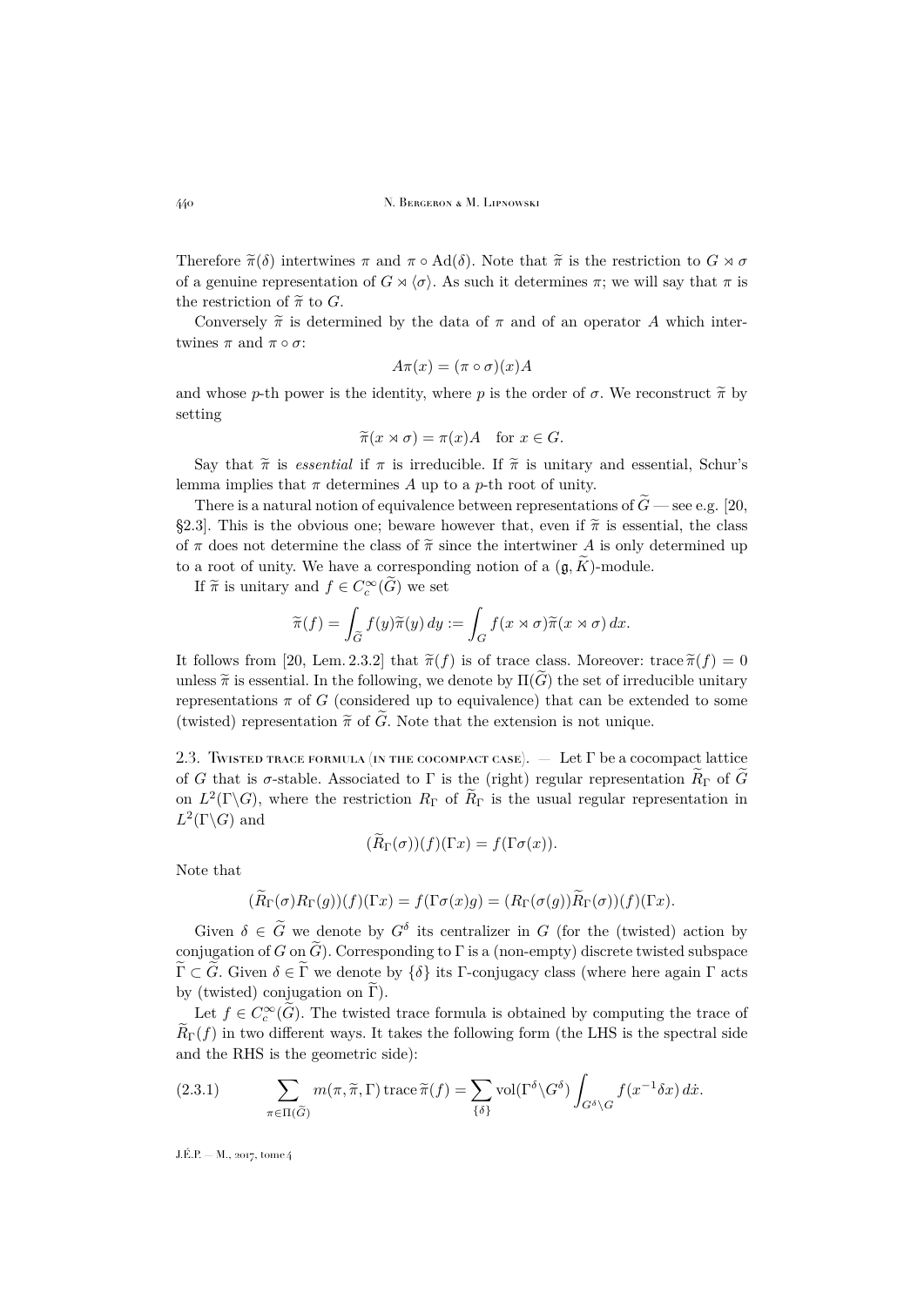Therefore $\widetilde{\pi}(\delta)$ intertwines $\pi$ and $\pi \circ \mathrm{Ad}(\delta)$. Note that $\widetilde{\pi}$ is the restriction to $G \rtimes \sigma$ of a genuine representation of $G \rtimes \langle\sigma\rangle$. As such it determines $\pi$; we will say that $\pi$ is the restriction of $\widetilde{\pi}$ to $G$.

Conversely $\widetilde{\pi}$ is determined by the data of $\pi$ and of an operator $A$ which intertwines $\pi$ and $\pi \circ \sigma$:

$$A\pi(x) = (\pi \circ \sigma)(x)A$$

and whose $p$-th power is the identity, where $p$ is the order of $\sigma$. We reconstruct $\widetilde{\pi}$ by setting

$$\widetilde{\pi}(x \rtimes \sigma) = \pi(x)A \quad \text{for } x \in G.$$

Say that $\widetilde{\pi}$ is *essential* if $\pi$ is irreducible. If $\widetilde{\pi}$ is unitary and essential, Schur's lemma implies that $\pi$ determines $A$ up to a $p$-th root of unity.

There is a natural notion of equivalence between representations of $\widetilde{G}$ — see e.g. [20, §2.3]. This is the obvious one; beware however that, even if $\widetilde{\pi}$ is essential, the class of $\pi$ does not determine the class of $\widetilde{\pi}$ since the intertwiner $A$ is only determined up to a root of unity. We have a corresponding notion of a $(\mathfrak{g}, \widetilde{K})$-module.

If $\widetilde{\pi}$ is unitary and $f \in C_c^\infty(\widetilde{G})$ we set

$$\widetilde{\pi}(f) = \int_{\widetilde{G}} f(y)\widetilde{\pi}(y)\, dy := \int_G f(x \rtimes \sigma)\widetilde{\pi}(x \rtimes \sigma)\, dx.$$

It follows from [20, Lem. 2.3.2] that $\widetilde{\pi}(f)$ is of trace class. Moreover: $\mathrm{trace}\, \widetilde{\pi}(f) = 0$ unless $\widetilde{\pi}$ is essential. In the following, we denote by $\Pi(\widetilde{G})$ the set of irreducible unitary representations $\pi$ of $G$ (considered up to equivalence) that can be extended to some (twisted) representation $\widetilde{\pi}$ of $\widetilde{G}$. Note that the extension is not unique.

## 2.3. Twisted trace formula (in the cocompact case).

— Let $\Gamma$ be a cocompact lattice of $G$ that is $\sigma$-stable. Associated to $\Gamma$ is the (right) regular representation $\widetilde{R}_\Gamma$ of $\widetilde{G}$ on $L^2(\Gamma\backslash G)$, where the restriction $R_\Gamma$ of $\widetilde{R}_\Gamma$ is the usual regular representation in $L^2(\Gamma\backslash G)$ and

$$(\widetilde{R}_\Gamma(\sigma))(f)(\Gamma x) = f(\Gamma\sigma(x)).$$

Note that

$$(\widetilde{R}_\Gamma(\sigma)R_\Gamma(g))(f)(\Gamma x) = f(\Gamma\sigma(x)g) = (R_\Gamma(\sigma(g))\widetilde{R}_\Gamma(\sigma))(f)(\Gamma x).$$

Given $\delta \in \widetilde{G}$ we denote by $G^\delta$ its centralizer in $G$ (for the (twisted) action by conjugation of $G$ on $\widetilde{G}$). Corresponding to $\Gamma$ is a (non-empty) discrete twisted subspace $\widetilde{\Gamma} \subset \widetilde{G}$. Given $\delta \in \widetilde{\Gamma}$ we denote by $\{\delta\}$ its $\Gamma$-conjugacy class (where here again $\Gamma$ acts by (twisted) conjugation on $\widetilde{\Gamma}$).

Let $f \in C_c^\infty(\widetilde{G})$. The twisted trace formula is obtained by computing the trace of $\widetilde{R}_\Gamma(f)$ in two different ways. It takes the following form (the LHS is the spectral side and the RHS is the geometric side):

$$\sum_{\pi \in \Pi(\widetilde{G})} m(\pi, \widetilde{\pi}, \Gamma)\, \mathrm{trace}\, \widetilde{\pi}(f) = \sum_{\{\delta\}} \mathrm{vol}(\Gamma^\delta\backslash G^\delta) \int_{G^\delta\backslash G} f(x^{-1}\delta x)\, d\dot{x}. \tag{2.3.1}$$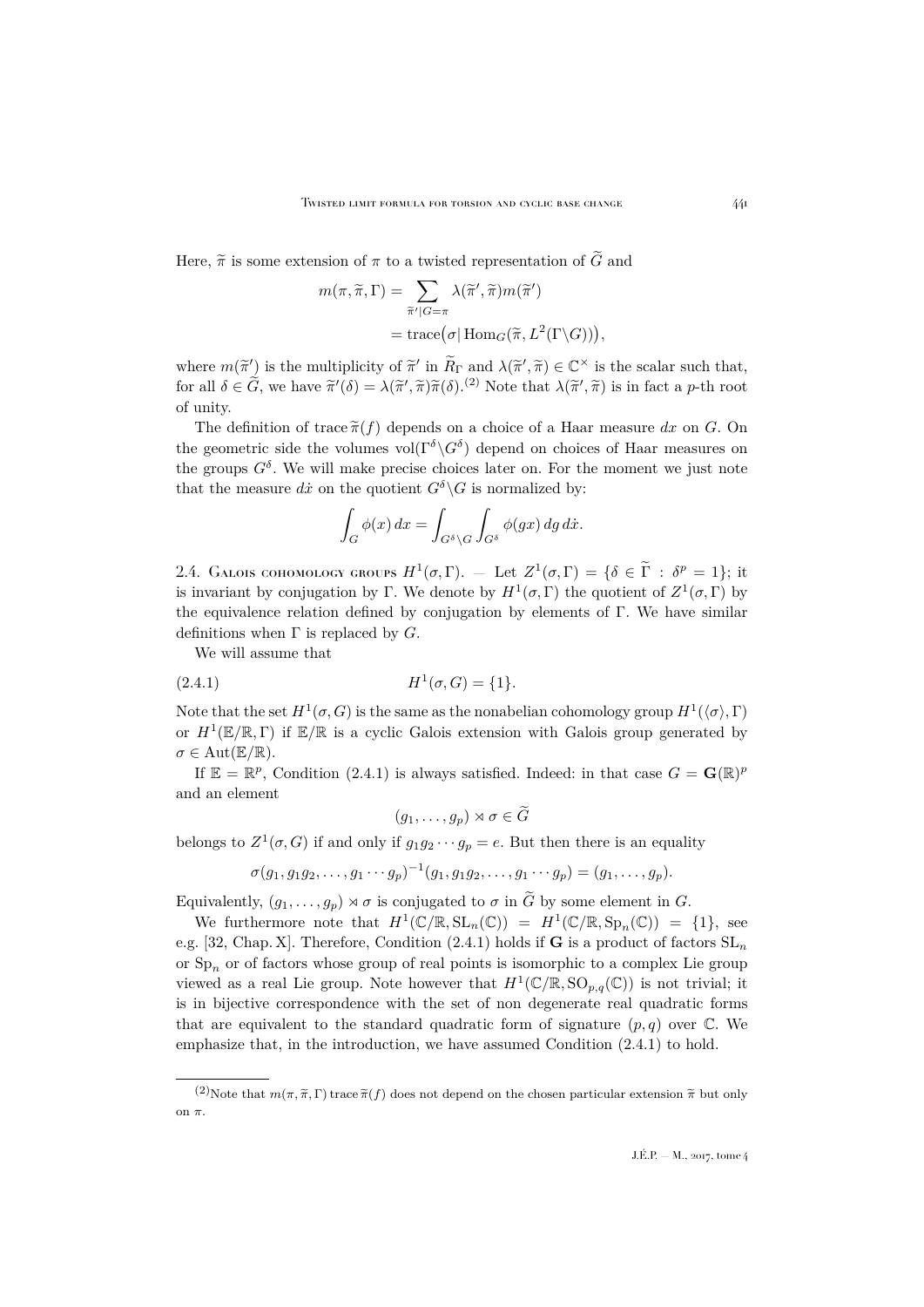Here, $\widetilde{\pi}$ is some extension of $\pi$ to a twisted representation of $\widetilde{G}$ and

$$
\begin{aligned}
m(\pi,\widetilde{\pi},\Gamma) &= \sum_{\widetilde{\pi}'|G=\pi} \lambda(\widetilde{\pi}',\widetilde{\pi}) m(\widetilde{\pi}') \\
&= \operatorname{trace}\big(\sigma|\operatorname{Hom}_G(\widetilde{\pi}, L^2(\Gamma\backslash G))\big),
\end{aligned}
$$

where $m(\widetilde{\pi}')$ is the multiplicity of $\widetilde{\pi}'$ in $\widetilde{R}_\Gamma$ and $\lambda(\widetilde{\pi}',\widetilde{\pi}) \in \mathbb{C}^\times$ is the scalar such that, for all $\delta \in \widetilde{G}$, we have $\widetilde{\pi}'(\delta) = \lambda(\widetilde{\pi}',\widetilde{\pi})\widetilde{\pi}(\delta)$.[2] Note that $\lambda(\widetilde{\pi}',\widetilde{\pi})$ is in fact a $p$-th root of unity.

The definition of $\operatorname{trace}\widetilde{\pi}(f)$ depends on a choice of a Haar measure $dx$ on $G$. On the geometric side the volumes $\operatorname{vol}(\Gamma^\delta\backslash G^\delta)$ depend on choices of Haar measures on the groups $G^\delta$. We will make precise choices later on. For the moment we just note that the measure $d\dot{x}$ on the quotient $G^\delta\backslash G$ is normalized by:

$$
\int_G \phi(x)\,dx = \int_{G^\delta\backslash G}\int_{G^\delta} \phi(gx)\,dg\,d\dot{x}.
$$

2.4. Galois cohomology groups $H^1(\sigma,\Gamma)$. — Let $Z^1(\sigma,\Gamma) = \{\delta \in \widetilde{\Gamma} : \delta^p = 1\}$; it is invariant by conjugation by $\Gamma$. We denote by $H^1(\sigma,\Gamma)$ the quotient of $Z^1(\sigma,\Gamma)$ by the equivalence relation defined by conjugation by elements of $\Gamma$. We have similar definitions when $\Gamma$ is replaced by $G$.

We will assume that

$$
H^1(\sigma, G) = \{1\}. \tag{2.4.1}
$$

Note that the set $H^1(\sigma,G)$ is the same as the nonabelian cohomology group $H^1(\langle\sigma\rangle,\Gamma)$ or $H^1(\mathbb{E}/\mathbb{R},\Gamma)$ if $\mathbb{E}/\mathbb{R}$ is a cyclic Galois extension with Galois group generated by $\sigma \in \operatorname{Aut}(\mathbb{E}/\mathbb{R})$.

If $\mathbb{E} = \mathbb{R}^p$, Condition (2.4.1) is always satisfied. Indeed: in that case $G = \mathbf{G}(\mathbb{R})^p$ and an element

$$
(g_1,\ldots,g_p) \rtimes \sigma \in \widetilde{G}
$$

belongs to $Z^1(\sigma,G)$ if and only if $g_1 g_2 \cdots g_p = e$. But then there is an equality

$$
\sigma(g_1, g_1g_2, \ldots, g_1\cdots g_p)^{-1}(g_1, g_1g_2,\ldots,g_1\cdots g_p) = (g_1,\ldots,g_p).
$$

Equivalently, $(g_1,\ldots,g_p)\rtimes\sigma$ is conjugated to $\sigma$ in $\widetilde{G}$ by some element in $G$.

We furthermore note that $H^1(\mathbb{C}/\mathbb{R},\mathrm{SL}_n(\mathbb{C})) = H^1(\mathbb{C}/\mathbb{R},\mathrm{Sp}_n(\mathbb{C})) = \{1\}$, see e.g. [32, Chap. X]. Therefore, Condition (2.4.1) holds if $\mathbf{G}$ is a product of factors $\mathrm{SL}_n$ or $\mathrm{Sp}_n$ or of factors whose group of real points is isomorphic to a complex Lie group viewed as a real Lie group. Note however that $H^1(\mathbb{C}/\mathbb{R},\mathrm{SO}_{p,q}(\mathbb{C}))$ is not trivial; it is in bijective correspondence with the set of non degenerate real quadratic forms that are equivalent to the standard quadratic form of signature $(p,q)$ over $\mathbb{C}$. We emphasize that, in the introduction, we have assumed Condition (2.4.1) to hold.

---

[2] Note that $m(\pi,\widetilde{\pi},\Gamma)\operatorname{trace}\widetilde{\pi}(f)$ does not depend on the chosen particular extension $\widetilde{\pi}$ but only on $\pi$.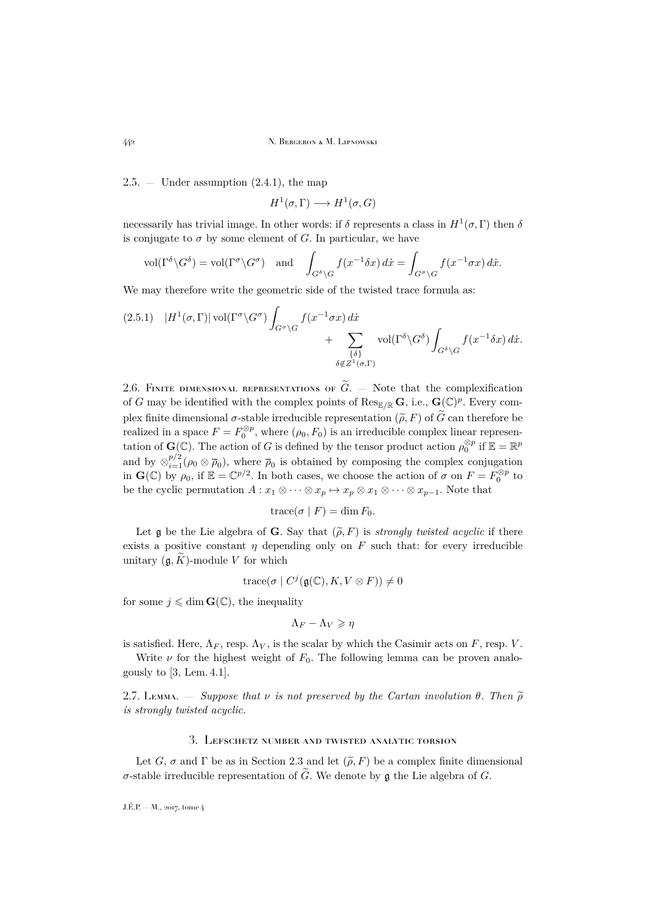2.5. — Under assumption (2.4.1), the map

$$H^1(\sigma,\Gamma) \longrightarrow H^1(\sigma,G)$$

necessarily has trivial image. In other words: if $\delta$ represents a class in $H^1(\sigma,\Gamma)$ then $\delta$ is conjugate to $\sigma$ by some element of $G$. In particular, we have

$$\mathrm{vol}(\Gamma^\delta\backslash G^\delta) = \mathrm{vol}(\Gamma^\sigma\backslash G^\sigma) \quad \text{and} \quad \int_{G^\delta\backslash G} f(x^{-1}\delta x)\,d\dot{x} = \int_{G^\sigma\backslash G} f(x^{-1}\sigma x)\,d\dot{x}.$$

We may therefore write the geometric side of the twisted trace formula as:

$$(2.5.1) \quad |H^1(\sigma,\Gamma)|\,\mathrm{vol}(\Gamma^\sigma\backslash G^\sigma)\int_{G^\sigma\backslash G} f(x^{-1}\sigma x)\,d\dot{x} \\ + \sum_{\substack{\{\delta\}\\ \delta\notin Z^1(\sigma,\Gamma)}} \mathrm{vol}(\Gamma^\delta\backslash G^\delta)\int_{G^\delta\backslash G} f(x^{-1}\delta x)\,d\dot{x}.$$

2.6. Finite dimensional representations of $\widetilde{G}$. — Note that the complexification of $G$ may be identified with the complex points of $\mathrm{Res}_{\mathbb{E}/\mathbb{R}}\,\mathbf{G}$, i.e., $\mathbf{G}(\mathbb{C})^p$. Every complex finite dimensional $\sigma$-stable irreducible representation $(\widetilde{\rho},F)$ of $\widetilde{G}$ can therefore be realized in a space $F=F_0^{\otimes p}$, where $(\rho_0,F_0)$ is an irreducible complex linear representation of $\mathbf{G}(\mathbb{C})$. The action of $G$ is defined by the tensor product action $\rho_0^{\otimes p}$ if $\mathbb{E}=\mathbb{R}^p$ and by $\otimes_{i=1}^{p/2}(\rho_0\otimes\overline{\rho}_0)$, where $\overline{\rho}_0$ is obtained by composing the complex conjugation in $\mathbf{G}(\mathbb{C})$ by $\rho_0$, if $\mathbb{E}=\mathbb{C}^{p/2}$. In both cases, we choose the action of $\sigma$ on $F=F_0^{\otimes p}$ to be the cyclic permutation $A: x_1\otimes\cdots\otimes x_p\mapsto x_p\otimes x_1\otimes\cdots\otimes x_{p-1}$. Note that

$$\mathrm{trace}(\sigma\mid F) = \dim F_0.$$

Let $\mathfrak{g}$ be the Lie algebra of $\mathbf{G}$. Say that $(\widetilde{\rho},F)$ is *strongly twisted acyclic* if there exists a positive constant $\eta$ depending only on $F$ such that: for every irreducible unitary $(\mathfrak{g},\widetilde{K})$-module $V$ for which

$$\mathrm{trace}(\sigma\mid C^j(\mathfrak{g}(\mathbb{C}),K,V\otimes F))\neq 0$$

for some $j\leqslant \dim\mathbf{G}(\mathbb{C})$, the inequality

$$\Lambda_F-\Lambda_V\geqslant\eta$$

is satisfied. Here, $\Lambda_F$, resp. $\Lambda_V$, is the scalar by which the Casimir acts on $F$, resp. $V$.

Write $\nu$ for the highest weight of $F_0$. The following lemma can be proven analogously to [3, Lem. 4.1].

2.7. Lemma. — *Suppose that $\nu$ is not preserved by the Cartan involution $\theta$. Then $\widetilde{\rho}$ is strongly twisted acyclic.*

## 3. Lefschetz number and twisted analytic torsion

Let $G$, $\sigma$ and $\Gamma$ be as in Section 2.3 and let $(\widetilde{\rho},F)$ be a complex finite dimensional $\sigma$-stable irreducible representation of $\widetilde{G}$. We denote by $\mathfrak{g}$ the Lie algebra of $G$.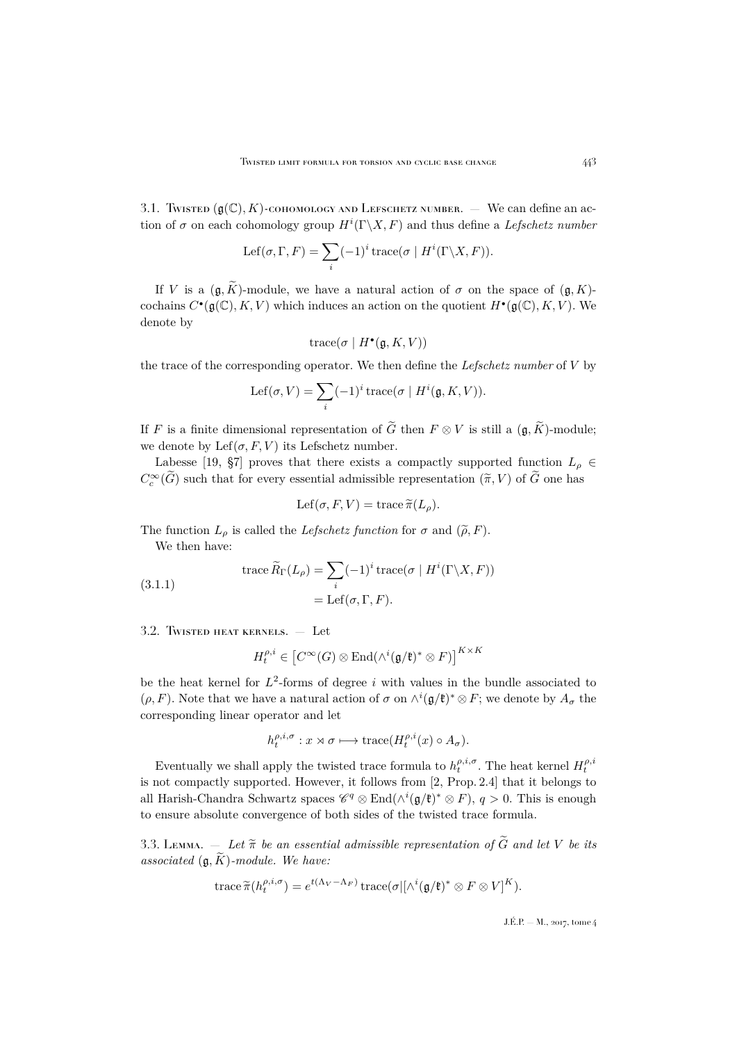3.1. Twisted $(\mathfrak{g}(\mathbb{C}), K)$-cohomology and Lefschetz number. — We can define an action of $\sigma$ on each cohomology group $H^i(\Gamma\backslash X, F)$ and thus define a *Lefschetz number*

$$\mathrm{Lef}(\sigma, \Gamma, F) = \sum_i (-1)^i \operatorname{trace}(\sigma \mid H^i(\Gamma\backslash X, F)).$$

If $V$ is a $(\mathfrak{g}, \widetilde{K})$-module, we have a natural action of $\sigma$ on the space of $(\mathfrak{g}, K)$-cochains $C^\bullet(\mathfrak{g}(\mathbb{C}), K, V)$ which induces an action on the quotient $H^\bullet(\mathfrak{g}(\mathbb{C}), K, V)$. We denote by

$$\operatorname{trace}(\sigma \mid H^\bullet(\mathfrak{g}, K, V))$$

the trace of the corresponding operator. We then define the *Lefschetz number* of $V$ by

$$\mathrm{Lef}(\sigma, V) = \sum_i (-1)^i \operatorname{trace}(\sigma \mid H^i(\mathfrak{g}, K, V)).$$

If $F$ is a finite dimensional representation of $\widetilde{G}$ then $F \otimes V$ is still a $(\mathfrak{g}, \widetilde{K})$-module; we denote by $\mathrm{Lef}(\sigma, F, V)$ its Lefschetz number.

Labesse [19, §7] proves that there exists a compactly supported function $L_\rho \in C_c^\infty(\widetilde{G})$ such that for every essential admissible representation $(\widetilde{\pi}, V)$ of $\widetilde{G}$ one has

$$\mathrm{Lef}(\sigma, F, V) = \operatorname{trace} \widetilde{\pi}(L_\rho).$$

The function $L_\rho$ is called the *Lefschetz function* for $\sigma$ and $(\widetilde{\rho}, F)$.

We then have:

$$\begin{aligned} \operatorname{trace} \widetilde{R}_\Gamma(L_\rho) &= \sum_i (-1)^i \operatorname{trace}(\sigma \mid H^i(\Gamma\backslash X, F)) \\ &= \mathrm{Lef}(\sigma, \Gamma, F). \end{aligned} \tag{3.1.1}$$

3.2. Twisted heat kernels. — Let

$$H_t^{\rho,i} \in \left[C^\infty(G) \otimes \mathrm{End}(\wedge^i(\mathfrak{g}/\mathfrak{k})^* \otimes F)\right]^{K \times K}$$

be the heat kernel for $L^2$-forms of degree $i$ with values in the bundle associated to $(\rho, F)$. Note that we have a natural action of $\sigma$ on $\wedge^i(\mathfrak{g}/\mathfrak{k})^* \otimes F$; we denote by $A_\sigma$ the corresponding linear operator and let

$$h_t^{\rho,i,\sigma} : x \rtimes \sigma \longmapsto \operatorname{trace}(H_t^{\rho,i}(x) \circ A_\sigma).$$

Eventually we shall apply the twisted trace formula to $h_t^{\rho,i,\sigma}$. The heat kernel $H_t^{\rho,i}$ is not compactly supported. However, it follows from [2, Prop. 2.4] that it belongs to all Harish-Chandra Schwartz spaces $\mathscr{C}^q \otimes \mathrm{End}(\wedge^i(\mathfrak{g}/\mathfrak{k})^* \otimes F)$, $q > 0$. This is enough to ensure absolute convergence of both sides of the twisted trace formula.

3.3. Lemma. — *Let $\widetilde{\pi}$ be an essential admissible representation of $\widetilde{G}$ and let $V$ be its associated $(\mathfrak{g}, \widetilde{K})$-module. We have:*

$$\operatorname{trace} \widetilde{\pi}(h_t^{\rho,i,\sigma}) = e^{t(\Lambda_V - \Lambda_F)} \operatorname{trace}(\sigma | [\wedge^i(\mathfrak{g}/\mathfrak{k})^* \otimes F \otimes V]^K).$$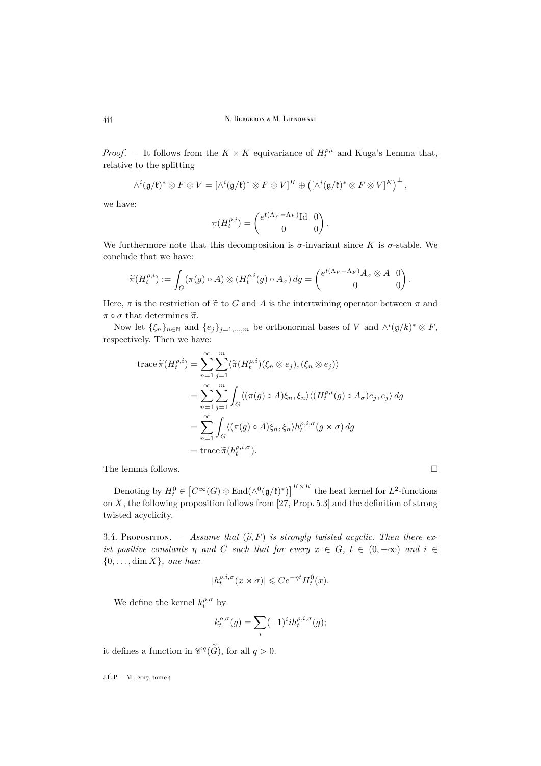*Proof*. — It follows from the $K \times K$ equivariance of $H_t^{\rho,i}$ and Kuga's Lemma that, relative to the splitting

$$\wedge^i(\mathfrak{g}/\mathfrak{k})^* \otimes F \otimes V = [\wedge^i(\mathfrak{g}/\mathfrak{k})^* \otimes F \otimes V]^K \oplus \left([\wedge^i(\mathfrak{g}/\mathfrak{k})^* \otimes F \otimes V]^K\right)^\perp,$$

we have:

$$\pi(H_t^{\rho,i}) = \begin{pmatrix} e^{t(\Lambda_V - \Lambda_F)}\mathrm{Id} & 0 \\ 0 & 0 \end{pmatrix}.$$

We furthermore note that this decomposition is $\sigma$-invariant since $K$ is $\sigma$-stable. We conclude that we have:

$$\widetilde{\pi}(H_t^{\rho,i}) := \int_G (\pi(g) \circ A) \otimes (H_t^{\rho,i}(g) \circ A_\sigma)\, dg = \begin{pmatrix} e^{t(\Lambda_V - \Lambda_F)} A_\sigma \otimes A & 0 \\ 0 & 0 \end{pmatrix}.$$

Here, $\pi$ is the restriction of $\widetilde{\pi}$ to $G$ and $A$ is the intertwining operator between $\pi$ and $\pi \circ \sigma$ that determines $\widetilde{\pi}$.

Now let $\{\xi_n\}_{n \in \mathbb{N}}$ and $\{e_j\}_{j=1,\dots,m}$ be orthonormal bases of $V$ and $\wedge^i(\mathfrak{g}/k)^* \otimes F$, respectively. Then we have:

$$\begin{aligned}
\operatorname{trace} \widetilde{\pi}(H_t^{\rho,i}) &= \sum_{n=1}^{\infty} \sum_{j=1}^{m} \langle \widetilde{\pi}(H_t^{\rho,i})(\xi_n \otimes e_j), (\xi_n \otimes e_j) \rangle \\
&= \sum_{n=1}^{\infty} \sum_{j=1}^{m} \int_G \langle (\pi(g) \circ A)\xi_n, \xi_n \rangle \langle (H_t^{\rho,i}(g) \circ A_\sigma) e_j, e_j \rangle \, dg \\
&= \sum_{n=1}^{\infty} \int_G \langle (\pi(g) \circ A)\xi_n, \xi_n \rangle h_t^{\rho,i,\sigma}(g \rtimes \sigma)\, dg \\
&= \operatorname{trace} \widetilde{\pi}(h_t^{\rho,i,\sigma}).
\end{aligned}$$

The lemma follows. □

Denoting by $H_t^0 \in \left[C^\infty(G) \otimes \operatorname{End}(\wedge^0(\mathfrak{g}/\mathfrak{k})^*)\right]^{K \times K}$ the heat kernel for $L^2$-functions on $X$, the following proposition follows from [27, Prop. 5.3] and the definition of strong twisted acyclicity.

3.4. Proposition. — *Assume that $(\widetilde{\rho}, F)$ is strongly twisted acyclic. Then there exist positive constants $\eta$ and $C$ such that for every $x \in G$, $t \in (0, +\infty)$ and $i \in \{0, \dots, \dim X\}$, one has:*

$$|h_t^{\rho,i,\sigma}(x \rtimes \sigma)| \leqslant C e^{-\eta t} H_t^0(x).$$

We define the kernel $k_t^{\rho,\sigma}$ by

$$k_t^{\rho,\sigma}(g) = \sum_i (-1)^i i h_t^{\rho,i,\sigma}(g);$$

it defines a function in $\mathscr{C}^q(\widetilde{G})$, for all $q > 0$.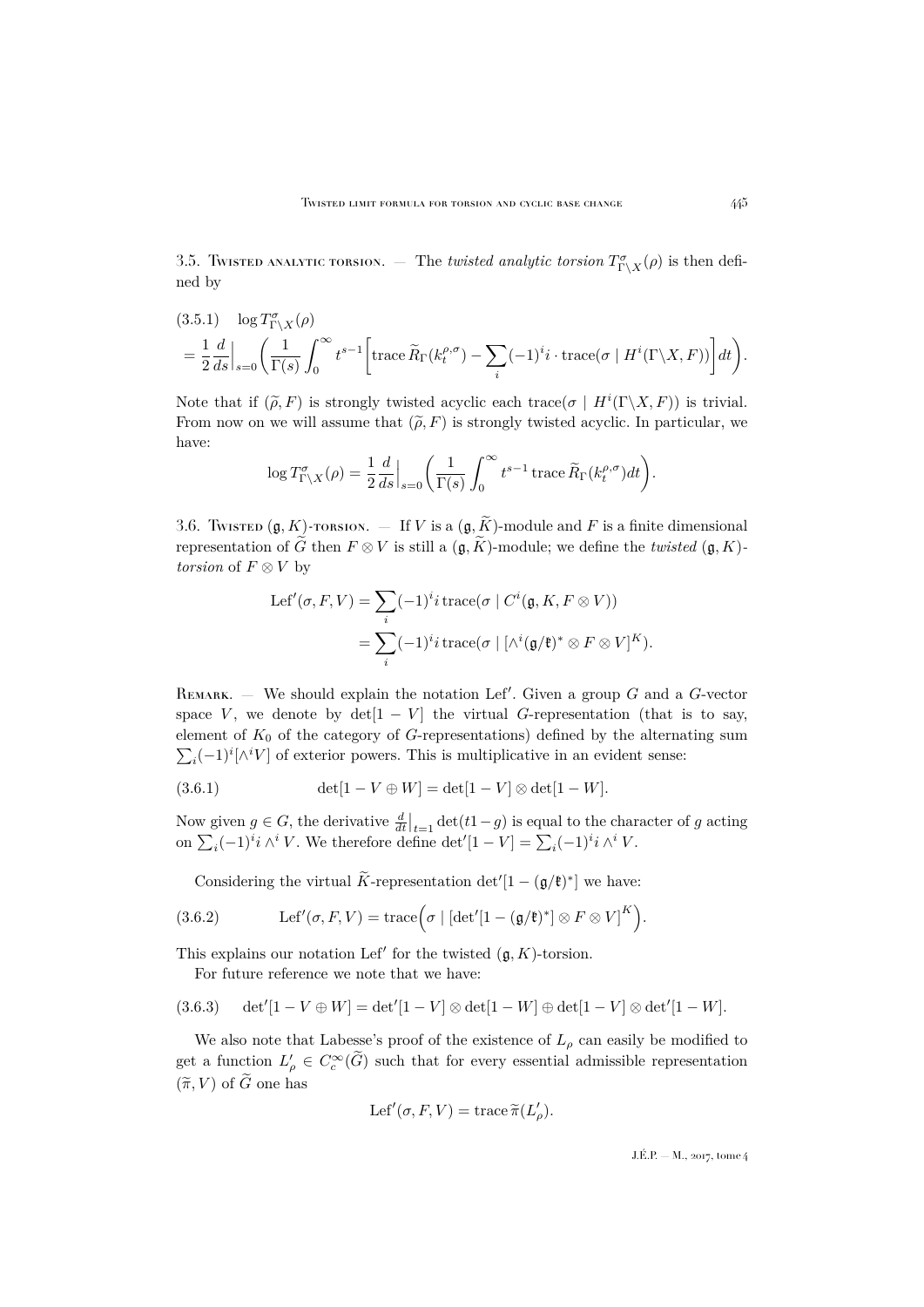3.5. Twisted analytic torsion. — The *twisted analytic torsion* $T^{\sigma}_{\Gamma\backslash X}(\rho)$ is then defined by

$$\begin{aligned}(3.5.1)\quad &\log T^{\sigma}_{\Gamma\backslash X}(\rho)\\ &= \frac{1}{2}\frac{d}{ds}\Big|_{s=0}\bigg(\frac{1}{\Gamma(s)}\int_0^\infty t^{s-1}\Big[\operatorname{trace}\widetilde{R}_\Gamma(k_t^{\rho,\sigma}) - \sum_i (-1)^i i\cdot \operatorname{trace}(\sigma \mid H^i(\Gamma\backslash X, F))\Big]dt\bigg).\end{aligned}$$

Note that if $(\widetilde{\rho}, F)$ is strongly twisted acyclic each $\operatorname{trace}(\sigma \mid H^i(\Gamma\backslash X, F))$ is trivial. From now on we will assume that $(\widetilde{\rho}, F)$ is strongly twisted acyclic. In particular, we have:

$$\log T^{\sigma}_{\Gamma\backslash X}(\rho) = \frac{1}{2}\frac{d}{ds}\Big|_{s=0}\bigg(\frac{1}{\Gamma(s)}\int_0^\infty t^{s-1}\operatorname{trace}\widetilde{R}_\Gamma(k_t^{\rho,\sigma})dt\bigg).$$

3.6. Twisted $(\mathfrak{g}, K)$-torsion. — If $V$ is a $(\mathfrak{g}, \widetilde{K})$-module and $F$ is a finite dimensional representation of $\widetilde{G}$ then $F \otimes V$ is still a $(\mathfrak{g}, \widetilde{K})$-module; we define the *twisted* $(\mathfrak{g}, K)$-*torsion* of $F\otimes V$ by

$$\begin{aligned}\operatorname{Lef}'(\sigma, F, V) &= \sum_i (-1)^i i \operatorname{trace}(\sigma \mid C^i(\mathfrak{g}, K, F\otimes V))\\ &= \sum_i (-1)^i i \operatorname{trace}(\sigma \mid [\wedge^i(\mathfrak{g}/\mathfrak{k})^*\otimes F\otimes V]^K).\end{aligned}$$

Remark. — We should explain the notation $\operatorname{Lef}'$. Given a group $G$ and a $G$-vector space $V$, we denote by $\det[1-V]$ the virtual $G$-representation (that is to say, element of $K_0$ of the category of $G$-representations) defined by the alternating sum $\sum_i (-1)^i[\wedge^i V]$ of exterior powers. This is multiplicative in an evident sense:

$$(3.6.1)\qquad \det[1-V\oplus W] = \det[1-V]\otimes\det[1-W].$$

Now given $g\in G$, the derivative $\frac{d}{dt}\big|_{t=1}\det(t1-g)$ is equal to the character of $g$ acting on $\sum_i (-1)^i i \wedge^i V$. We therefore define $\det'[1-V] = \sum_i (-1)^i i\wedge^i V$.

Considering the virtual $\widetilde{K}$-representation $\det'[1-(\mathfrak{g}/\mathfrak{k})^*]$ we have:

$$(3.6.2)\qquad \operatorname{Lef}'(\sigma, F, V) = \operatorname{trace}\Big(\sigma \mid [\det'[1-(\mathfrak{g}/\mathfrak{k})^*]\otimes F\otimes V]^K\Big).$$

This explains our notation $\operatorname{Lef}'$ for the twisted $(\mathfrak{g}, K)$-torsion.

For future reference we note that we have:

$$(3.6.3)\qquad \det'[1-V\oplus W] = \det'[1-V]\otimes\det[1-W]\oplus\det[1-V]\otimes\det'[1-W].$$

We also note that Labesse's proof of the existence of $L_\rho$ can easily be modified to get a function $L'_\rho \in C_c^\infty(\widetilde{G})$ such that for every essential admissible representation $(\widetilde{\pi}, V)$ of $\widetilde{G}$ one has

$$\operatorname{Lef}'(\sigma, F, V) = \operatorname{trace}\widetilde{\pi}(L'_\rho).$$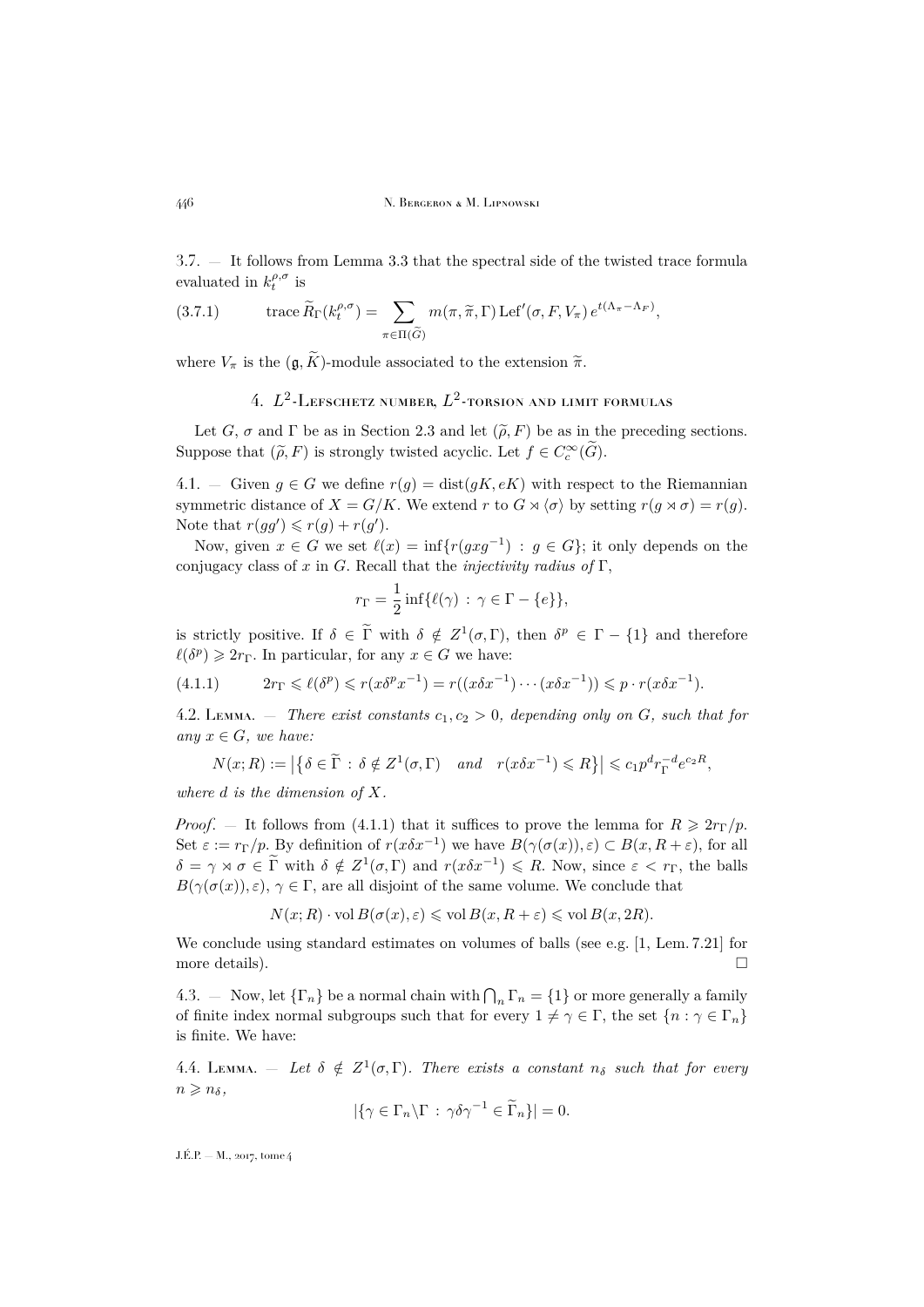3.7. — It follows from Lemma 3.3 that the spectral side of the twisted trace formula evaluated in $k_t^{\rho,\sigma}$ is

$$\text{trace}\, \widetilde{R}_\Gamma(k_t^{\rho,\sigma}) = \sum_{\pi \in \Pi(\widetilde{G})} m(\pi, \widetilde{\pi}, \Gamma) \operatorname{Lef}'(\sigma, F, V_\pi)\, e^{t(\Lambda_\pi - \Lambda_F)}, \tag{3.7.1}$$

where $V_\pi$ is the $(\mathfrak{g}, \widetilde{K})$-module associated to the extension $\widetilde{\pi}$.

## 4. $L^2$-Lefschetz number, $L^2$-torsion and limit formulas

Let $G$, $\sigma$ and $\Gamma$ be as in Section 2.3 and let $(\widetilde{\rho}, F)$ be as in the preceding sections. Suppose that $(\widetilde{\rho}, F)$ is strongly twisted acyclic. Let $f \in C_c^\infty(\widetilde{G})$.

4.1. — Given $g \in G$ we define $r(g) = \operatorname{dist}(gK, eK)$ with respect to the Riemannian symmetric distance of $X = G/K$. We extend $r$ to $G \rtimes \langle \sigma \rangle$ by setting $r(g \rtimes \sigma) = r(g)$. Note that $r(gg') \leqslant r(g) + r(g')$.

Now, given $x \in G$ we set $\ell(x) = \inf\{r(gxg^{-1}) \,:\, g \in G\}$; it only depends on the conjugacy class of $x$ in $G$. Recall that the *injectivity radius of* $\Gamma$,

$$r_\Gamma = \frac{1}{2} \inf\{\ell(\gamma) \,:\, \gamma \in \Gamma - \{e\}\},$$

is strictly positive. If $\delta \in \widetilde{\Gamma}$ with $\delta \notin Z^1(\sigma, \Gamma)$, then $\delta^p \in \Gamma - \{1\}$ and therefore $\ell(\delta^p) \geqslant 2r_\Gamma$. In particular, for any $x \in G$ we have:

$$2r_\Gamma \leqslant \ell(\delta^p) \leqslant r(x\delta^p x^{-1}) = r((x\delta x^{-1}) \cdots (x\delta x^{-1})) \leqslant p \cdot r(x\delta x^{-1}). \tag{4.1.1}$$

4.2. Lemma. — *There exist constants $c_1, c_2 > 0$, depending only on $G$, such that for any $x \in G$, we have:*

$$N(x; R) := \left|\left\{\delta \in \widetilde{\Gamma} \,:\, \delta \notin Z^1(\sigma, \Gamma) \quad \textit{and} \quad r(x\delta x^{-1}) \leqslant R\right\}\right| \leqslant c_1 p^d r_\Gamma^{-d} e^{c_2 R},$$

*where $d$ is the dimension of $X$.*

*Proof*. — It follows from (4.1.1) that it suffices to prove the lemma for $R \geqslant 2r_\Gamma/p$. Set $\varepsilon := r_\Gamma/p$. By definition of $r(x\delta x^{-1})$ we have $B(\gamma(\sigma(x)), \varepsilon) \subset B(x, R + \varepsilon)$, for all $\delta = \gamma \rtimes \sigma \in \widetilde{\Gamma}$ with $\delta \notin Z^1(\sigma, \Gamma)$ and $r(x\delta x^{-1}) \leqslant R$. Now, since $\varepsilon < r_\Gamma$, the balls $B(\gamma(\sigma(x)), \varepsilon)$, $\gamma \in \Gamma$, are all disjoint of the same volume. We conclude that

$$N(x; R) \cdot \operatorname{vol} B(\sigma(x), \varepsilon) \leqslant \operatorname{vol} B(x, R + \varepsilon) \leqslant \operatorname{vol} B(x, 2R).$$

We conclude using standard estimates on volumes of balls (see e.g. [1, Lem. 7.21] for more details). $\square$

4.3. — Now, let $\{\Gamma_n\}$ be a normal chain with $\bigcap_n \Gamma_n = \{1\}$ or more generally a family of finite index normal subgroups such that for every $1 \neq \gamma \in \Gamma$, the set $\{n : \gamma \in \Gamma_n\}$ is finite. We have:

4.4. Lemma. — *Let $\delta \notin Z^1(\sigma, \Gamma)$. There exists a constant $n_\delta$ such that for every $n \geqslant n_\delta$,*

$$|\{\gamma \in \Gamma_n \backslash \Gamma \,:\, \gamma \delta \gamma^{-1} \in \widetilde{\Gamma}_n\}| = 0.$$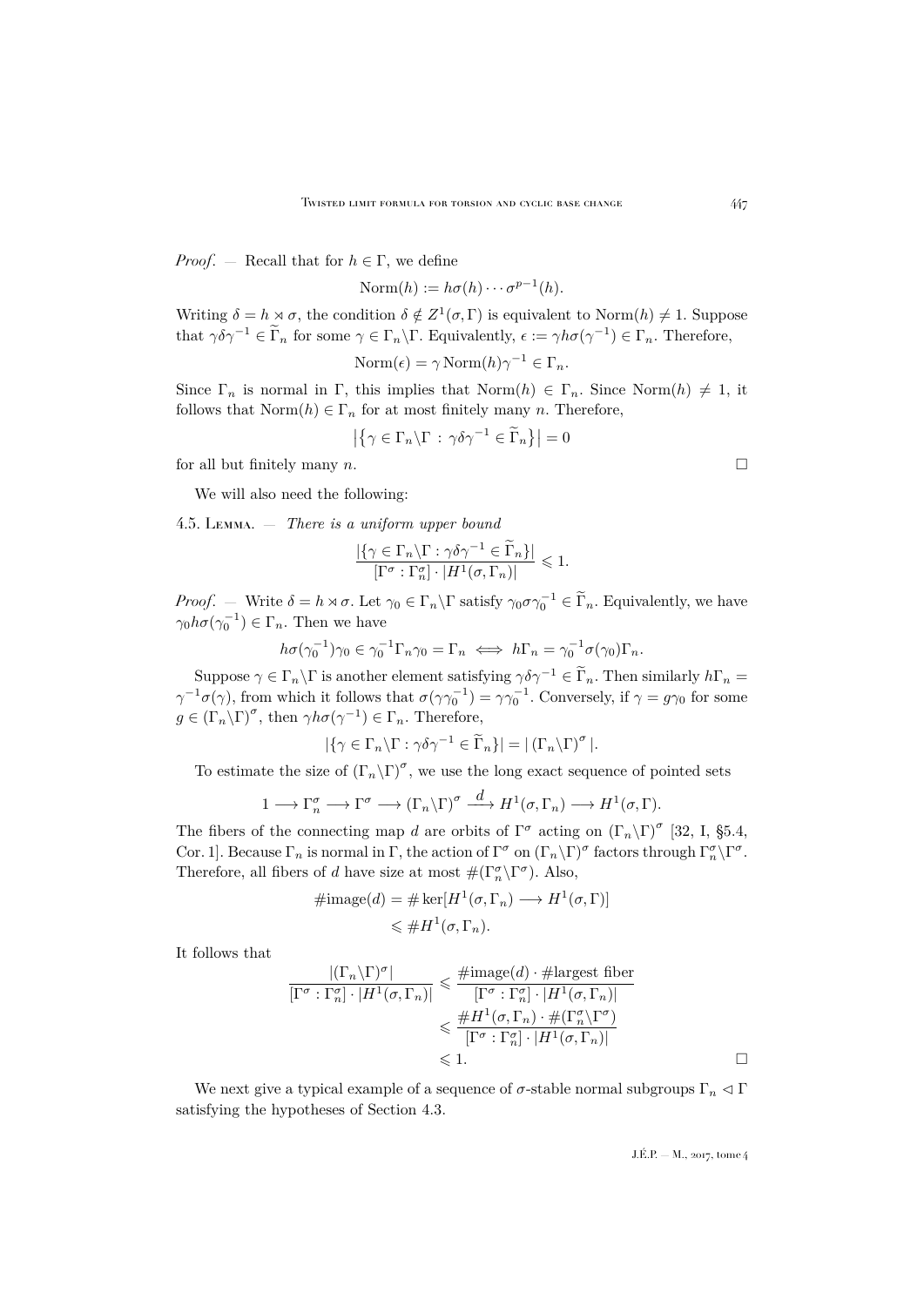*Proof*. — Recall that for $h \in \Gamma$, we define

$$\mathrm{Norm}(h) := h\sigma(h)\cdots\sigma^{p-1}(h).$$

Writing $\delta = h \rtimes \sigma$, the condition $\delta \notin Z^1(\sigma, \Gamma)$ is equivalent to $\mathrm{Norm}(h) \neq 1$. Suppose that $\gamma\delta\gamma^{-1} \in \widetilde{\Gamma}_n$ for some $\gamma \in \Gamma_n\backslash\Gamma$. Equivalently, $\epsilon := \gamma h \sigma(\gamma^{-1}) \in \Gamma_n$. Therefore,

$$\mathrm{Norm}(\epsilon) = \gamma\,\mathrm{Norm}(h)\gamma^{-1} \in \Gamma_n.$$

Since $\Gamma_n$ is normal in $\Gamma$, this implies that $\mathrm{Norm}(h) \in \Gamma_n$. Since $\mathrm{Norm}(h) \neq 1$, it follows that $\mathrm{Norm}(h) \in \Gamma_n$ for at most finitely many $n$. Therefore,

$$\left|\left\{\gamma \in \Gamma_n\backslash\Gamma \,:\, \gamma\delta\gamma^{-1} \in \widetilde{\Gamma}_n\right\}\right| = 0$$

for all but finitely many $n$. $\square$

We will also need the following:

4.5. Lemma. — *There is a uniform upper bound*

$$\frac{|\{\gamma \in \Gamma_n\backslash\Gamma : \gamma\delta\gamma^{-1} \in \widetilde{\Gamma}_n\}|}{[\Gamma^\sigma : \Gamma_n^\sigma] \cdot |H^1(\sigma, \Gamma_n)|} \leqslant 1.$$

*Proof*. — Write $\delta = h \rtimes \sigma$. Let $\gamma_0 \in \Gamma_n\backslash\Gamma$ satisfy $\gamma_0\sigma\gamma_0^{-1} \in \widetilde{\Gamma}_n$. Equivalently, we have $\gamma_0 h \sigma(\gamma_0^{-1}) \in \Gamma_n$. Then we have

$$h\sigma(\gamma_0^{-1})\gamma_0 \in \gamma_0^{-1}\Gamma_n\gamma_0 = \Gamma_n \iff h\Gamma_n = \gamma_0^{-1}\sigma(\gamma_0)\Gamma_n.$$

Suppose $\gamma \in \Gamma_n\backslash\Gamma$ is another element satisfying $\gamma\delta\gamma^{-1} \in \widetilde{\Gamma}_n$. Then similarly $h\Gamma_n = \gamma^{-1}\sigma(\gamma)$, from which it follows that $\sigma(\gamma\gamma_0^{-1}) = \gamma\gamma_0^{-1}$. Conversely, if $\gamma = g\gamma_0$ for some $g \in (\Gamma_n\backslash\Gamma)^\sigma$, then $\gamma h \sigma(\gamma^{-1}) \in \Gamma_n$. Therefore,

$$|\{\gamma \in \Gamma_n\backslash\Gamma : \gamma\delta\gamma^{-1} \in \widetilde{\Gamma}_n\}| = |\,(\Gamma_n\backslash\Gamma)^\sigma\,|.$$

To estimate the size of $(\Gamma_n\backslash\Gamma)^\sigma$, we use the long exact sequence of pointed sets

$$1 \longrightarrow \Gamma_n^\sigma \longrightarrow \Gamma^\sigma \longrightarrow (\Gamma_n\backslash\Gamma)^\sigma \xrightarrow{\ d\ } H^1(\sigma, \Gamma_n) \longrightarrow H^1(\sigma, \Gamma).$$

The fibers of the connecting map $d$ are orbits of $\Gamma^\sigma$ acting on $(\Gamma_n\backslash\Gamma)^\sigma$ [32, I, §5.4, Cor. 1]. Because $\Gamma_n$ is normal in $\Gamma$, the action of $\Gamma^\sigma$ on $(\Gamma_n\backslash\Gamma)^\sigma$ factors through $\Gamma_n^\sigma\backslash\Gamma^\sigma$. Therefore, all fibers of $d$ have size at most $\#(\Gamma_n^\sigma\backslash\Gamma^\sigma)$. Also,

$$\begin{aligned}\#\mathrm{image}(d) &= \#\ker[H^1(\sigma, \Gamma_n) \longrightarrow H^1(\sigma, \Gamma)]\\ &\leqslant \#H^1(\sigma, \Gamma_n).\end{aligned}$$

It follows that

$$\begin{aligned}\frac{|(\Gamma_n\backslash\Gamma)^\sigma|}{[\Gamma^\sigma : \Gamma_n^\sigma] \cdot |H^1(\sigma, \Gamma_n)|} &\leqslant \frac{\#\mathrm{image}(d) \cdot \#\text{largest fiber}}{[\Gamma^\sigma : \Gamma_n^\sigma] \cdot |H^1(\sigma, \Gamma_n)|}\\ &\leqslant \frac{\#H^1(\sigma, \Gamma_n) \cdot \#(\Gamma_n^\sigma\backslash\Gamma^\sigma)}{[\Gamma^\sigma : \Gamma_n^\sigma] \cdot |H^1(\sigma, \Gamma_n)|}\\ &\leqslant 1.\end{aligned}$$

$\square$

We next give a typical example of a sequence of $\sigma$-stable normal subgroups $\Gamma_n \lhd \Gamma$ satisfying the hypotheses of Section 4.3.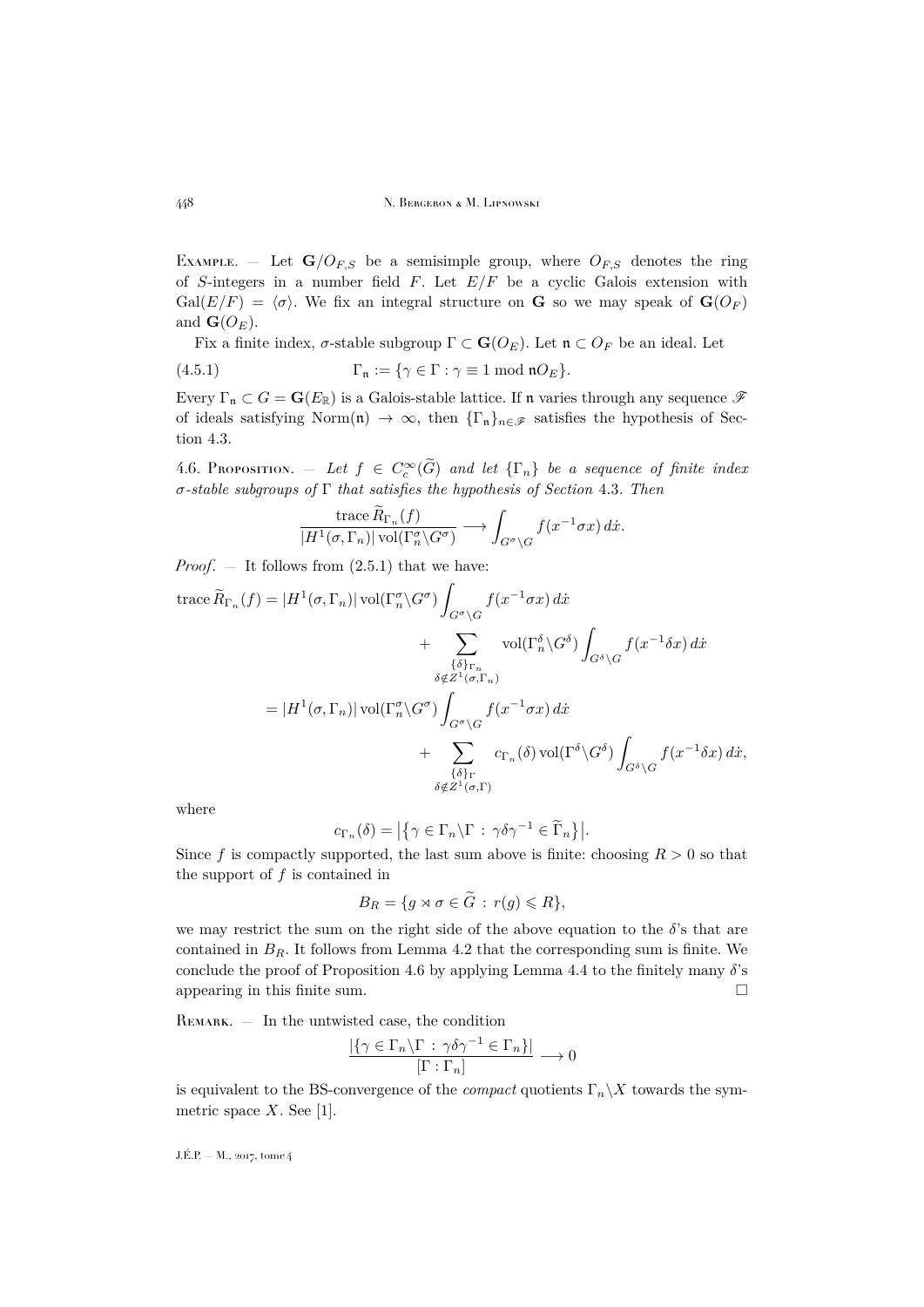Example. — Let $\mathbf{G}/O_{F,S}$ be a semisimple group, where $O_{F,S}$ denotes the ring of $S$-integers in a number field $F$. Let $E/F$ be a cyclic Galois extension with $\mathrm{Gal}(E/F) = \langle \sigma \rangle$. We fix an integral structure on $\mathbf{G}$ so we may speak of $\mathbf{G}(O_F)$ and $\mathbf{G}(O_E)$.

Fix a finite index, $\sigma$-stable subgroup $\Gamma \subset \mathbf{G}(O_E)$. Let $\mathfrak{n} \subset O_F$ be an ideal. Let

$$\Gamma_{\mathfrak{n}} := \{\gamma \in \Gamma : \gamma \equiv 1 \bmod \mathfrak{n} O_E\}. \tag{4.5.1}$$

Every $\Gamma_{\mathfrak{n}} \subset G = \mathbf{G}(E_{\mathbb{R}})$ is a Galois-stable lattice. If $\mathfrak{n}$ varies through any sequence $\mathscr{F}$ of ideals satisfying $\mathrm{Norm}(\mathfrak{n}) \to \infty$, then $\{\Gamma_{\mathfrak{n}}\}_{n \in \mathscr{F}}$ satisfies the hypothesis of Section 4.3.

4.6. Proposition. — *Let $f \in C_c^\infty(\widetilde{G})$ and let $\{\Gamma_n\}$ be a sequence of finite index $\sigma$-stable subgroups of $\Gamma$ that satisfies the hypothesis of Section 4.3. Then*

$$\frac{\mathrm{trace}\, \widetilde{R}_{\Gamma_n}(f)}{|H^1(\sigma, \Gamma_n)| \operatorname{vol}(\Gamma_n^\sigma \backslash G^\sigma)} \longrightarrow \int_{G^\sigma \backslash G} f(x^{-1}\sigma x)\, d\dot{x}.$$

*Proof*. — It follows from (2.5.1) that we have:

$$\begin{aligned}
\mathrm{trace}\, \widetilde{R}_{\Gamma_n}(f) &= |H^1(\sigma, \Gamma_n)| \operatorname{vol}(\Gamma_n^\sigma \backslash G^\sigma) \int_{G^\sigma \backslash G} f(x^{-1}\sigma x)\, d\dot{x} \\
&\qquad + \sum_{\substack{\{\delta\}_{\Gamma_n} \\ \delta \notin Z^1(\sigma, \Gamma_n)}} \operatorname{vol}(\Gamma_n^\delta \backslash G^\delta) \int_{G^\delta \backslash G} f(x^{-1}\delta x)\, d\dot{x} \\
&= |H^1(\sigma, \Gamma_n)| \operatorname{vol}(\Gamma_n^\sigma \backslash G^\sigma) \int_{G^\sigma \backslash G} f(x^{-1}\sigma x)\, d\dot{x} \\
&\qquad + \sum_{\substack{\{\delta\}_{\Gamma} \\ \delta \notin Z^1(\sigma, \Gamma)}} c_{\Gamma_n}(\delta) \operatorname{vol}(\Gamma^\delta \backslash G^\delta) \int_{G^\delta \backslash G} f(x^{-1}\delta x)\, d\dot{x},
\end{aligned}$$

where

$$c_{\Gamma_n}(\delta) = \left| \left\{ \gamma \in \Gamma_n \backslash \Gamma \, : \, \gamma \delta \gamma^{-1} \in \widetilde{\Gamma}_n \right\} \right|.$$

Since $f$ is compactly supported, the last sum above is finite: choosing $R > 0$ so that the support of $f$ is contained in

$$B_R = \{ g \rtimes \sigma \in \widetilde{G} \, : \, r(g) \leqslant R \},$$

we may restrict the sum on the right side of the above equation to the $\delta$'s that are contained in $B_R$. It follows from Lemma 4.2 that the corresponding sum is finite. We conclude the proof of Proposition 4.6 by applying Lemma 4.4 to the finitely many $\delta$'s appearing in this finite sum. $\square$

Remark. — In the untwisted case, the condition

$$\frac{|\{\gamma \in \Gamma_n \backslash \Gamma \, : \, \gamma \delta \gamma^{-1} \in \Gamma_n\}|}{[\Gamma : \Gamma_n]} \longrightarrow 0$$

is equivalent to the BS-convergence of the *compact* quotients $\Gamma_n \backslash X$ towards the symmetric space $X$. See [1].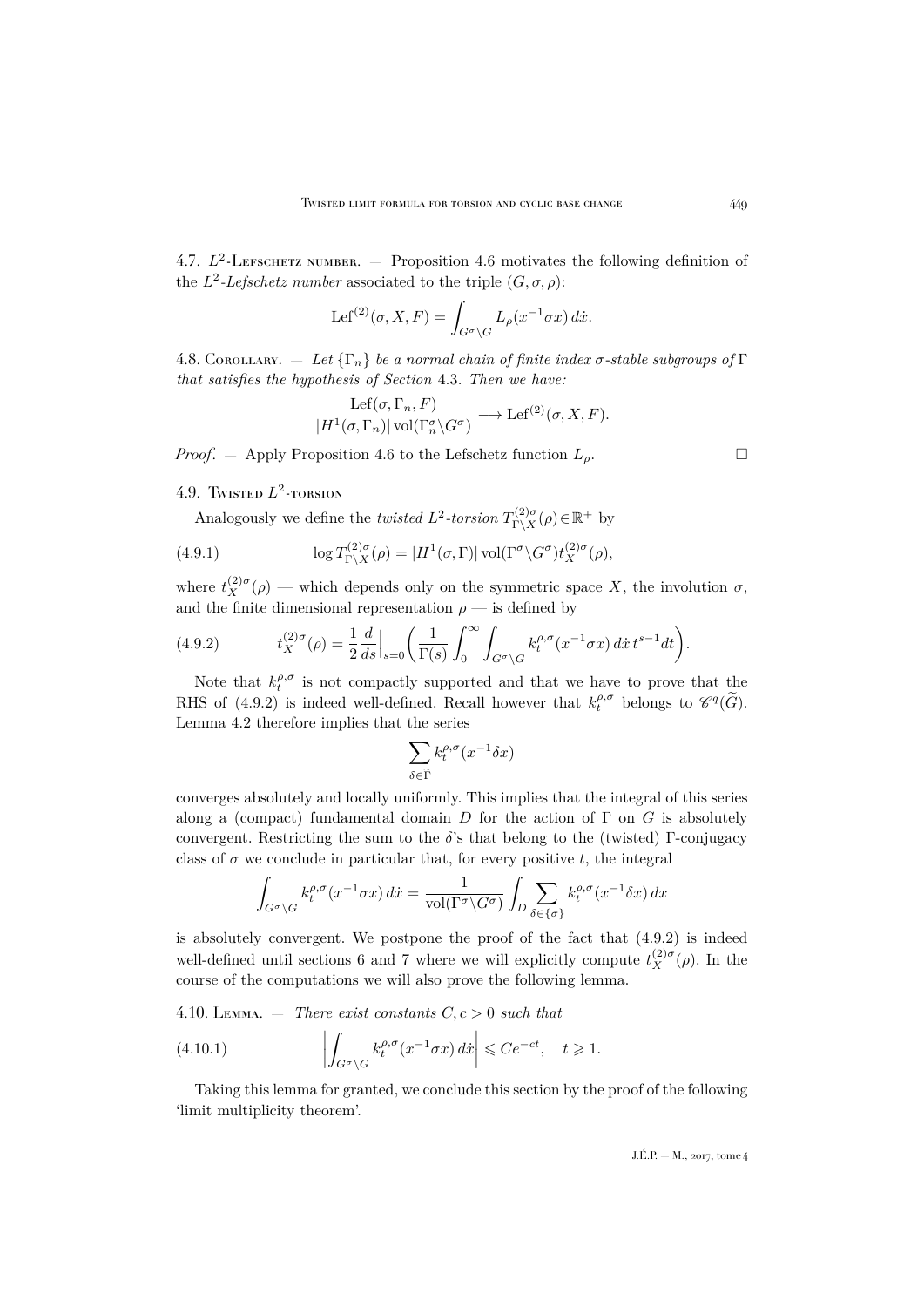4.7. $L^2$-Lefschetz number. — Proposition 4.6 motivates the following definition of the $L^2$-*Lefschetz number* associated to the triple $(G,\sigma,\rho)$:

$$\operatorname{Lef}^{(2)}(\sigma, X, F) = \int_{G^\sigma\backslash G} L_\rho(x^{-1}\sigma x)\, d\dot{x}.$$

4.8. Corollary. — *Let $\{\Gamma_n\}$ be a normal chain of finite index $\sigma$-stable subgroups of $\Gamma$ that satisfies the hypothesis of Section 4.3. Then we have:*

$$\frac{\operatorname{Lef}(\sigma,\Gamma_n,F)}{|H^1(\sigma,\Gamma_n)|\operatorname{vol}(\Gamma_n^\sigma\backslash G^\sigma)} \longrightarrow \operatorname{Lef}^{(2)}(\sigma,X,F).$$

*Proof*. — Apply Proposition 4.6 to the Lefschetz function $L_\rho$. □

4.9. Twisted $L^2$-torsion

Analogously we define the *twisted $L^2$-torsion* $T^{(2)\sigma}_{\Gamma\backslash X}(\rho)\in\mathbb{R}^+$ by

$$\log T^{(2)\sigma}_{\Gamma\backslash X}(\rho) = |H^1(\sigma,\Gamma)|\operatorname{vol}(\Gamma^\sigma\backslash G^\sigma) t^{(2)\sigma}_X(\rho), \tag{4.9.1}$$

where $t^{(2)\sigma}_X(\rho)$ — which depends only on the symmetric space $X$, the involution $\sigma$, and the finite dimensional representation $\rho$ — is defined by

$$t^{(2)\sigma}_X(\rho) = \frac{1}{2}\frac{d}{ds}\Big|_{s=0}\bigg(\frac{1}{\Gamma(s)}\int_0^\infty\int_{G^\sigma\backslash G} k_t^{\rho,\sigma}(x^{-1}\sigma x)\, d\dot{x}\, t^{s-1}dt\bigg). \tag{4.9.2}$$

Note that $k_t^{\rho,\sigma}$ is not compactly supported and that we have to prove that the RHS of (4.9.2) is indeed well-defined. Recall however that $k_t^{\rho,\sigma}$ belongs to $\mathscr{C}^q(\widetilde{G})$. Lemma 4.2 therefore implies that the series

$$\sum_{\delta\in\widetilde{\Gamma}} k_t^{\rho,\sigma}(x^{-1}\delta x)$$

converges absolutely and locally uniformly. This implies that the integral of this series along a (compact) fundamental domain $D$ for the action of $\Gamma$ on $G$ is absolutely convergent. Restricting the sum to the $\delta$'s that belong to the (twisted) $\Gamma$-conjugacy class of $\sigma$ we conclude in particular that, for every positive $t$, the integral

$$\int_{G^\sigma\backslash G} k_t^{\rho,\sigma}(x^{-1}\sigma x)\, d\dot{x} = \frac{1}{\operatorname{vol}(\Gamma^\sigma\backslash G^\sigma)}\int_D \sum_{\delta\in\{\sigma\}} k_t^{\rho,\sigma}(x^{-1}\delta x)\, dx$$

is absolutely convergent. We postpone the proof of the fact that (4.9.2) is indeed well-defined until sections 6 and 7 where we will explicitly compute $t^{(2)\sigma}_X(\rho)$. In the course of the computations we will also prove the following lemma.

4.10. Lemma. — *There exist constants $C,c>0$ such that*

$$\bigg|\int_{G^\sigma\backslash G} k_t^{\rho,\sigma}(x^{-1}\sigma x)\, d\dot{x}\bigg| \leqslant Ce^{-ct},\quad t\geqslant 1. \tag{4.10.1}$$

Taking this lemma for granted, we conclude this section by the proof of the following 'limit multiplicity theorem'.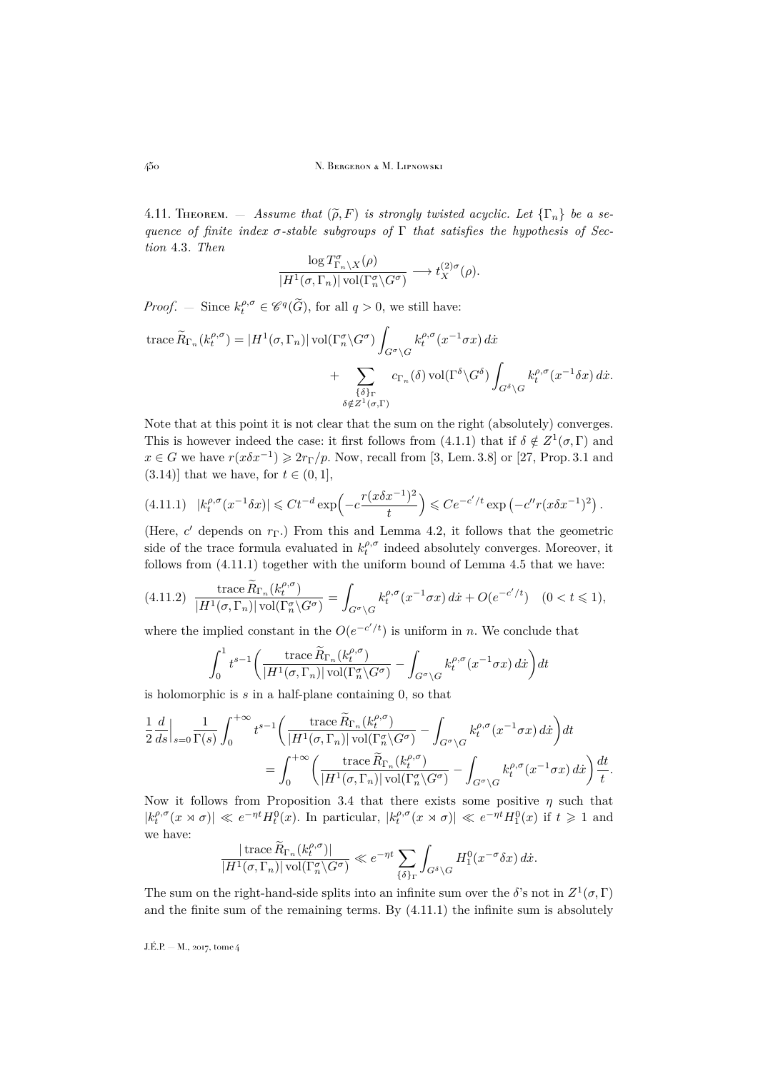4.11. Theorem. — *Assume that $(\widetilde{\rho}, F)$ is strongly twisted acyclic. Let $\{\Gamma_n\}$ be a sequence of finite index $\sigma$-stable subgroups of $\Gamma$ that satisfies the hypothesis of Section* 4.3. *Then*

$$\frac{\log T^{\sigma}_{\Gamma_n\backslash X}(\rho)}{|H^1(\sigma,\Gamma_n)|\operatorname{vol}(\Gamma_n^\sigma\backslash G^\sigma)} \longrightarrow t_X^{(2)\sigma}(\rho).$$

*Proof*. — Since $k_t^{\rho,\sigma}\in\mathscr{C}^q(\widetilde{G})$, for all $q>0$, we still have:

$$\operatorname{trace}\widetilde{R}_{\Gamma_n}(k_t^{\rho,\sigma}) = |H^1(\sigma,\Gamma_n)|\operatorname{vol}(\Gamma_n^\sigma\backslash G^\sigma)\int_{G^\sigma\backslash G} k_t^{\rho,\sigma}(x^{-1}\sigma x)\,d\dot{x} + \sum_{\substack{\{\delta\}_\Gamma\\ \delta\notin Z^1(\sigma,\Gamma)}} c_{\Gamma_n}(\delta)\operatorname{vol}(\Gamma^\delta\backslash G^\delta)\int_{G^\delta\backslash G} k_t^{\rho,\sigma}(x^{-1}\delta x)\,d\dot{x}.$$

Note that at this point it is not clear that the sum on the right (absolutely) converges. This is however indeed the case: it first follows from (4.1.1) that if $\delta\notin Z^1(\sigma,\Gamma)$ and $x\in G$ we have $r(x\delta x^{-1})\geqslant 2r_\Gamma/p$. Now, recall from [3, Lem. 3.8] or [27, Prop. 3.1 and (3.14)] that we have, for $t\in(0,1]$,

$$|k_t^{\rho,\sigma}(x^{-1}\delta x)| \leqslant Ct^{-d}\exp\Big(-c\frac{r(x\delta x^{-1})^2}{t}\Big)\leqslant Ce^{-c'/t}\exp\big(-c''r(x\delta x^{-1})^2\big). \tag{4.11.1}$$

(Here, $c'$ depends on $r_\Gamma$.) From this and Lemma 4.2, it follows that the geometric side of the trace formula evaluated in $k_t^{\rho,\sigma}$ indeed absolutely converges. Moreover, it follows from (4.11.1) together with the uniform bound of Lemma 4.5 that we have:

$$\frac{\operatorname{trace}\widetilde{R}_{\Gamma_n}(k_t^{\rho,\sigma})}{|H^1(\sigma,\Gamma_n)|\operatorname{vol}(\Gamma_n^\sigma\backslash G^\sigma)} = \int_{G^\sigma\backslash G} k_t^{\rho,\sigma}(x^{-1}\sigma x)\,d\dot{x} + O(e^{-c'/t})\quad(0<t\leqslant 1), \tag{4.11.2}$$

where the implied constant in the $O(e^{-c'/t})$ is uniform in $n$. We conclude that

$$\int_0^1 t^{s-1}\Big(\frac{\operatorname{trace}\widetilde{R}_{\Gamma_n}(k_t^{\rho,\sigma})}{|H^1(\sigma,\Gamma_n)|\operatorname{vol}(\Gamma_n^\sigma\backslash G^\sigma)} - \int_{G^\sigma\backslash G} k_t^{\rho,\sigma}(x^{-1}\sigma x)\,d\dot{x}\Big)dt$$

is holomorphic is $s$ in a half-plane containing 0, so that

$$\frac{1}{2}\frac{d}{ds}\Big|_{s=0}\frac{1}{\Gamma(s)}\int_0^{+\infty} t^{s-1}\Big(\frac{\operatorname{trace}\widetilde{R}_{\Gamma_n}(k_t^{\rho,\sigma})}{|H^1(\sigma,\Gamma_n)|\operatorname{vol}(\Gamma_n^\sigma\backslash G^\sigma)} - \int_{G^\sigma\backslash G} k_t^{\rho,\sigma}(x^{-1}\sigma x)\,d\dot{x}\Big)dt = \int_0^{+\infty}\Big(\frac{\operatorname{trace}\widetilde{R}_{\Gamma_n}(k_t^{\rho,\sigma})}{|H^1(\sigma,\Gamma_n)|\operatorname{vol}(\Gamma_n^\sigma\backslash G^\sigma)} - \int_{G^\sigma\backslash G} k_t^{\rho,\sigma}(x^{-1}\sigma x)\,d\dot{x}\Big)\frac{dt}{t}.$$

Now it follows from Proposition 3.4 that there exists some positive $\eta$ such that $|k_t^{\rho,\sigma}(x\rtimes\sigma)|\ll e^{-\eta t}H_t^0(x)$. In particular, $|k_t^{\rho,\sigma}(x\rtimes\sigma)|\ll e^{-\eta t}H_1^0(x)$ if $t\geqslant 1$ and we have:

$$\frac{|\operatorname{trace}\widetilde{R}_{\Gamma_n}(k_t^{\rho,\sigma})|}{|H^1(\sigma,\Gamma_n)|\operatorname{vol}(\Gamma_n^\sigma\backslash G^\sigma)}\ll e^{-\eta t}\sum_{\{\delta\}_\Gamma}\int_{G^\delta\backslash G} H_1^0(x^{-\sigma}\delta x)\,d\dot{x}.$$

The sum on the right-hand-side splits into an infinite sum over the $\delta$'s not in $Z^1(\sigma,\Gamma)$ and the finite sum of the remaining terms. By (4.11.1) the infinite sum is absolutely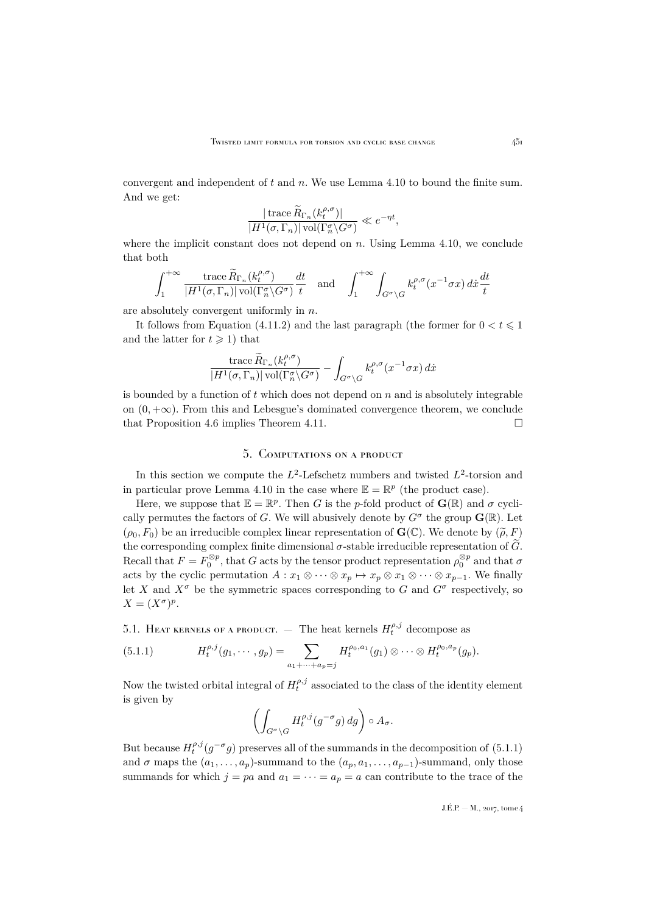convergent and independent of $t$ and $n$. We use Lemma 4.10 to bound the finite sum. And we get:

$$\frac{|\operatorname{trace} \widetilde{R}_{\Gamma_n}(k_t^{\rho,\sigma})|}{|H^1(\sigma,\Gamma_n)| \operatorname{vol}(\Gamma_n^\sigma \backslash G^\sigma)} \ll e^{-\eta t},$$

where the implicit constant does not depend on $n$. Using Lemma 4.10, we conclude that both

$$\int_1^{+\infty} \frac{\operatorname{trace} \widetilde{R}_{\Gamma_n}(k_t^{\rho,\sigma})}{|H^1(\sigma,\Gamma_n)| \operatorname{vol}(\Gamma_n^\sigma \backslash G^\sigma)} \frac{dt}{t} \quad \text{and} \quad \int_1^{+\infty} \int_{G^\sigma \backslash G} k_t^{\rho,\sigma}(x^{-1}\sigma x)\, d\dot{x} \frac{dt}{t}$$

are absolutely convergent uniformly in $n$.

It follows from Equation (4.11.2) and the last paragraph (the former for $0 < t \leqslant 1$ and the latter for $t \geqslant 1$) that

$$\frac{\operatorname{trace} \widetilde{R}_{\Gamma_n}(k_t^{\rho,\sigma})}{|H^1(\sigma,\Gamma_n)| \operatorname{vol}(\Gamma_n^\sigma \backslash G^\sigma)} - \int_{G^\sigma \backslash G} k_t^{\rho,\sigma}(x^{-1}\sigma x)\, d\dot{x}$$

is bounded by a function of $t$ which does not depend on $n$ and is absolutely integrable on $(0, +\infty)$. From this and Lebesgue's dominated convergence theorem, we conclude that Proposition 4.6 implies Theorem 4.11. □

## 5. Computations on a product

In this section we compute the $L^2$-Lefschetz numbers and twisted $L^2$-torsion and in particular prove Lemma 4.10 in the case where $\mathbb{E} = \mathbb{R}^p$ (the product case).

Here, we suppose that $\mathbb{E} = \mathbb{R}^p$. Then $G$ is the $p$-fold product of $\mathbf{G}(\mathbb{R})$ and $\sigma$ cyclically permutes the factors of $G$. We will abusively denote by $G^\sigma$ the group $\mathbf{G}(\mathbb{R})$. Let $(\rho_0, F_0)$ be an irreducible complex linear representation of $\mathbf{G}(\mathbb{C})$. We denote by $(\widetilde{\rho}, F)$ the corresponding complex finite dimensional $\sigma$-stable irreducible representation of $\widetilde{G}$. Recall that $F = F_0^{\otimes p}$, that $G$ acts by the tensor product representation $\rho_0^{\otimes p}$ and that $\sigma$ acts by the cyclic permutation $A : x_1 \otimes \cdots \otimes x_p \mapsto x_p \otimes x_1 \otimes \cdots \otimes x_{p-1}$. We finally let $X$ and $X^\sigma$ be the symmetric spaces corresponding to $G$ and $G^\sigma$ respectively, so $X = (X^\sigma)^p$.

### 5.1. Heat kernels of a product.

— The heat kernels $H_t^{\rho,j}$ decompose as

$$H_t^{\rho,j}(g_1, \cdots, g_p) = \sum_{a_1 + \cdots + a_p = j} H_t^{\rho_0,a_1}(g_1) \otimes \cdots \otimes H_t^{\rho_0,a_p}(g_p). \tag{5.1.1}$$

Now the twisted orbital integral of $H_t^{\rho,j}$ associated to the class of the identity element is given by

$$\left( \int_{G^\sigma \backslash G} H_t^{\rho,j}(g^{-\sigma} g)\, dg \right) \circ A_\sigma.$$

But because $H_t^{\rho,j}(g^{-\sigma} g)$ preserves all of the summands in the decomposition of (5.1.1) and $\sigma$ maps the $(a_1, \ldots, a_p)$-summand to the $(a_p, a_1, \ldots, a_{p-1})$-summand, only those summands for which $j = pa$ and $a_1 = \cdots = a_p = a$ can contribute to the trace of the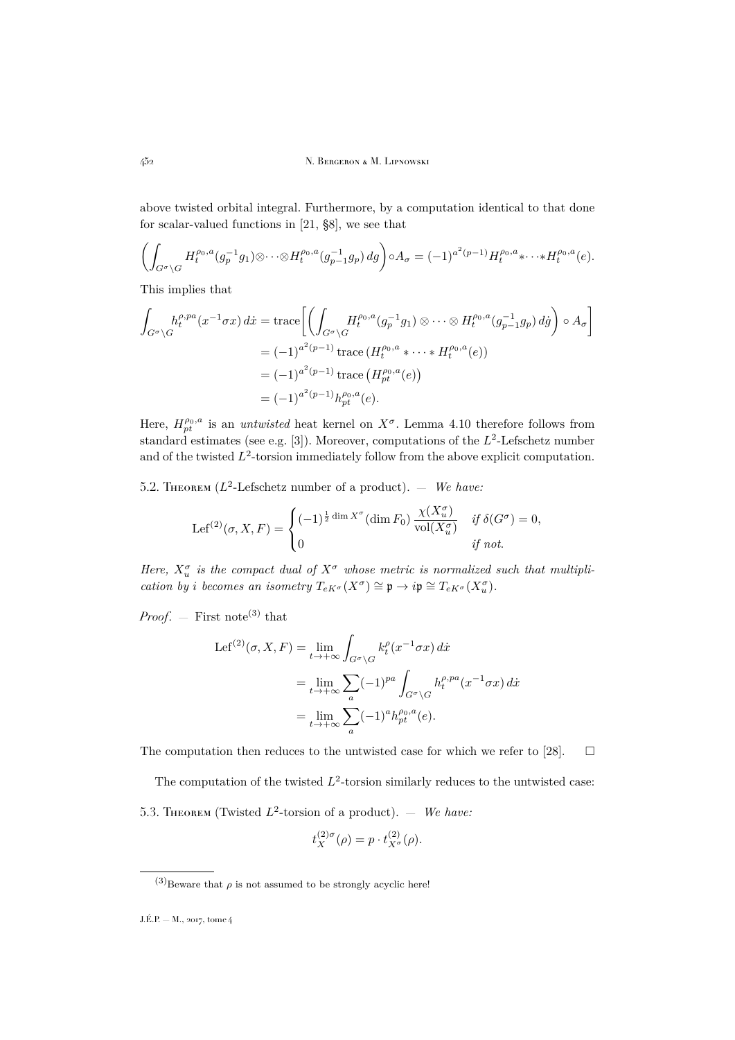above twisted orbital integral. Furthermore, by a computation identical to that done for scalar-valued functions in [21, §8], we see that

$$\left(\int_{G^\sigma\backslash G} H_t^{\rho_0,a}(g_p^{-1}g_1)\otimes\cdots\otimes H_t^{\rho_0,a}(g_{p-1}^{-1}g_p)\,dg\right)\circ A_\sigma = (-1)^{a^2(p-1)} H_t^{\rho_0,a}*\cdots*H_t^{\rho_0,a}(e).$$

This implies that

$$\begin{aligned}\int_{G^\sigma\backslash G} h_t^{\rho,pa}(x^{-1}\sigma x)\,d\dot{x} &= \operatorname{trace}\left[\left(\int_{G^\sigma\backslash G} H_t^{\rho_0,a}(g_p^{-1}g_1)\otimes\cdots\otimes H_t^{\rho_0,a}(g_{p-1}^{-1}g_p)\,d\dot{g}\right)\circ A_\sigma\right]\\ &= (-1)^{a^2(p-1)}\operatorname{trace}\left(H_t^{\rho_0,a}*\cdots*H_t^{\rho_0,a}(e)\right)\\ &= (-1)^{a^2(p-1)}\operatorname{trace}\left(H_{pt}^{\rho_0,a}(e)\right)\\ &= (-1)^{a^2(p-1)} h_{pt}^{\rho_0,a}(e).\end{aligned}$$

Here, $H_{pt}^{\rho_0,a}$ is an *untwisted* heat kernel on $X^\sigma$. Lemma 4.10 therefore follows from standard estimates (see e.g. [3]). Moreover, computations of the $L^2$-Lefschetz number and of the twisted $L^2$-torsion immediately follow from the above explicit computation.

5.2. Theorem ($L^2$-Lefschetz number of a product). — *We have:*

$$\operatorname{Lef}^{(2)}(\sigma,X,F) = \begin{cases}(-1)^{\frac{1}{2}\dim X^\sigma}(\dim F_0)\,\dfrac{\chi(X_u^\sigma)}{\operatorname{vol}(X_u^\sigma)} & \text{if } \delta(G^\sigma)=0,\\ 0 & \text{if not.}\end{cases}$$

*Here, $X_u^\sigma$ is the compact dual of $X^\sigma$ whose metric is normalized such that multiplication by $i$ becomes an isometry $T_{eK^\sigma}(X^\sigma)\cong\mathfrak{p}\to i\mathfrak{p}\cong T_{eK^\sigma}(X_u^\sigma)$.*

*Proof*. — First note[3] that

$$\begin{aligned}\operatorname{Lef}^{(2)}(\sigma,X,F) &= \lim_{t\to+\infty}\int_{G^\sigma\backslash G} k_t^\rho(x^{-1}\sigma x)\,d\dot{x}\\ &= \lim_{t\to+\infty}\sum_a(-1)^{pa}\int_{G^\sigma\backslash G} h_t^{\rho,pa}(x^{-1}\sigma x)\,d\dot{x}\\ &= \lim_{t\to+\infty}\sum_a(-1)^a h_{pt}^{\rho_0,a}(e).\end{aligned}$$

The computation then reduces to the untwisted case for which we refer to [28]. □

The computation of the twisted $L^2$-torsion similarly reduces to the untwisted case:

5.3. Theorem (Twisted $L^2$-torsion of a product). — *We have:*

$$t_X^{(2)\sigma}(\rho) = p\cdot t_{X^\sigma}^{(2)}(\rho).$$

---

[3] Beware that $\rho$ is not assumed to be strongly acyclic here!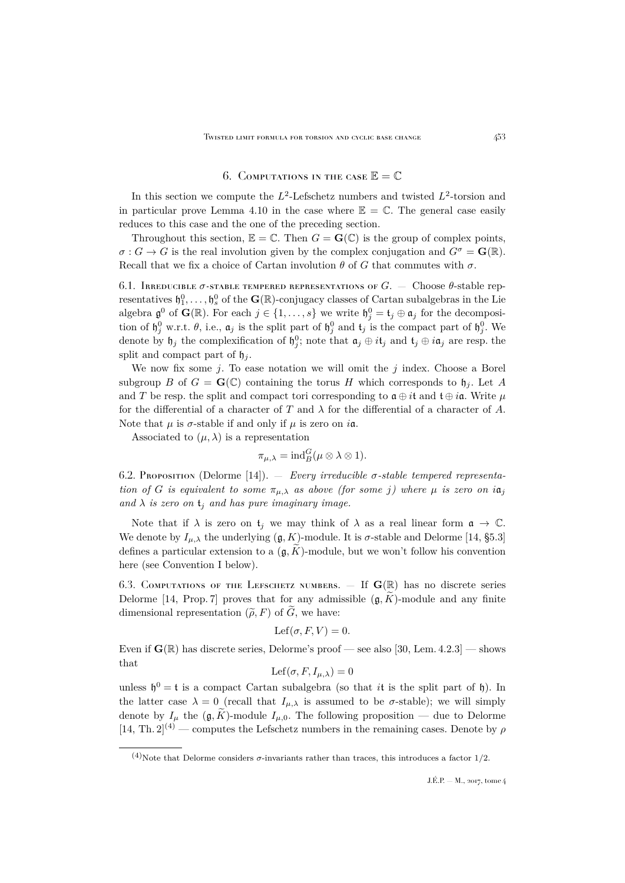## 6. Computations in the case $\mathbb{E} = \mathbb{C}$

In this section we compute the $L^2$-Lefschetz numbers and twisted $L^2$-torsion and in particular prove Lemma 4.10 in the case where $\mathbb{E} = \mathbb{C}$. The general case easily reduces to this case and the one of the preceding section.

Throughout this section, $\mathbb{E} = \mathbb{C}$. Then $G = \mathbf{G}(\mathbb{C})$ is the group of complex points, $\sigma : G \to G$ is the real involution given by the complex conjugation and $G^\sigma = \mathbf{G}(\mathbb{R})$. Recall that we fix a choice of Cartan involution $\theta$ of $G$ that commutes with $\sigma$.

6.1. Irreducible $\sigma$-stable tempered representations of $G$. — Choose $\theta$-stable representatives $\mathfrak{h}_1^0, \ldots, \mathfrak{h}_s^0$ of the $\mathbf{G}(\mathbb{R})$-conjugacy classes of Cartan subalgebras in the Lie algebra $\mathfrak{g}^0$ of $\mathbf{G}(\mathbb{R})$. For each $j \in \{1, \ldots, s\}$ we write $\mathfrak{h}_j^0 = \mathfrak{t}_j \oplus \mathfrak{a}_j$ for the decomposition of $\mathfrak{h}_j^0$ w.r.t. $\theta$, i.e., $\mathfrak{a}_j$ is the split part of $\mathfrak{h}_j^0$ and $\mathfrak{t}_j$ is the compact part of $\mathfrak{h}_j^0$. We denote by $\mathfrak{h}_j$ the complexification of $\mathfrak{h}_j^0$; note that $\mathfrak{a}_j \oplus i\mathfrak{t}_j$ and $\mathfrak{t}_j \oplus i\mathfrak{a}_j$ are resp. the split and compact part of $\mathfrak{h}_j$.

We now fix some $j$. To ease notation we will omit the $j$ index. Choose a Borel subgroup $B$ of $G = \mathbf{G}(\mathbb{C})$ containing the torus $H$ which corresponds to $\mathfrak{h}_j$. Let $A$ and $T$ be resp. the split and compact tori corresponding to $\mathfrak{a} \oplus i\mathfrak{t}$ and $\mathfrak{t} \oplus i\mathfrak{a}$. Write $\mu$ for the differential of a character of $T$ and $\lambda$ for the differential of a character of $A$. Note that $\mu$ is $\sigma$-stable if and only if $\mu$ is zero on $i\mathfrak{a}$.

Associated to $(\mu, \lambda)$ is a representation

$$\pi_{\mu,\lambda} = \mathrm{ind}_B^G(\mu \otimes \lambda \otimes 1).$$

6.2. Proposition (Delorme [14]). — *Every irreducible $\sigma$-stable tempered representation of $G$ is equivalent to some $\pi_{\mu,\lambda}$ as above (for some $j$) where $\mu$ is zero on $i\mathfrak{a}_j$ and $\lambda$ is zero on $\mathfrak{t}_j$ and has pure imaginary image.*

Note that if $\lambda$ is zero on $\mathfrak{t}_j$ we may think of $\lambda$ as a real linear form $\mathfrak{a} \to \mathbb{C}$. We denote by $I_{\mu,\lambda}$ the underlying $(\mathfrak{g}, K)$-module. It is $\sigma$-stable and Delorme [14, §5.3] defines a particular extension to a $(\mathfrak{g}, \widetilde{K})$-module, but we won't follow his convention here (see Convention I below).

6.3. Computations of the Lefschetz numbers. — If $\mathbf{G}(\mathbb{R})$ has no discrete series Delorme [14, Prop. 7] proves that for any admissible $(\mathfrak{g}, \widetilde{K})$-module and any finite dimensional representation $(\widetilde{\rho}, F)$ of $\widetilde{G}$, we have:

$$\mathrm{Lef}(\sigma, F, V) = 0.$$

Even if $\mathbf{G}(\mathbb{R})$ has discrete series, Delorme's proof — see also [30, Lem. 4.2.3] — shows that

$$\mathrm{Lef}(\sigma, F, I_{\mu,\lambda}) = 0$$

unless $\mathfrak{h}^0 = \mathfrak{t}$ is a compact Cartan subalgebra (so that $i\mathfrak{t}$ is the split part of $\mathfrak{h}$). In the latter case $\lambda = 0$ (recall that $I_{\mu,\lambda}$ is assumed to be $\sigma$-stable); we will simply denote by $I_\mu$ the $(\mathfrak{g}, \widetilde{K})$-module $I_{\mu,0}$. The following proposition — due to Delorme [14, Th. 2][4] — computes the Lefschetz numbers in the remaining cases. Denote by $\rho$

[4] Note that Delorme considers $\sigma$-invariants rather than traces, this introduces a factor $1/2$.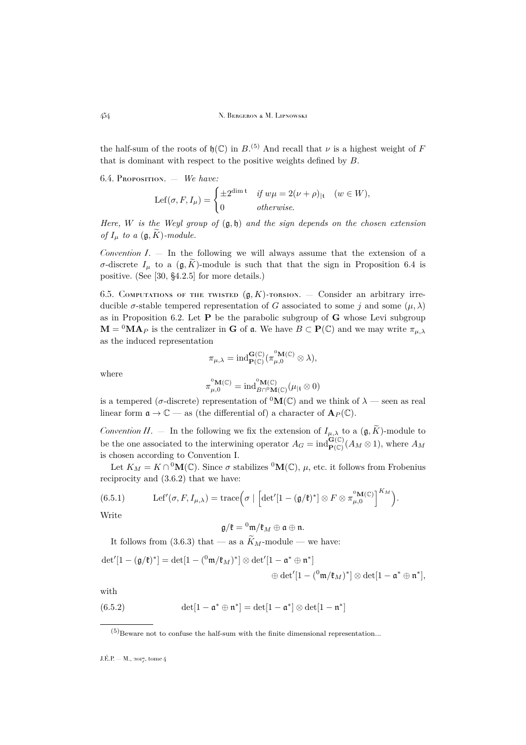the half-sum of the roots of $\mathfrak{h}(\mathbb{C})$ in $B$.[5] And recall that $\nu$ is a highest weight of $F$ that is dominant with respect to the positive weights defined by $B$.

6.4. Proposition. — *We have:*

$$\mathrm{Lef}(\sigma, F, I_\mu) = \begin{cases} \pm 2^{\dim \mathfrak{t}} & \text{if } w\mu = 2(\nu+\rho)_{|\mathfrak{t}} \quad (w \in W), \\ 0 & \text{otherwise.} \end{cases}$$

*Here, $W$ is the Weyl group of $(\mathfrak{g}, \mathfrak{h})$ and the sign depends on the chosen extension of $I_\mu$ to a $(\mathfrak{g}, \widetilde{K})$-module.*

*Convention I.* — In the following we will always assume that the extension of a $\sigma$-discrete $I_\mu$ to a $(\mathfrak{g}, \widetilde{K})$-module is such that that the sign in Proposition 6.4 is positive. (See [30, §4.2.5] for more details.)

6.5. Computations of the twisted $(\mathfrak{g}, K)$-torsion. — Consider an arbitrary irreducible $\sigma$-stable tempered representation of $G$ associated to some $j$ and some $(\mu, \lambda)$ as in Proposition 6.2. Let $\mathbf{P}$ be the parabolic subgroup of $\mathbf{G}$ whose Levi subgroup $\mathbf{M} = {}^0\mathbf{M}\mathbf{A}_P$ is the centralizer in $\mathbf{G}$ of $\mathfrak{a}$. We have $B \subset \mathbf{P}(\mathbb{C})$ and we may write $\pi_{\mu,\lambda}$ as the induced representation

$$\pi_{\mu,\lambda} = \mathrm{ind}_{\mathbf{P}(\mathbb{C})}^{\mathbf{G}(\mathbb{C})}(\pi_{\mu,0}^{{}^0\mathbf{M}(\mathbb{C})} \otimes \lambda),$$

where

$$\pi_{\mu,0}^{{}^0\mathbf{M}(\mathbb{C})} = \mathrm{ind}_{B \cap {}^0\mathbf{M}(\mathbb{C})}^{{}^0\mathbf{M}(\mathbb{C})}(\mu_{|\mathfrak{t}} \otimes 0)$$

is a tempered ($\sigma$-discrete) representation of ${}^0\mathbf{M}(\mathbb{C})$ and we think of $\lambda$ — seen as real linear form $\mathfrak{a} \to \mathbb{C}$ — as (the differential of) a character of $\mathbf{A}_P(\mathbb{C})$.

*Convention II.* — In the following we fix the extension of $I_{\mu,\lambda}$ to a $(\mathfrak{g}, \widetilde{K})$-module to be the one associated to the interwining operator $A_G = \mathrm{ind}_{\mathbf{P}(\mathbb{C})}^{\mathbf{G}(\mathbb{C})}(A_M \otimes 1)$, where $A_M$ is chosen according to Convention I.

Let $K_M = K \cap {}^0\mathbf{M}(\mathbb{C})$. Since $\sigma$ stabilizes ${}^0\mathbf{M}(\mathbb{C})$, $\mu$, etc. it follows from Frobenius reciprocity and (3.6.2) that we have:

$$\mathrm{Lef}'(\sigma, F, I_{\mu,\lambda}) = \mathrm{trace}\Big(\sigma \mid \Big[\mathrm{det}'[1 - (\mathfrak{g}/\mathfrak{k})^*] \otimes F \otimes \pi_{\mu,0}^{{}^0\mathbf{M}(\mathbb{C})}\Big]^{K_M}\Big). \tag{6.5.1}$$

Write

$$\mathfrak{g}/\mathfrak{k} = {}^0\mathfrak{m}/\mathfrak{k}_M \oplus \mathfrak{a} \oplus \mathfrak{n}.$$

It follows from (3.6.3) that — as a $\widetilde{K}_M$-module — we have:

$$\begin{aligned}\mathrm{det}'[1 - (\mathfrak{g}/\mathfrak{k})^*] = \mathrm{det}[1 - ({}^0\mathfrak{m}/\mathfrak{k}_M)^*] \otimes \mathrm{det}'[1 - \mathfrak{a}^* \oplus \mathfrak{n}^*] \\ \oplus \mathrm{det}'[1 - ({}^0\mathfrak{m}/\mathfrak{k}_M)^*] \otimes \mathrm{det}[1 - \mathfrak{a}^* \oplus \mathfrak{n}^*],\end{aligned}$$

with

$$\mathrm{det}[1 - \mathfrak{a}^* \oplus \mathfrak{n}^*] = \mathrm{det}[1 - \mathfrak{a}^*] \otimes \mathrm{det}[1 - \mathfrak{n}^*] \tag{6.5.2}$$

[5] Beware not to confuse the half-sum with the finite dimensional representation...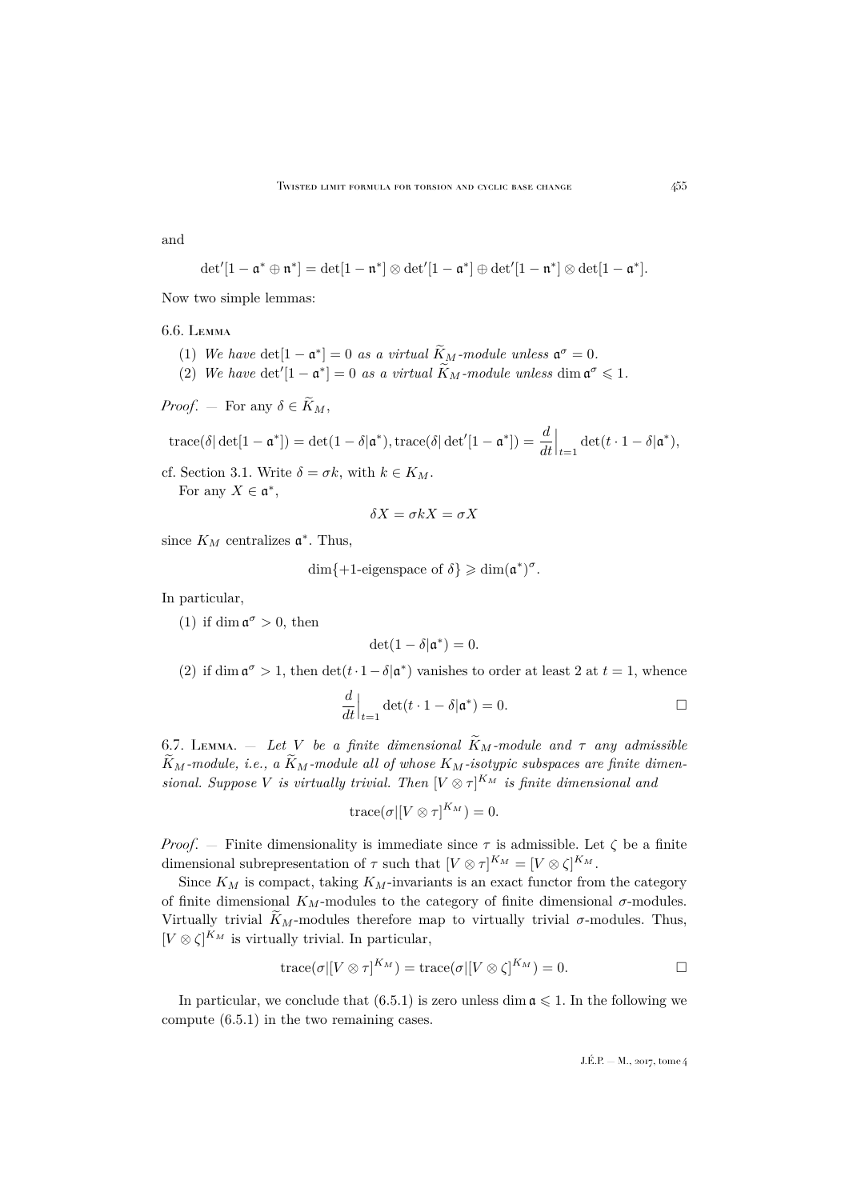and

$$\det'[1-\mathfrak{a}^*\oplus\mathfrak{n}^*]=\det[1-\mathfrak{n}^*]\otimes\det'[1-\mathfrak{a}^*]\oplus\det'[1-\mathfrak{n}^*]\otimes\det[1-\mathfrak{a}^*].$$

Now two simple lemmas:

6.6. Lemma

(1) *We have* $\det[1-\mathfrak{a}^*]=0$ *as a virtual* $\widetilde{K}_M$*-module unless* $\mathfrak{a}^\sigma=0$.
(2) *We have* $\det'[1-\mathfrak{a}^*]=0$ *as a virtual* $\widetilde{K}_M$*-module unless* $\dim\mathfrak{a}^\sigma\leqslant 1$.

*Proof*. — For any $\delta\in\widetilde{K}_M$,

$$\operatorname{trace}(\delta|\det[1-\mathfrak{a}^*])=\det(1-\delta|\mathfrak{a}^*),\operatorname{trace}(\delta|\det'[1-\mathfrak{a}^*])=\frac{d}{dt}\Big|_{t=1}\det(t\cdot 1-\delta|\mathfrak{a}^*),$$

cf. Section 3.1. Write $\delta=\sigma k$, with $k\in K_M$.

For any $X\in\mathfrak{a}^*$,

$$\delta X=\sigma kX=\sigma X$$

since $K_M$ centralizes $\mathfrak{a}^*$. Thus,

$$\dim\{+1\text{-eigenspace of }\delta\}\geqslant\dim(\mathfrak{a}^*)^\sigma.$$

In particular,

(1) if $\dim\mathfrak{a}^\sigma>0$, then

$$\det(1-\delta|\mathfrak{a}^*)=0.$$

(2) if $\dim\mathfrak{a}^\sigma>1$, then $\det(t\cdot 1-\delta|\mathfrak{a}^*)$ vanishes to order at least 2 at $t=1$, whence

$$\frac{d}{dt}\Big|_{t=1}\det(t\cdot 1-\delta|\mathfrak{a}^*)=0.\qquad\square$$

6.7. Lemma. — *Let* $V$ *be a finite dimensional* $\widetilde{K}_M$*-module and* $\tau$ *any admissible* $\widetilde{K}_M$*-module, i.e., a* $\widetilde{K}_M$*-module all of whose* $K_M$*-isotypic subspaces are finite dimensional. Suppose* $V$ *is virtually trivial. Then* $[V\otimes\tau]^{K_M}$ *is finite dimensional and*

$$\operatorname{trace}(\sigma|[V\otimes\tau]^{K_M})=0.$$

*Proof*. — Finite dimensionality is immediate since $\tau$ is admissible. Let $\zeta$ be a finite dimensional subrepresentation of $\tau$ such that $[V\otimes\tau]^{K_M}=[V\otimes\zeta]^{K_M}$.

Since $K_M$ is compact, taking $K_M$-invariants is an exact functor from the category of finite dimensional $K_M$-modules to the category of finite dimensional $\sigma$-modules. Virtually trivial $\widetilde{K}_M$-modules therefore map to virtually trivial $\sigma$-modules. Thus, $[V\otimes\zeta]^{K_M}$ is virtually trivial. In particular,

$$\operatorname{trace}(\sigma|[V\otimes\tau]^{K_M})=\operatorname{trace}(\sigma|[V\otimes\zeta]^{K_M})=0.\qquad\square$$

In particular, we conclude that (6.5.1) is zero unless $\dim\mathfrak{a}\leqslant 1$. In the following we compute (6.5.1) in the two remaining cases.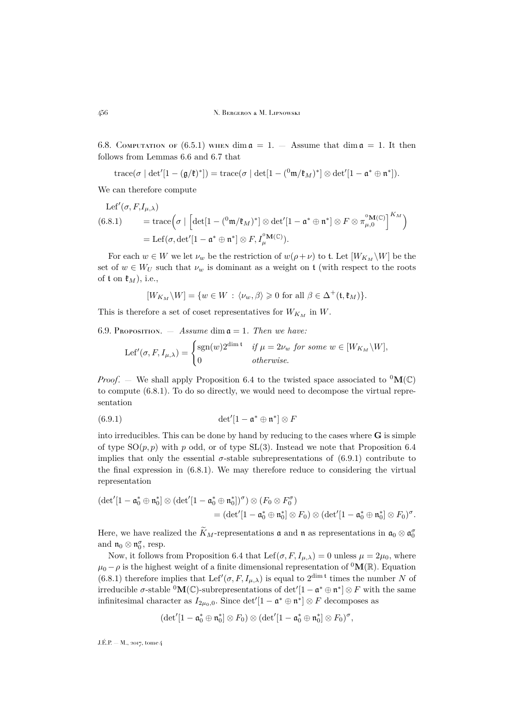6.8. Computation of (6.5.1) when $\dim \mathfrak{a} = 1$. — Assume that $\dim \mathfrak{a} = 1$. It then follows from Lemmas 6.6 and 6.7 that

$$\operatorname{trace}(\sigma \mid \det{}'[1 - (\mathfrak{g}/\mathfrak{k})^*]) = \operatorname{trace}(\sigma \mid \det[1 - ({}^0\mathfrak{m}/\mathfrak{k}_M)^*] \otimes \det{}'[1 - \mathfrak{a}^* \oplus \mathfrak{n}^*]).$$

We can therefore compute

$$\begin{aligned}
&\operatorname{Lef}'(\sigma, F, I_{\mu,\lambda}) \\
(6.8.1) \qquad &= \operatorname{trace}\Big(\sigma \mid \Big[\det[1 - ({}^0\mathfrak{m}/\mathfrak{k}_M)^*] \otimes \det{}'[1 - \mathfrak{a}^* \oplus \mathfrak{n}^*] \otimes F \otimes \pi_{\mu,0}^{{}^0\mathbf{M}(\mathbb{C})}\Big]^{K_M}\Big) \\
&= \operatorname{Lef}(\sigma, \det{}'[1 - \mathfrak{a}^* \oplus \mathfrak{n}^*] \otimes F, I_\mu^{{}^0\mathbf{M}(\mathbb{C})}).
\end{aligned}$$

For each $w \in W$ we let $\nu_w$ be the restriction of $w(\rho + \nu)$ to $\mathfrak{t}$. Let $[W_{K_M} \backslash W]$ be the set of $w \in W_U$ such that $\nu_w$ is dominant as a weight on $\mathfrak{t}$ (with respect to the roots of $\mathfrak{t}$ on $\mathfrak{k}_M$), i.e.,

$$[W_{K_M} \backslash W] = \{w \in W \,:\, \langle \nu_w, \beta \rangle \geqslant 0 \text{ for all } \beta \in \Delta^+(\mathfrak{t}, \mathfrak{k}_M)\}.$$

This is therefore a set of coset representatives for $W_{K_M}$ in $W$.

6.9. Proposition. — *Assume* $\dim \mathfrak{a} = 1$. *Then we have:*

$$\operatorname{Lef}'(\sigma, F, I_{\mu,\lambda}) = \begin{cases} \operatorname{sgn}(w) 2^{\dim \mathfrak{t}} & \text{if } \mu = 2\nu_w \text{ for some } w \in [W_{K_M} \backslash W], \\ 0 & \text{otherwise.} \end{cases}$$

*Proof*. — We shall apply Proposition 6.4 to the twisted space associated to ${}^0\mathbf{M}(\mathbb{C})$ to compute (6.8.1). To do so directly, we would need to decompose the virtual representation

$$(6.9.1) \qquad \det{}'[1 - \mathfrak{a}^* \oplus \mathfrak{n}^*] \otimes F$$

into irreducibles. This can be done by hand by reducing to the cases where $\mathbf{G}$ is simple of type $\mathrm{SO}(p,p)$ with $p$ odd, or of type $\mathrm{SL}(3)$. Instead we note that Proposition 6.4 implies that only the essential $\sigma$-stable subrepresentations of (6.9.1) contribute to the final expression in (6.8.1). We may therefore reduce to considering the virtual representation

$$\begin{aligned}
(\det{}'[1 - \mathfrak{a}_0^* \oplus \mathfrak{n}_0^*] \otimes (\det{}'[1 - \mathfrak{a}_0^* \oplus \mathfrak{n}_0^*])^\sigma) \otimes (F_0 \otimes F_0^\sigma) \\
= (\det{}'[1 - \mathfrak{a}_0^* \oplus \mathfrak{n}_0^*] \otimes F_0) \otimes (\det{}'[1 - \mathfrak{a}_0^* \oplus \mathfrak{n}_0^*] \otimes F_0)^\sigma.
\end{aligned}$$

Here, we have realized the $\widetilde{K}_M$-representations $\mathfrak{a}$ and $\mathfrak{n}$ as representations in $\mathfrak{a}_0 \otimes \mathfrak{a}_0^\sigma$ and $\mathfrak{n}_0 \otimes \mathfrak{n}_0^\sigma$, resp.

Now, it follows from Proposition 6.4 that $\operatorname{Lef}(\sigma, F, I_{\mu,\lambda}) = 0$ unless $\mu = 2\mu_0$, where $\mu_0 - \rho$ is the highest weight of a finite dimensional representation of ${}^0\mathbf{M}(\mathbb{R})$. Equation (6.8.1) therefore implies that $\operatorname{Lef}'(\sigma, F, I_{\mu,\lambda})$ is equal to $2^{\dim \mathfrak{t}}$ times the number $N$ of irreducible $\sigma$-stable ${}^0\mathbf{M}(\mathbb{C})$-subrepresentations of $\det{}'[1 - \mathfrak{a}^* \oplus \mathfrak{n}^*] \otimes F$ with the same infinitesimal character as $I_{2\mu_0,0}$. Since $\det{}'[1 - \mathfrak{a}^* \oplus \mathfrak{n}^*] \otimes F$ decomposes as

$$(\det{}'[1 - \mathfrak{a}_0^* \oplus \mathfrak{n}_0^*] \otimes F_0) \otimes (\det{}'[1 - \mathfrak{a}_0^* \oplus \mathfrak{n}_0^*] \otimes F_0)^\sigma,$$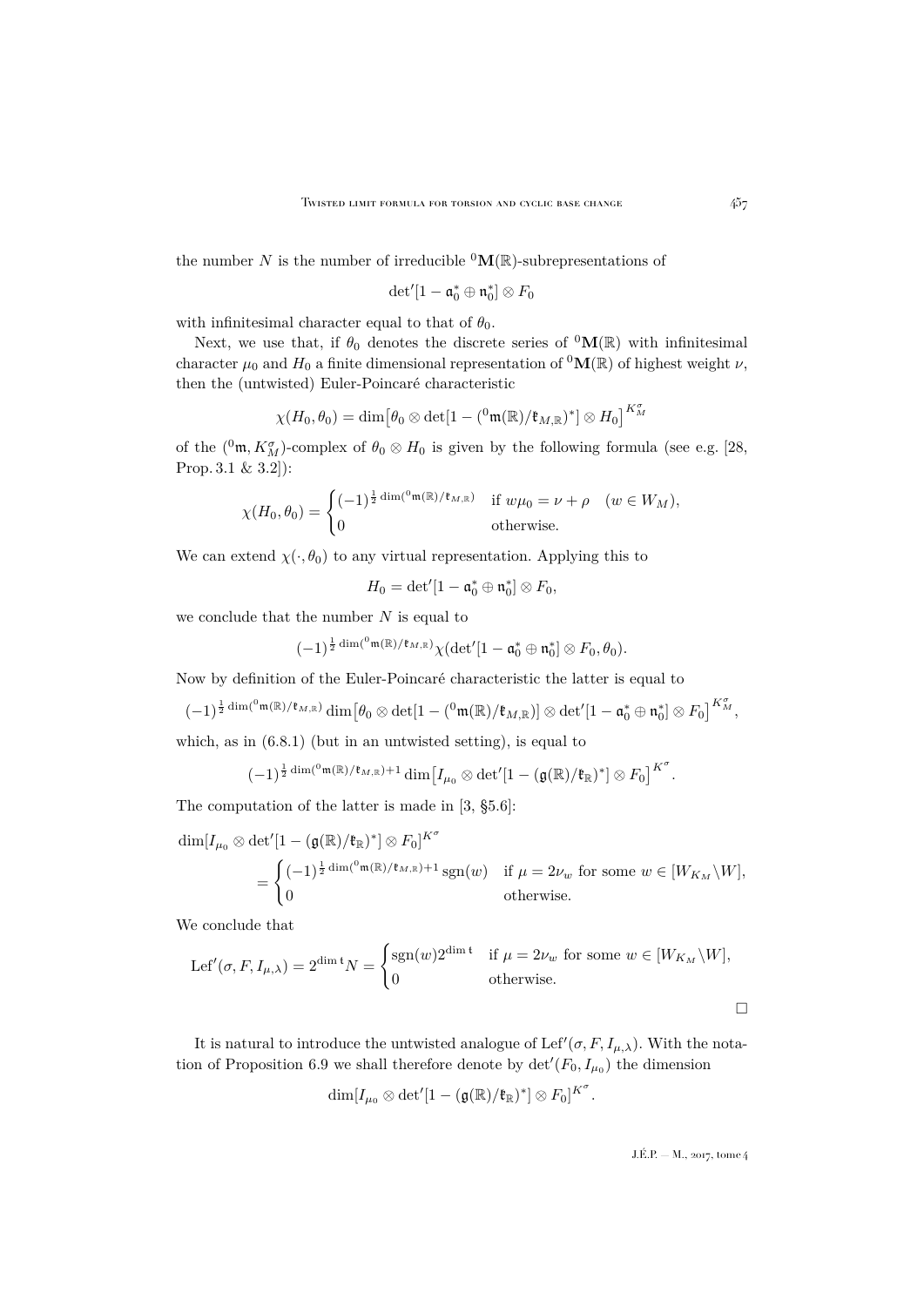the number $N$ is the number of irreducible ${}^0\mathbf{M}(\mathbb{R})$-subrepresentations of

$$\det{}'[1-\mathfrak{a}_0^*\oplus\mathfrak{n}_0^*]\otimes F_0$$

with infinitesimal character equal to that of $\theta_0$.

Next, we use that, if $\theta_0$ denotes the discrete series of ${}^0\mathbf{M}(\mathbb{R})$ with infinitesimal character $\mu_0$ and $H_0$ a finite dimensional representation of ${}^0\mathbf{M}(\mathbb{R})$ of highest weight $\nu$, then the (untwisted) Euler-Poincaré characteristic

$$\chi(H_0,\theta_0)=\dim\bigl[\theta_0\otimes\det[1-({}^0\mathfrak{m}(\mathbb{R})/\mathfrak{k}_{M,\mathbb{R}})^*]\otimes H_0\bigr]^{K_M^\sigma}$$

of the $({}^0\mathfrak{m},K_M^\sigma)$-complex of $\theta_0\otimes H_0$ is given by the following formula (see e.g. [28, Prop. 3.1 & 3.2]):

$$\chi(H_0,\theta_0)=\begin{cases}(-1)^{\frac12\dim({}^0\mathfrak{m}(\mathbb{R})/\mathfrak{k}_{M,\mathbb{R}})} & \text{if } w\mu_0=\nu+\rho \quad (w\in W_M),\\ 0 & \text{otherwise.}\end{cases}$$

We can extend $\chi(\cdot,\theta_0)$ to any virtual representation. Applying this to

$$H_0=\det{}'[1-\mathfrak{a}_0^*\oplus\mathfrak{n}_0^*]\otimes F_0,$$

we conclude that the number $N$ is equal to

$$(-1)^{\frac12\dim({}^0\mathfrak{m}(\mathbb{R})/\mathfrak{k}_{M,\mathbb{R}})}\chi(\det{}'[1-\mathfrak{a}_0^*\oplus\mathfrak{n}_0^*]\otimes F_0,\theta_0).$$

Now by definition of the Euler-Poincaré characteristic the latter is equal to

$$(-1)^{\frac12\dim({}^0\mathfrak{m}(\mathbb{R})/\mathfrak{k}_{M,\mathbb{R}})}\dim\bigl[\theta_0\otimes\det[1-({}^0\mathfrak{m}(\mathbb{R})/\mathfrak{k}_{M,\mathbb{R}})]\otimes\det{}'[1-\mathfrak{a}_0^*\oplus\mathfrak{n}_0^*]\otimes F_0\bigr]^{K_M^\sigma},$$

which, as in (6.8.1) (but in an untwisted setting), is equal to

$$(-1)^{\frac12\dim({}^0\mathfrak{m}(\mathbb{R})/\mathfrak{k}_{M,\mathbb{R}})+1}\dim\bigl[I_{\mu_0}\otimes\det{}'[1-(\mathfrak{g}(\mathbb{R})/\mathfrak{k}_\mathbb{R})^*]\otimes F_0\bigr]^{K^\sigma}.$$

The computation of the latter is made in [3, §5.6]:

$$\begin{aligned}\dim[I_{\mu_0}&\otimes\det{}'[1-(\mathfrak{g}(\mathbb{R})/\mathfrak{k}_\mathbb{R})^*]\otimes F_0]^{K^\sigma}\\ &=\begin{cases}(-1)^{\frac12\dim({}^0\mathfrak{m}(\mathbb{R})/\mathfrak{k}_{M,\mathbb{R}})+1}\operatorname{sgn}(w) & \text{if } \mu=2\nu_w \text{ for some } w\in[W_{K_M}\backslash W],\\ 0 & \text{otherwise.}\end{cases}\end{aligned}$$

We conclude that

$$\operatorname{Lef}'(\sigma,F,I_{\mu,\lambda})=2^{\dim\mathfrak{t}}N=\begin{cases}\operatorname{sgn}(w)2^{\dim\mathfrak{t}} & \text{if } \mu=2\nu_w \text{ for some } w\in[W_{K_M}\backslash W],\\ 0 & \text{otherwise.}\end{cases}$$

□

It is natural to introduce the untwisted analogue of $\operatorname{Lef}'(\sigma,F,I_{\mu,\lambda})$. With the notation of Proposition 6.9 we shall therefore denote by $\det{}'(F_0,I_{\mu_0})$ the dimension

$$\dim[I_{\mu_0}\otimes\det{}'[1-(\mathfrak{g}(\mathbb{R})/\mathfrak{k}_\mathbb{R})^*]\otimes F_0]^{K^\sigma}.$$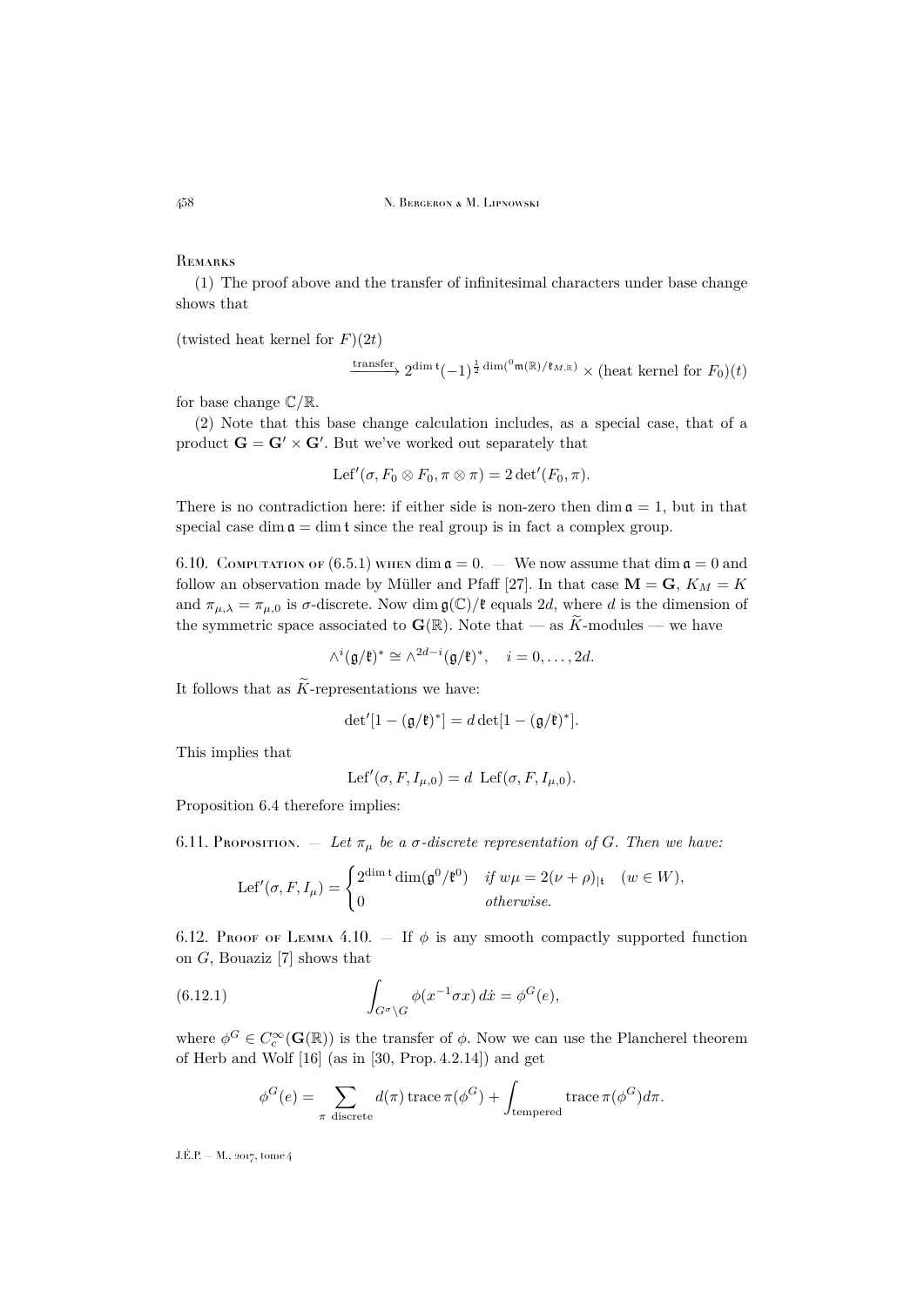Remarks

(1) The proof above and the transfer of infinitesimal characters under base change shows that

(twisted heat kernel for $F$)$(2t)$

$$\xrightarrow{\text{transfer}} 2^{\dim \mathfrak{t}}(-1)^{\frac{1}{2}\dim({}^0\mathfrak{m}(\mathbb{R})/\mathfrak{k}_{M,\mathbb{R}})} \times (\text{heat kernel for } F_0)(t)$$

for base change $\mathbb{C}/\mathbb{R}$.

(2) Note that this base change calculation includes, as a special case, that of a product $\mathbf{G} = \mathbf{G}' \times \mathbf{G}'$. But we've worked out separately that

$$\mathrm{Lef}'(\sigma, F_0 \otimes F_0, \pi \otimes \pi) = 2 \det{}'(F_0, \pi).$$

There is no contradiction here: if either side is non-zero then $\dim \mathfrak{a} = 1$, but in that special case $\dim \mathfrak{a} = \dim \mathfrak{t}$ since the real group is in fact a complex group.

6.10. Computation of (6.5.1) when $\dim \mathfrak{a} = 0$. — We now assume that $\dim \mathfrak{a} = 0$ and follow an observation made by Müller and Pfaff [27]. In that case $\mathbf{M} = \mathbf{G}$, $K_M = K$ and $\pi_{\mu,\lambda} = \pi_{\mu,0}$ is $\sigma$-discrete. Now $\dim \mathfrak{g}(\mathbb{C})/\mathfrak{k}$ equals $2d$, where $d$ is the dimension of the symmetric space associated to $\mathbf{G}(\mathbb{R})$. Note that — as $\widetilde{K}$-modules — we have

$$\wedge^i(\mathfrak{g}/\mathfrak{k})^* \cong \wedge^{2d-i}(\mathfrak{g}/\mathfrak{k})^*, \quad i = 0, \ldots, 2d.$$

It follows that as $\widetilde{K}$-representations we have:

$$\det{}'[1 - (\mathfrak{g}/\mathfrak{k})^*] = d \det[1 - (\mathfrak{g}/\mathfrak{k})^*].$$

This implies that

$$\mathrm{Lef}'(\sigma, F, I_{\mu,0}) = d \ \mathrm{Lef}(\sigma, F, I_{\mu,0}).$$

Proposition 6.4 therefore implies:

6.11. Proposition. — *Let $\pi_\mu$ be a $\sigma$-discrete representation of $G$. Then we have:*

$$\mathrm{Lef}'(\sigma, F, I_\mu) = \begin{cases} 2^{\dim \mathfrak{t}} \dim(\mathfrak{g}^0/\mathfrak{k}^0) & \text{if } w\mu = 2(\nu+\rho)_{|\mathfrak{t}} \quad (w \in W), \\ 0 & \text{otherwise.} \end{cases}$$

6.12. Proof of Lemma 4.10. — If $\phi$ is any smooth compactly supported function on $G$, Bouaziz [7] shows that

$$\int_{G^\sigma \backslash G} \phi(x^{-1}\sigma x)\, d\dot{x} = \phi^G(e), \tag{6.12.1}$$

where $\phi^G \in C_c^\infty(\mathbf{G}(\mathbb{R}))$ is the transfer of $\phi$. Now we can use the Plancherel theorem of Herb and Wolf [16] (as in [30, Prop. 4.2.14]) and get

$$\phi^G(e) = \sum_{\pi \text{ discrete}} d(\pi) \operatorname{trace} \pi(\phi^G) + \int_{\text{tempered}} \operatorname{trace} \pi(\phi^G) d\pi.$$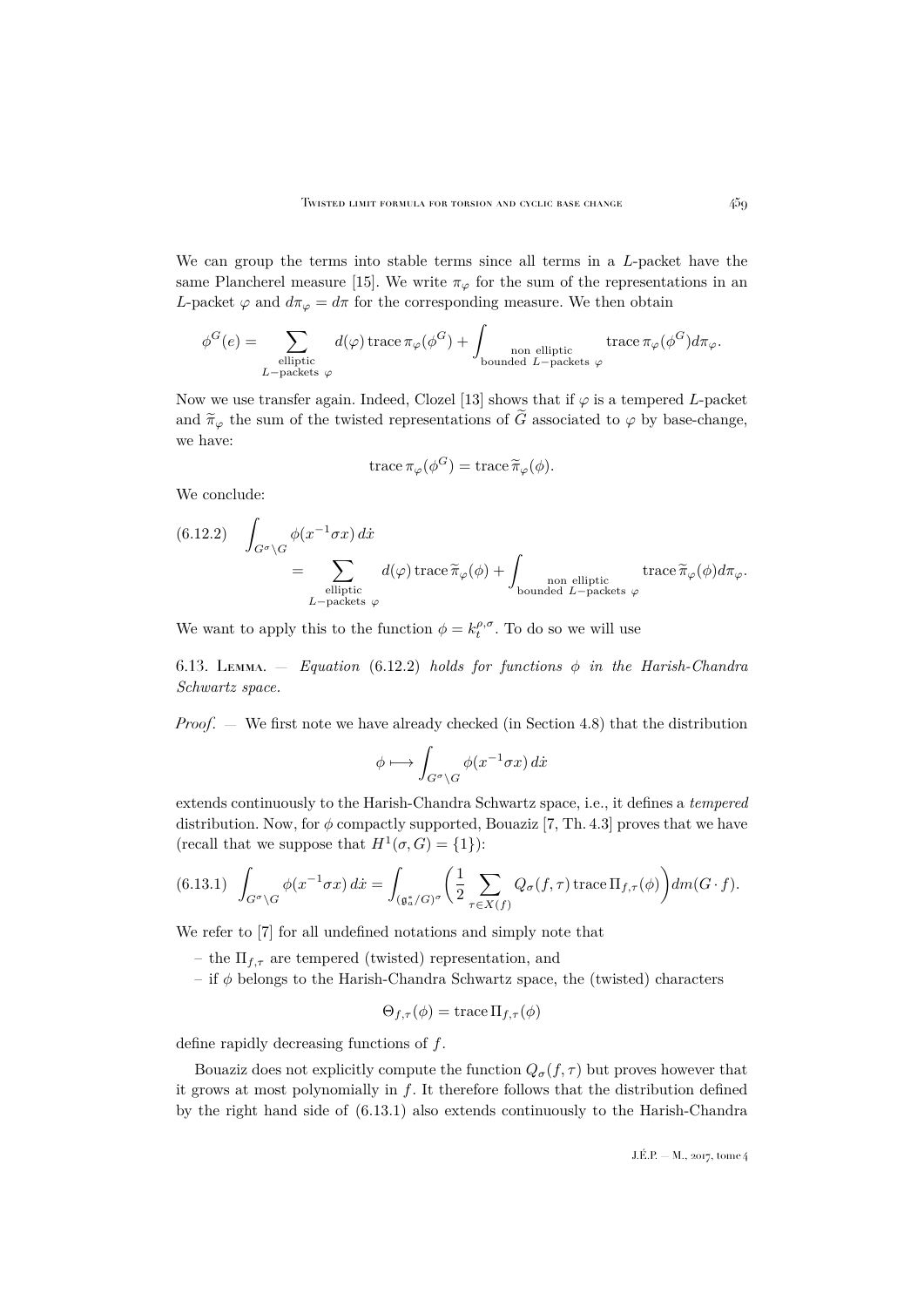We can group the terms into stable terms since all terms in a $L$-packet have the same Plancherel measure [15]. We write $\pi_\varphi$ for the sum of the representations in an $L$-packet $\varphi$ and $d\pi_\varphi = d\pi$ for the corresponding measure. We then obtain

$$\phi^G(e) = \sum_{\substack{\text{elliptic} \\ L-\text{packets } \varphi}} d(\varphi) \operatorname{trace} \pi_\varphi(\phi^G) + \int_{\substack{\text{non elliptic} \\ \text{bounded } L-\text{packets } \varphi}} \operatorname{trace} \pi_\varphi(\phi^G) d\pi_\varphi.$$

Now we use transfer again. Indeed, Clozel [13] shows that if $\varphi$ is a tempered $L$-packet and $\widetilde{\pi}_\varphi$ the sum of the twisted representations of $\widetilde{G}$ associated to $\varphi$ by base-change, we have:

$$\operatorname{trace} \pi_\varphi(\phi^G) = \operatorname{trace} \widetilde{\pi}_\varphi(\phi).$$

We conclude:

$$(6.12.2) \quad \int_{G^\sigma \backslash G} \phi(x^{-1}\sigma x)\, d\dot{x} = \sum_{\substack{\text{elliptic} \\ L-\text{packets } \varphi}} d(\varphi) \operatorname{trace} \widetilde{\pi}_\varphi(\phi) + \int_{\substack{\text{non elliptic} \\ \text{bounded } L-\text{packets } \varphi}} \operatorname{trace} \widetilde{\pi}_\varphi(\phi) d\pi_\varphi.$$

We want to apply this to the function $\phi = k_t^{\rho,\sigma}$. To do so we will use

6.13. Lemma. — *Equation (6.12.2) holds for functions $\phi$ in the Harish-Chandra Schwartz space.*

*Proof*. — We first note we have already checked (in Section 4.8) that the distribution

$$\phi \longmapsto \int_{G^\sigma \backslash G} \phi(x^{-1}\sigma x)\, d\dot{x}$$

extends continuously to the Harish-Chandra Schwartz space, i.e., it defines a *tempered* distribution. Now, for $\phi$ compactly supported, Bouaziz [7, Th. 4.3] proves that we have (recall that we suppose that $H^1(\sigma, G) = \{1\}$):

$$(6.13.1) \quad \int_{G^\sigma \backslash G} \phi(x^{-1}\sigma x)\, d\dot{x} = \int_{(\mathfrak{g}_a^*/G)^\sigma} \Big( \frac{1}{2} \sum_{\tau \in X(f)} Q_\sigma(f,\tau) \operatorname{trace} \Pi_{f,\tau}(\phi) \Big) dm(G \cdot f).$$

We refer to [7] for all undefined notations and simply note that

– the $\Pi_{f,\tau}$ are tempered (twisted) representation, and

– if $\phi$ belongs to the Harish-Chandra Schwartz space, the (twisted) characters

$$\Theta_{f,\tau}(\phi) = \operatorname{trace} \Pi_{f,\tau}(\phi)$$

define rapidly decreasing functions of $f$.

Bouaziz does not explicitly compute the function $Q_\sigma(f,\tau)$ but proves however that it grows at most polynomially in $f$. It therefore follows that the distribution defined by the right hand side of (6.13.1) also extends continuously to the Harish-Chandra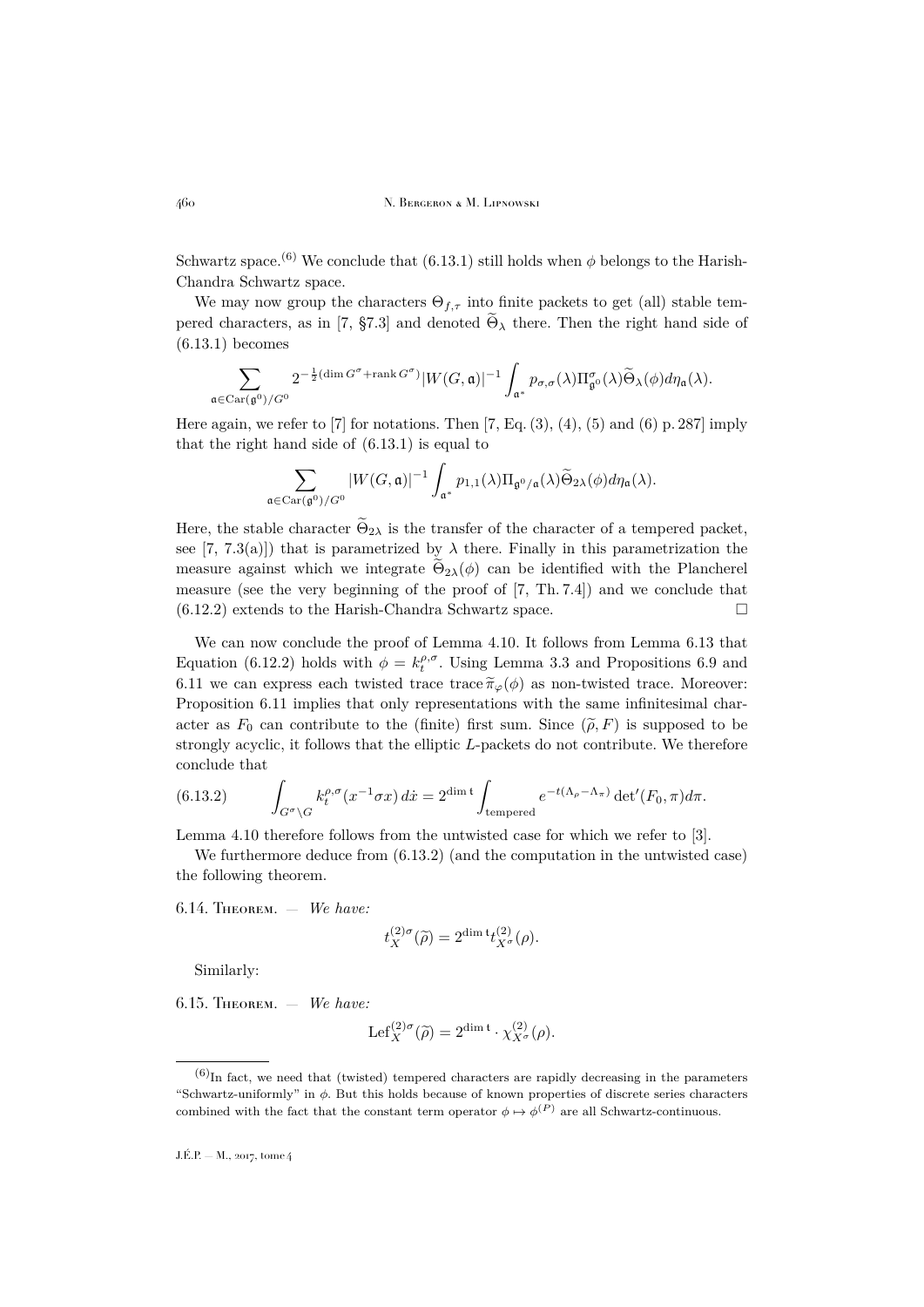Schwartz space.[(6)] We conclude that (6.13.1) still holds when $\phi$ belongs to the Harish-Chandra Schwartz space.

We may now group the characters $\Theta_{f,\tau}$ into finite packets to get (all) stable tempered characters, as in [7, §7.3] and denoted $\widetilde{\Theta}_\lambda$ there. Then the right hand side of (6.13.1) becomes

$$\sum_{\mathfrak{a}\in \mathrm{Car}(\mathfrak{g}^0)/G^0} 2^{-\frac{1}{2}(\dim G^\sigma + \mathrm{rank}\, G^\sigma)} |W(G,\mathfrak{a})|^{-1} \int_{\mathfrak{a}^*} p_{\sigma,\sigma}(\lambda) \Pi^\sigma_{\mathfrak{g}^0}(\lambda) \widetilde{\Theta}_\lambda(\phi) d\eta_{\mathfrak{a}}(\lambda).$$

Here again, we refer to [7] for notations. Then [7, Eq. (3), (4), (5) and (6) p. 287] imply that the right hand side of (6.13.1) is equal to

$$\sum_{\mathfrak{a}\in \mathrm{Car}(\mathfrak{g}^0)/G^0} |W(G,\mathfrak{a})|^{-1} \int_{\mathfrak{a}^*} p_{1,1}(\lambda) \Pi_{\mathfrak{g}^0/\mathfrak{a}}(\lambda) \widetilde{\Theta}_{2\lambda}(\phi) d\eta_{\mathfrak{a}}(\lambda).$$

Here, the stable character $\widetilde{\Theta}_{2\lambda}$ is the transfer of the character of a tempered packet, see [7, 7.3(a)]) that is parametrized by $\lambda$ there. Finally in this parametrization the measure against which we integrate $\widetilde{\Theta}_{2\lambda}(\phi)$ can be identified with the Plancherel measure (see the very beginning of the proof of [7, Th. 7.4]) and we conclude that (6.12.2) extends to the Harish-Chandra Schwartz space. □

We can now conclude the proof of Lemma 4.10. It follows from Lemma 6.13 that Equation (6.12.2) holds with $\phi = k_t^{\rho,\sigma}$. Using Lemma 3.3 and Propositions 6.9 and 6.11 we can express each twisted trace $\mathrm{trace}\, \widetilde{\pi}_\varphi(\phi)$ as non-twisted trace. Moreover: Proposition 6.11 implies that only representations with the same infinitesimal character as $F_0$ can contribute to the (finite) first sum. Since $(\widetilde{\rho}, F)$ is supposed to be strongly acyclic, it follows that the elliptic $L$-packets do not contribute. We therefore conclude that

$$\int_{G^\sigma\backslash G} k_t^{\rho,\sigma}(x^{-1}\sigma x)\, d\dot{x} = 2^{\dim \mathfrak{t}} \int_{\text{tempered}} e^{-t(\Lambda_\rho - \Lambda_\pi)} \det{}'(F_0,\pi) d\pi. \tag{6.13.2}$$

Lemma 4.10 therefore follows from the untwisted case for which we refer to [3].

We furthermore deduce from (6.13.2) (and the computation in the untwisted case) the following theorem.

6.14. Theorem. — *We have:*

$$t_X^{(2)\sigma}(\widetilde{\rho}) = 2^{\dim \mathfrak{t}} t_{X^\sigma}^{(2)}(\rho).$$

Similarly:

6.15. Theorem. — *We have:*

$$\mathrm{Lef}_X^{(2)\sigma}(\widetilde{\rho}) = 2^{\dim \mathfrak{t}} \cdot \chi_{X^\sigma}^{(2)}(\rho).$$

(6) In fact, we need that (twisted) tempered characters are rapidly decreasing in the parameters "Schwartz-uniformly" in $\phi$. But this holds because of known properties of discrete series characters combined with the fact that the constant term operator $\phi \mapsto \phi^{(P)}$ are all Schwartz-continuous.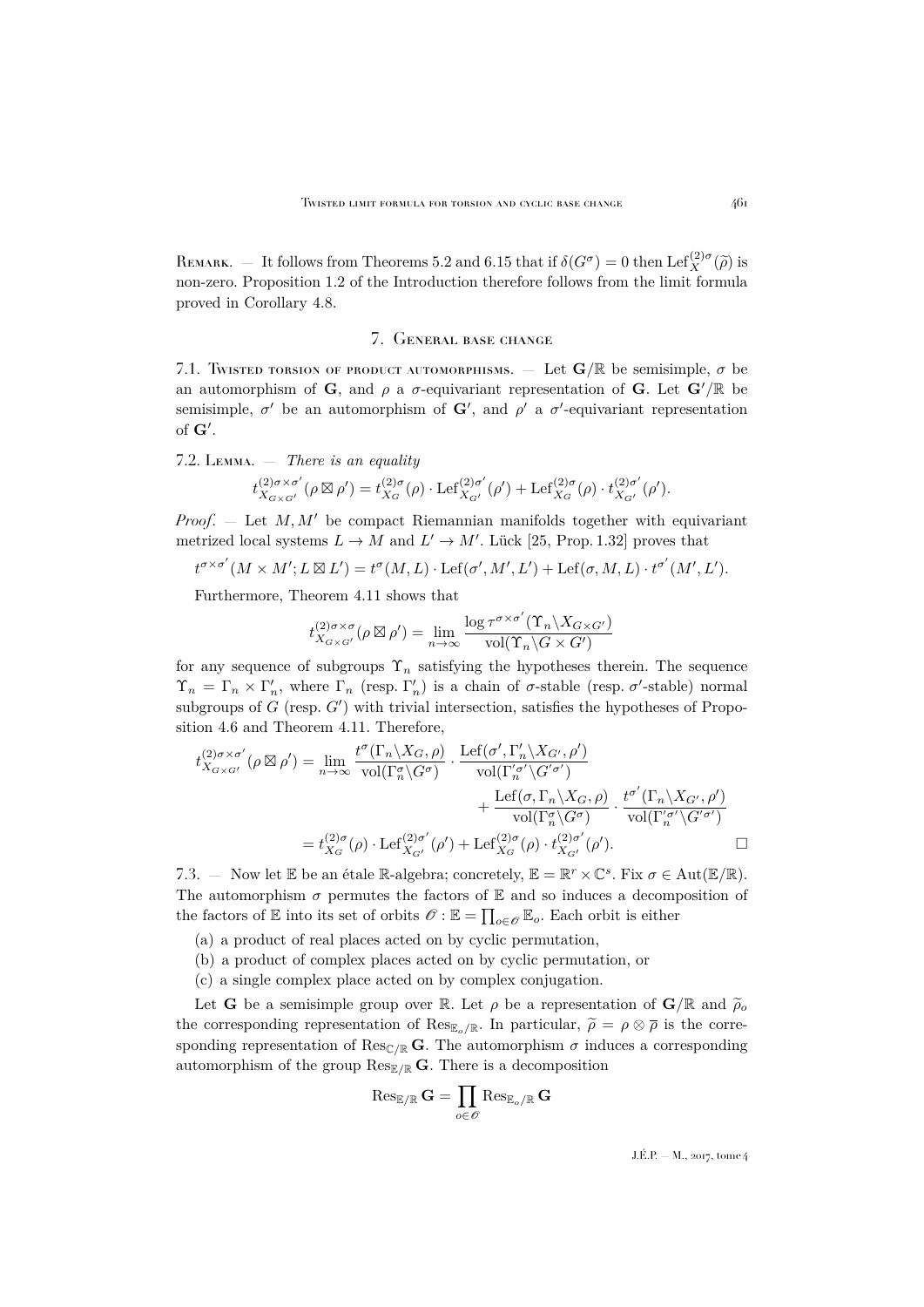Remark. — It follows from Theorems 5.2 and 6.15 that if $\delta(G^\sigma) = 0$ then $\mathrm{Lef}_X^{(2)\sigma}(\widetilde{\rho})$ is non-zero. Proposition 1.2 of the Introduction therefore follows from the limit formula proved in Corollary 4.8.

## 7. General base change

7.1. Twisted torsion of product automorphisms. — Let $\mathbf{G}/\mathbb{R}$ be semisimple, $\sigma$ be an automorphism of $\mathbf{G}$, and $\rho$ a $\sigma$-equivariant representation of $\mathbf{G}$. Let $\mathbf{G}'/\mathbb{R}$ be semisimple, $\sigma'$ be an automorphism of $\mathbf{G}'$, and $\rho'$ a $\sigma'$-equivariant representation of $\mathbf{G}'$.

7.2. Lemma. — *There is an equality*

$$t^{(2)\sigma\times\sigma'}_{X_{G\times G'}}(\rho\boxtimes\rho') = t^{(2)\sigma}_{X_G}(\rho)\cdot \mathrm{Lef}^{(2)\sigma'}_{X_{G'}}(\rho') + \mathrm{Lef}^{(2)\sigma}_{X_G}(\rho)\cdot t^{(2)\sigma'}_{X_{G'}}(\rho').$$

*Proof*. — Let $M, M'$ be compact Riemannian manifolds together with equivariant metrized local systems $L \to M$ and $L' \to M'$. Lück [25, Prop. 1.32] proves that

$$t^{\sigma\times\sigma'}(M\times M'; L\boxtimes L') = t^{\sigma}(M,L)\cdot \mathrm{Lef}(\sigma', M', L') + \mathrm{Lef}(\sigma, M, L)\cdot t^{\sigma'}(M', L').$$

Furthermore, Theorem 4.11 shows that

$$t^{(2)\sigma\times\sigma}_{X_{G\times G'}}(\rho\boxtimes\rho') = \lim_{n\to\infty}\frac{\log\tau^{\sigma\times\sigma'}(\Upsilon_n\backslash X_{G\times G'})}{\mathrm{vol}(\Upsilon_n\backslash G\times G')}$$

for any sequence of subgroups $\Upsilon_n$ satisfying the hypotheses therein. The sequence $\Upsilon_n = \Gamma_n\times\Gamma'_n$, where $\Gamma_n$ (resp. $\Gamma'_n$) is a chain of $\sigma$-stable (resp. $\sigma'$-stable) normal subgroups of $G$ (resp. $G'$) with trivial intersection, satisfies the hypotheses of Proposition 4.6 and Theorem 4.11. Therefore,

$$\begin{aligned}
t^{(2)\sigma\times\sigma'}_{X_{G\times G'}}(\rho\boxtimes\rho') &= \lim_{n\to\infty}\frac{t^{\sigma}(\Gamma_n\backslash X_G,\rho)}{\mathrm{vol}(\Gamma_n^{\sigma}\backslash G^{\sigma})}\cdot\frac{\mathrm{Lef}(\sigma',\Gamma'_n\backslash X_{G'},\rho')}{\mathrm{vol}(\Gamma'^{\sigma'}_n\backslash G'^{\sigma'})}\\
&\qquad\qquad + \frac{\mathrm{Lef}(\sigma,\Gamma_n\backslash X_G,\rho)}{\mathrm{vol}(\Gamma_n^{\sigma}\backslash G^{\sigma})}\cdot\frac{t^{\sigma'}(\Gamma_n\backslash X_{G'},\rho')}{\mathrm{vol}(\Gamma'^{\sigma'}_n\backslash G'^{\sigma'})}\\
&= t^{(2)\sigma}_{X_G}(\rho)\cdot\mathrm{Lef}^{(2)\sigma'}_{X_{G'}}(\rho') + \mathrm{Lef}^{(2)\sigma}_{X_G}(\rho)\cdot t^{(2)\sigma'}_{X_{G'}}(\rho'). \qquad \square
\end{aligned}$$

7.3. — Now let $\mathbb{E}$ be an étale $\mathbb{R}$-algebra; concretely, $\mathbb{E} = \mathbb{R}^r\times\mathbb{C}^s$. Fix $\sigma\in\mathrm{Aut}(\mathbb{E}/\mathbb{R})$. The automorphism $\sigma$ permutes the factors of $\mathbb{E}$ and so induces a decomposition of the factors of $\mathbb{E}$ into its set of orbits $\mathscr{O} : \mathbb{E} = \prod_{o\in\mathscr{O}}\mathbb{E}_o$. Each orbit is either

(a) a product of real places acted on by cyclic permutation,

(b) a product of complex places acted on by cyclic permutation, or

(c) a single complex place acted on by complex conjugation.

Let $\mathbf{G}$ be a semisimple group over $\mathbb{R}$. Let $\rho$ be a representation of $\mathbf{G}/\mathbb{R}$ and $\widetilde{\rho}_o$ the corresponding representation of $\mathrm{Res}_{\mathbb{E}_o/\mathbb{R}}$. In particular, $\widetilde{\rho} = \rho\otimes\overline{\rho}$ is the corresponding representation of $\mathrm{Res}_{\mathbb{C}/\mathbb{R}}\mathbf{G}$. The automorphism $\sigma$ induces a corresponding automorphism of the group $\mathrm{Res}_{\mathbb{E}/\mathbb{R}}\mathbf{G}$. There is a decomposition

$$\mathrm{Res}_{\mathbb{E}/\mathbb{R}}\mathbf{G} = \prod_{o\in\mathscr{O}}\mathrm{Res}_{\mathbb{E}_o/\mathbb{R}}\mathbf{G}$$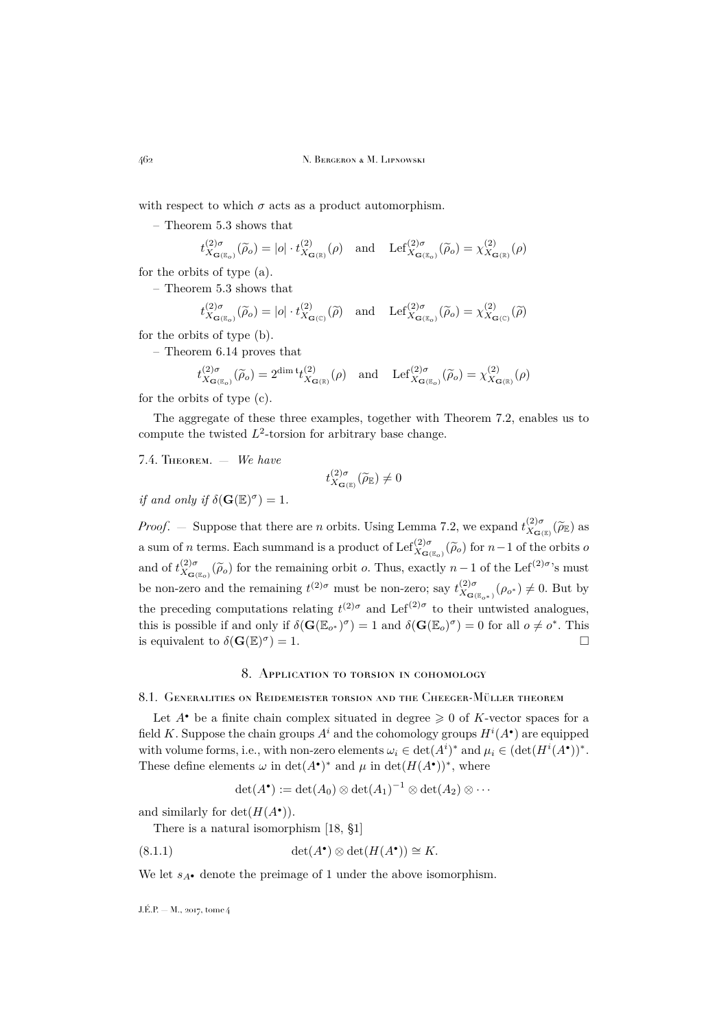with respect to which $\sigma$ acts as a product automorphism.

– Theorem 5.3 shows that

$$t^{(2)\sigma}_{X_{\mathbf{G}(\mathbb{E}_o)}}(\widetilde{\rho}_o) = |o| \cdot t^{(2)}_{X_{\mathbf{G}(\mathbb{R})}}(\rho) \quad \text{and} \quad \mathrm{Lef}^{(2)\sigma}_{X_{\mathbf{G}(\mathbb{E}_o)}}(\widetilde{\rho}_o) = \chi^{(2)}_{X_{\mathbf{G}(\mathbb{R})}}(\rho)$$

for the orbits of type (a).

– Theorem 5.3 shows that

$$t^{(2)\sigma}_{X_{\mathbf{G}(\mathbb{E}_o)}}(\widetilde{\rho}_o) = |o| \cdot t^{(2)}_{X_{\mathbf{G}(\mathbb{C})}}(\widetilde{\rho}) \quad \text{and} \quad \mathrm{Lef}^{(2)\sigma}_{X_{\mathbf{G}(\mathbb{E}_o)}}(\widetilde{\rho}_o) = \chi^{(2)}_{X_{\mathbf{G}(\mathbb{C})}}(\widetilde{\rho})$$

for the orbits of type (b).

– Theorem 6.14 proves that

$$t^{(2)\sigma}_{X_{\mathbf{G}(\mathbb{E}_o)}}(\widetilde{\rho}_o) = 2^{\dim \mathfrak{t}} t^{(2)}_{X_{\mathbf{G}(\mathbb{R})}}(\rho) \quad \text{and} \quad \mathrm{Lef}^{(2)\sigma}_{X_{\mathbf{G}(\mathbb{E}_o)}}(\widetilde{\rho}_o) = \chi^{(2)}_{X_{\mathbf{G}(\mathbb{R})}}(\rho)$$

for the orbits of type (c).

The aggregate of these three examples, together with Theorem 7.2, enables us to compute the twisted $L^2$-torsion for arbitrary base change.

7.4. Theorem. — *We have*

$$t^{(2)\sigma}_{X_{\mathbf{G}(\mathbb{E})}}(\widetilde{\rho}_{\mathbb{E}}) \neq 0$$

*if and only if* $\delta(\mathbf{G}(\mathbb{E})^\sigma) = 1$.

*Proof*. — Suppose that there are $n$ orbits. Using Lemma 7.2, we expand $t^{(2)\sigma}_{X_{\mathbf{G}(\mathbb{E})}}(\widetilde{\rho}_{\mathbb{E}})$ as a sum of $n$ terms. Each summand is a product of $\mathrm{Lef}^{(2)\sigma}_{X_{\mathbf{G}(\mathbb{E}_o)}}(\widetilde{\rho}_o)$ for $n-1$ of the orbits $o$ and of $t^{(2)\sigma}_{X_{\mathbf{G}(\mathbb{E}_o)}}(\widetilde{\rho}_o)$ for the remaining orbit $o$. Thus, exactly $n-1$ of the $\mathrm{Lef}^{(2)\sigma}$'s must be non-zero and the remaining $t^{(2)\sigma}$ must be non-zero; say $t^{(2)\sigma}_{X_{\mathbf{G}(\mathbb{E}_{o^*})}}(\rho_{o^*}) \neq 0$. But by the preceding computations relating $t^{(2)\sigma}$ and $\mathrm{Lef}^{(2)\sigma}$ to their untwisted analogues, this is possible if and only if $\delta(\mathbf{G}(\mathbb{E}_{o^*})^\sigma) = 1$ and $\delta(\mathbf{G}(\mathbb{E}_o)^\sigma) = 0$ for all $o \neq o^*$. This is equivalent to $\delta(\mathbf{G}(\mathbb{E})^\sigma) = 1$. □

## 8. Application to torsion in cohomology

### 8.1. Generalities on Reidemeister torsion and the Cheeger-Müller theorem

Let $A^\bullet$ be a finite chain complex situated in degree $\geqslant 0$ of $K$-vector spaces for a field $K$. Suppose the chain groups $A^i$ and the cohomology groups $H^i(A^\bullet)$ are equipped with volume forms, i.e., with non-zero elements $\omega_i \in \det(A^i)^*$ and $\mu_i \in (\det(H^i(A^\bullet))^*$. These define elements $\omega$ in $\det(A^\bullet)^*$ and $\mu$ in $\det(H(A^\bullet))^*$, where

$$\det(A^\bullet) := \det(A_0) \otimes \det(A_1)^{-1} \otimes \det(A_2) \otimes \cdots$$

and similarly for $\det(H(A^\bullet))$.

There is a natural isomorphism [18, §1]

$$\det(A^\bullet) \otimes \det(H(A^\bullet)) \cong K. \tag{8.1.1}$$

We let $s_{A^\bullet}$ denote the preimage of 1 under the above isomorphism.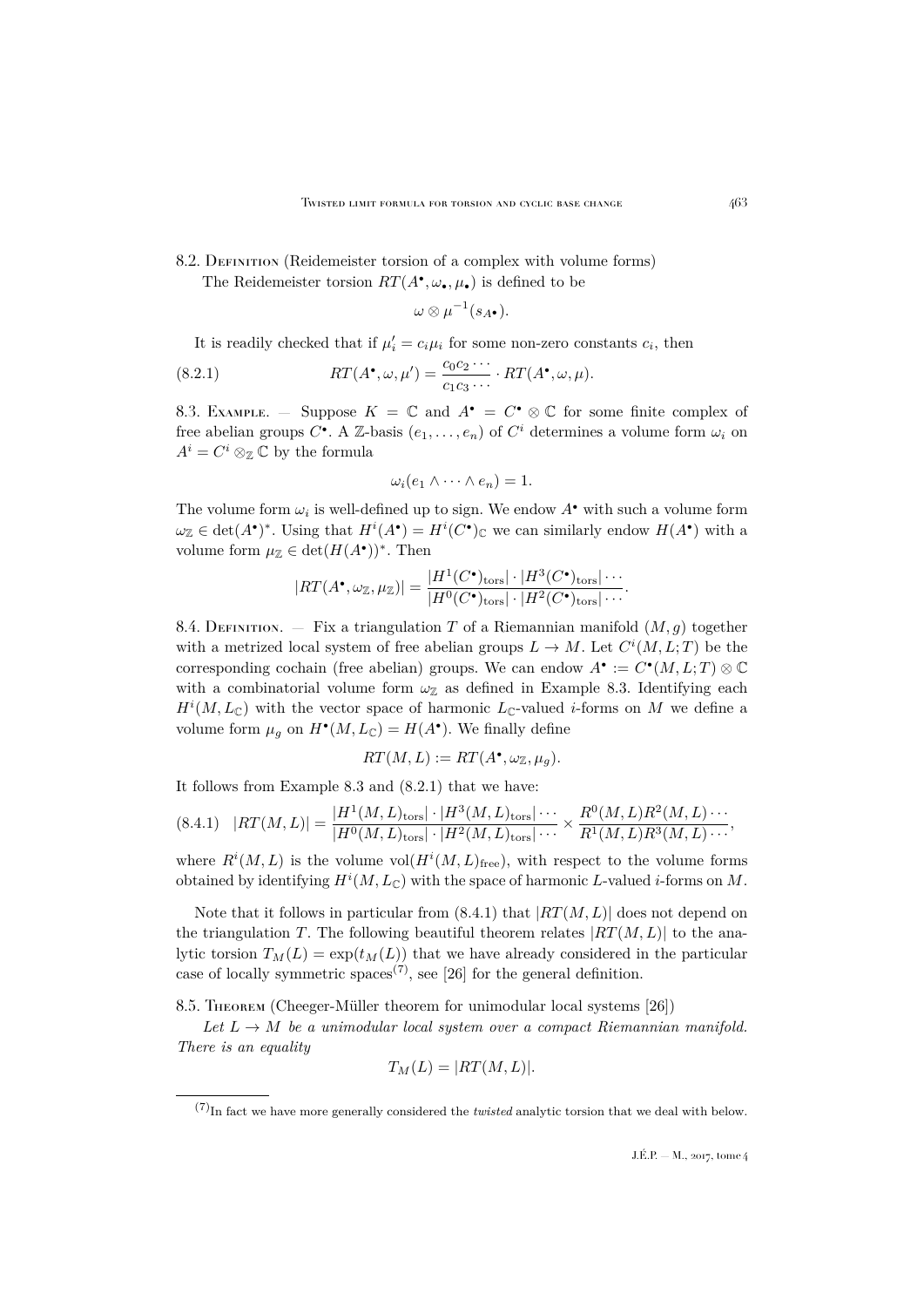8.2. Definition (Reidemeister torsion of a complex with volume forms)
The Reidemeister torsion $RT(A^\bullet, \omega_\bullet, \mu_\bullet)$ is defined to be

$$\omega \otimes \mu^{-1}(s_{A^\bullet}).$$

It is readily checked that if $\mu_i' = c_i \mu_i$ for some non-zero constants $c_i$, then

$$RT(A^\bullet, \omega, \mu') = \frac{c_0 c_2 \cdots}{c_1 c_3 \cdots} \cdot RT(A^\bullet, \omega, \mu). \tag{8.2.1}$$

8.3. Example. — Suppose $K = \mathbb{C}$ and $A^\bullet = C^\bullet \otimes \mathbb{C}$ for some finite complex of free abelian groups $C^\bullet$. A $\mathbb{Z}$-basis $(e_1, \ldots, e_n)$ of $C^i$ determines a volume form $\omega_i$ on $A^i = C^i \otimes_{\mathbb{Z}} \mathbb{C}$ by the formula

$$\omega_i(e_1 \wedge \cdots \wedge e_n) = 1.$$

The volume form $\omega_i$ is well-defined up to sign. We endow $A^\bullet$ with such a volume form $\omega_{\mathbb{Z}} \in \det(A^\bullet)^*$. Using that $H^i(A^\bullet) = H^i(C^\bullet)_{\mathbb{C}}$ we can similarly endow $H(A^\bullet)$ with a volume form $\mu_{\mathbb{Z}} \in \det(H(A^\bullet))^*$. Then

$$|RT(A^\bullet, \omega_{\mathbb{Z}}, \mu_{\mathbb{Z}})| = \frac{|H^1(C^\bullet)_{\mathrm{tors}}| \cdot |H^3(C^\bullet)_{\mathrm{tors}}| \cdots}{|H^0(C^\bullet)_{\mathrm{tors}}| \cdot |H^2(C^\bullet)_{\mathrm{tors}}| \cdots}.$$

8.4. Definition. — Fix a triangulation $T$ of a Riemannian manifold $(M, g)$ together with a metrized local system of free abelian groups $L \to M$. Let $C^i(M, L; T)$ be the corresponding cochain (free abelian) groups. We can endow $A^\bullet := C^\bullet(M, L; T) \otimes \mathbb{C}$ with a combinatorial volume form $\omega_{\mathbb{Z}}$ as defined in Example 8.3. Identifying each $H^i(M, L_{\mathbb{C}})$ with the vector space of harmonic $L_{\mathbb{C}}$-valued $i$-forms on $M$ we define a volume form $\mu_g$ on $H^\bullet(M, L_{\mathbb{C}}) = H(A^\bullet)$. We finally define

$$RT(M, L) := RT(A^\bullet, \omega_{\mathbb{Z}}, \mu_g).$$

It follows from Example 8.3 and (8.2.1) that we have:

$$|RT(M, L)| = \frac{|H^1(M, L)_{\mathrm{tors}}| \cdot |H^3(M, L)_{\mathrm{tors}}| \cdots}{|H^0(M, L)_{\mathrm{tors}}| \cdot |H^2(M, L)_{\mathrm{tors}}| \cdots} \times \frac{R^0(M, L) R^2(M, L) \cdots}{R^1(M, L) R^3(M, L) \cdots}, \tag{8.4.1}$$

where $R^i(M, L)$ is the volume $\mathrm{vol}(H^i(M, L)_{\mathrm{free}})$, with respect to the volume forms obtained by identifying $H^i(M, L_{\mathbb{C}})$ with the space of harmonic $L$-valued $i$-forms on $M$.

Note that it follows in particular from (8.4.1) that $|RT(M, L)|$ does not depend on the triangulation $T$. The following beautiful theorem relates $|RT(M, L)|$ to the analytic torsion $T_M(L) = \exp(t_M(L))$ that we have already considered in the particular case of locally symmetric spaces[(7)], see [26] for the general definition.

8.5. Theorem (Cheeger-Müller theorem for unimodular local systems [26])
*Let $L \to M$ be a unimodular local system over a compact Riemannian manifold. There is an equality*

$$T_M(L) = |RT(M, L)|.$$

[(7)] In fact we have more generally considered the *twisted* analytic torsion that we deal with below.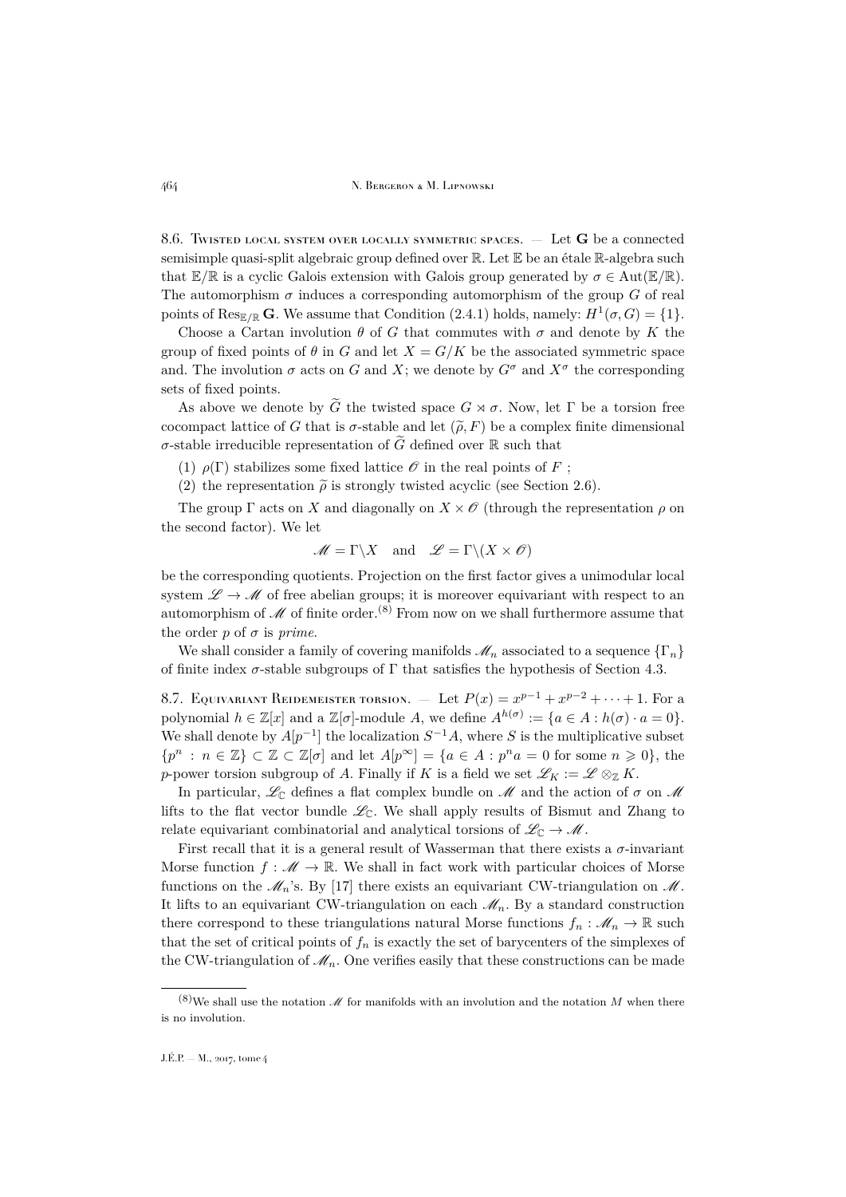8.6. Twisted local system over locally symmetric spaces. — Let $\mathbf{G}$ be a connected semisimple quasi-split algebraic group defined over $\mathbb{R}$. Let $\mathbb{E}$ be an étale $\mathbb{R}$-algebra such that $\mathbb{E}/\mathbb{R}$ is a cyclic Galois extension with Galois group generated by $\sigma \in \mathrm{Aut}(\mathbb{E}/\mathbb{R})$. The automorphism $\sigma$ induces a corresponding automorphism of the group $G$ of real points of $\mathrm{Res}_{\mathbb{E}/\mathbb{R}} \mathbf{G}$. We assume that Condition (2.4.1) holds, namely: $H^1(\sigma, G) = \{1\}$.

Choose a Cartan involution $\theta$ of $G$ that commutes with $\sigma$ and denote by $K$ the group of fixed points of $\theta$ in $G$ and let $X = G/K$ be the associated symmetric space and. The involution $\sigma$ acts on $G$ and $X$; we denote by $G^\sigma$ and $X^\sigma$ the corresponding sets of fixed points.

As above we denote by $\widetilde{G}$ the twisted space $G \rtimes \sigma$. Now, let $\Gamma$ be a torsion free cocompact lattice of $G$ that is $\sigma$-stable and let $(\widetilde{\rho}, F)$ be a complex finite dimensional $\sigma$-stable irreducible representation of $\widetilde{G}$ defined over $\mathbb{R}$ such that

(1) $\rho(\Gamma)$ stabilizes some fixed lattice $\mathscr{O}$ in the real points of $F$ ;

(2) the representation $\widetilde{\rho}$ is strongly twisted acyclic (see Section 2.6).

The group $\Gamma$ acts on $X$ and diagonally on $X \times \mathscr{O}$ (through the representation $\rho$ on the second factor). We let

$$\mathscr{M} = \Gamma \backslash X \quad \text{and} \quad \mathscr{L} = \Gamma \backslash (X \times \mathscr{O})$$

be the corresponding quotients. Projection on the first factor gives a unimodular local system $\mathscr{L} \to \mathscr{M}$ of free abelian groups; it is moreover equivariant with respect to an automorphism of $\mathscr{M}$ of finite order.[8] From now on we shall furthermore assume that the order $p$ of $\sigma$ is *prime*.

We shall consider a family of covering manifolds $\mathscr{M}_n$ associated to a sequence $\{\Gamma_n\}$ of finite index $\sigma$-stable subgroups of $\Gamma$ that satisfies the hypothesis of Section 4.3.

8.7. Equivariant Reidemeister torsion. — Let $P(x) = x^{p-1} + x^{p-2} + \cdots + 1$. For a polynomial $h \in \mathbb{Z}[x]$ and a $\mathbb{Z}[\sigma]$-module $A$, we define $A^{h(\sigma)} := \{a \in A : h(\sigma) \cdot a = 0\}$. We shall denote by $A[p^{-1}]$ the localization $S^{-1}A$, where $S$ is the multiplicative subset $\{p^n : n \in \mathbb{Z}\} \subset \mathbb{Z} \subset \mathbb{Z}[\sigma]$ and let $A[p^\infty] = \{a \in A : p^n a = 0 \text{ for some } n \geqslant 0\}$, the $p$-power torsion subgroup of $A$. Finally if $K$ is a field we set $\mathscr{L}_K := \mathscr{L} \otimes_{\mathbb{Z}} K$.

In particular, $\mathscr{L}_{\mathbb{C}}$ defines a flat complex bundle on $\mathscr{M}$ and the action of $\sigma$ on $\mathscr{M}$ lifts to the flat vector bundle $\mathscr{L}_{\mathbb{C}}$. We shall apply results of Bismut and Zhang to relate equivariant combinatorial and analytical torsions of $\mathscr{L}_{\mathbb{C}} \to \mathscr{M}$.

First recall that it is a general result of Wasserman that there exists a $\sigma$-invariant Morse function $f : \mathscr{M} \to \mathbb{R}$. We shall in fact work with particular choices of Morse functions on the $\mathscr{M}_n$'s. By [17] there exists an equivariant CW-triangulation on $\mathscr{M}$. It lifts to an equivariant CW-triangulation on each $\mathscr{M}_n$. By a standard construction there correspond to these triangulations natural Morse functions $f_n : \mathscr{M}_n \to \mathbb{R}$ such that the set of critical points of $f_n$ is exactly the set of barycenters of the simplexes of the CW-triangulation of $\mathscr{M}_n$. One verifies easily that these constructions can be made

---

[8] We shall use the notation $\mathscr{M}$ for manifolds with an involution and the notation $M$ when there is no involution.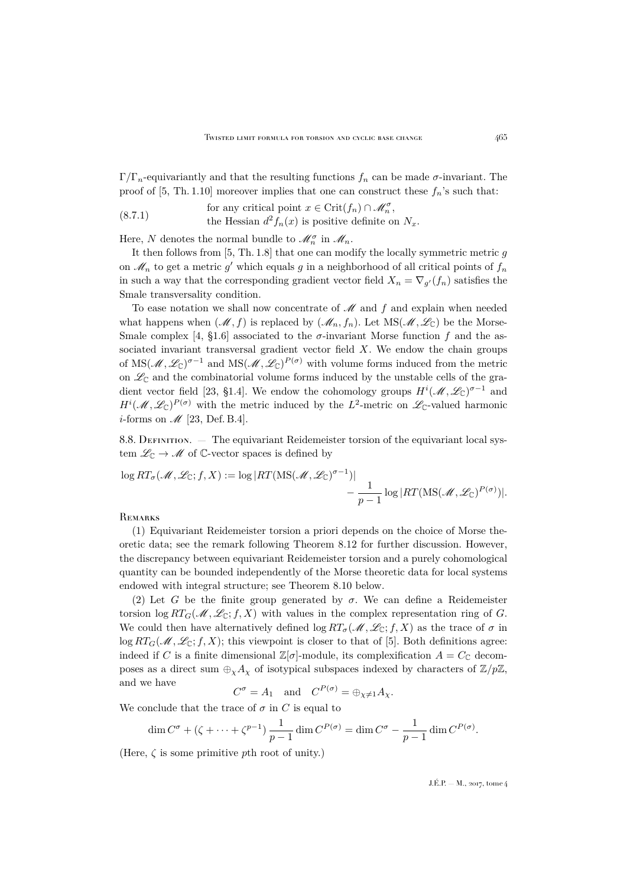$\Gamma/\Gamma_n$-equivariantly and that the resulting functions $f_n$ can be made $\sigma$-invariant. The proof of [5, Th. 1.10] moreover implies that one can construct these $f_n$'s such that:

$$\text{(8.7.1)} \qquad \begin{array}{l} \text{for any critical point } x \in \mathrm{Crit}(f_n) \cap \mathscr{M}_n^{\sigma}, \\ \text{the Hessian } d^2 f_n(x) \text{ is positive definite on } N_x. \end{array}$$

Here, $N$ denotes the normal bundle to $\mathscr{M}_n^{\sigma}$ in $\mathscr{M}_n$.

It then follows from [5, Th. 1.8] that one can modify the locally symmetric metric $g$ on $\mathscr{M}_n$ to get a metric $g'$ which equals $g$ in a neighborhood of all critical points of $f_n$ in such a way that the corresponding gradient vector field $X_n = \nabla_{g'}(f_n)$ satisfies the Smale transversality condition.

To ease notation we shall now concentrate of $\mathscr{M}$ and $f$ and explain when needed what happens when $(\mathscr{M}, f)$ is replaced by $(\mathscr{M}_n, f_n)$. Let $\mathrm{MS}(\mathscr{M}, \mathscr{L}_{\mathbb{C}})$ be the Morse-Smale complex [4, §1.6] associated to the $\sigma$-invariant Morse function $f$ and the associated invariant transversal gradient vector field $X$. We endow the chain groups of $\mathrm{MS}(\mathscr{M}, \mathscr{L}_{\mathbb{C}})^{\sigma-1}$ and $\mathrm{MS}(\mathscr{M}, \mathscr{L}_{\mathbb{C}})^{P(\sigma)}$ with volume forms induced from the metric on $\mathscr{L}_{\mathbb{C}}$ and the combinatorial volume forms induced by the unstable cells of the gradient vector field [23, §1.4]. We endow the cohomology groups $H^i(\mathscr{M}, \mathscr{L}_{\mathbb{C}})^{\sigma-1}$ and $H^i(\mathscr{M}, \mathscr{L}_{\mathbb{C}})^{P(\sigma)}$ with the metric induced by the $L^2$-metric on $\mathscr{L}_{\mathbb{C}}$-valued harmonic $i$-forms on $\mathscr{M}$ [23, Def. B.4].

8.8. Definition. — The equivariant Reidemeister torsion of the equivariant local system $\mathscr{L}_{\mathbb{C}} \to \mathscr{M}$ of $\mathbb{C}$-vector spaces is defined by

$$\log RT_\sigma(\mathscr{M}, \mathscr{L}_{\mathbb{C}}; f, X) := \log |RT(\mathrm{MS}(\mathscr{M}, \mathscr{L}_{\mathbb{C}})^{\sigma-1})| - \frac{1}{p-1} \log |RT(\mathrm{MS}(\mathscr{M}, \mathscr{L}_{\mathbb{C}})^{P(\sigma)})|.$$

Remarks

(1) Equivariant Reidemeister torsion a priori depends on the choice of Morse theoretic data; see the remark following Theorem 8.12 for further discussion. However, the discrepancy between equivariant Reidemeister torsion and a purely cohomological quantity can be bounded independently of the Morse theoretic data for local systems endowed with integral structure; see Theorem 8.10 below.

(2) Let $G$ be the finite group generated by $\sigma$. We can define a Reidemeister torsion $\log RT_G(\mathscr{M}, \mathscr{L}_{\mathbb{C}}; f, X)$ with values in the complex representation ring of $G$. We could then have alternatively defined $\log RT_\sigma(\mathscr{M}, \mathscr{L}_{\mathbb{C}}; f, X)$ as the trace of $\sigma$ in $\log RT_G(\mathscr{M}, \mathscr{L}_{\mathbb{C}}; f, X)$; this viewpoint is closer to that of [5]. Both definitions agree: indeed if $C$ is a finite dimensional $\mathbb{Z}[\sigma]$-module, its complexification $A = C_{\mathbb{C}}$ decomposes as a direct sum $\oplus_\chi A_\chi$ of isotypical subspaces indexed by characters of $\mathbb{Z}/p\mathbb{Z}$, and we have

$$C^\sigma = A_1 \quad \text{and} \quad C^{P(\sigma)} = \oplus_{\chi \neq 1} A_\chi.$$

We conclude that the trace of $\sigma$ in $C$ is equal to

$$\dim C^\sigma + (\zeta + \cdots + \zeta^{p-1}) \frac{1}{p-1} \dim C^{P(\sigma)} = \dim C^\sigma - \frac{1}{p-1} \dim C^{P(\sigma)}.$$

(Here, $\zeta$ is some primitive $p$th root of unity.)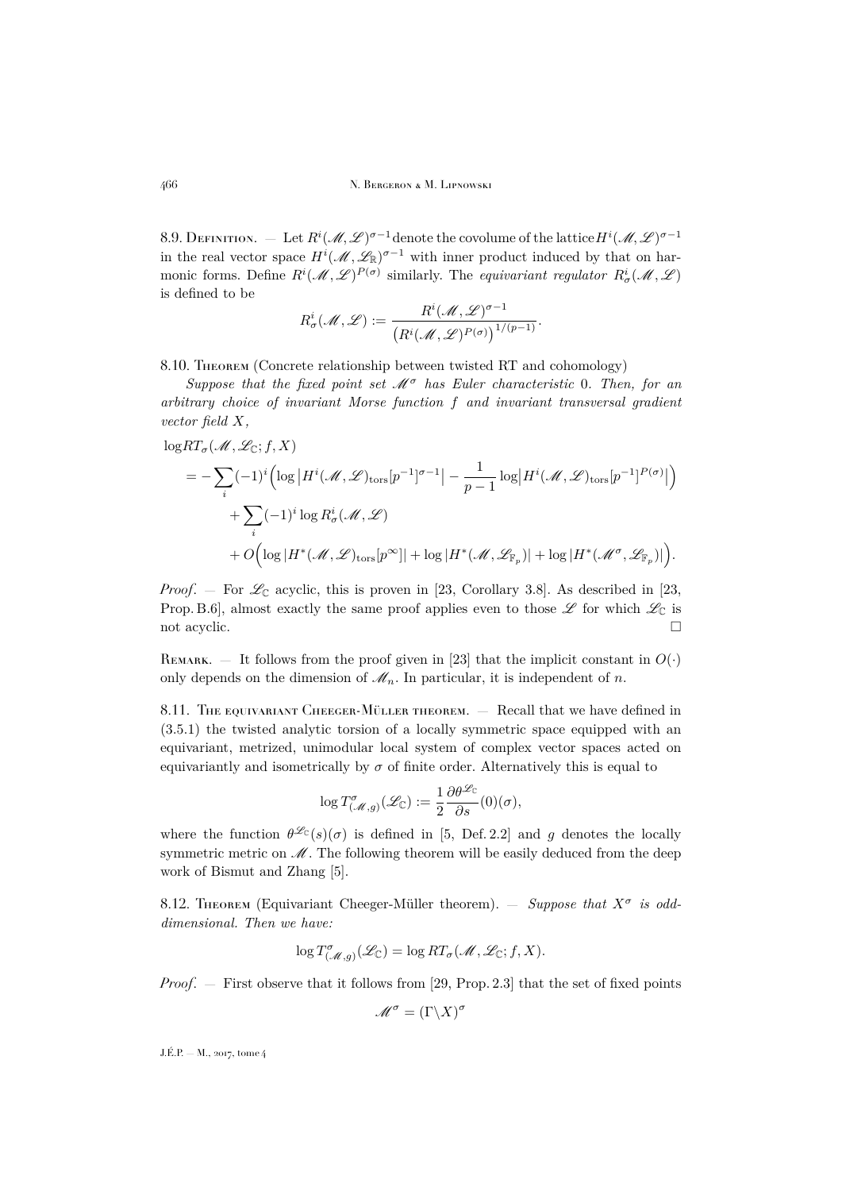8.9. Definition. — Let $R^i(\mathscr{M},\mathscr{L})^{\sigma-1}$ denote the covolume of the lattice $H^i(\mathscr{M},\mathscr{L})^{\sigma-1}$ in the real vector space $H^i(\mathscr{M},\mathscr{L}_{\mathbb{R}})^{\sigma-1}$ with inner product induced by that on harmonic forms. Define $R^i(\mathscr{M},\mathscr{L})^{P(\sigma)}$ similarly. The *equivariant regulator* $R^i_\sigma(\mathscr{M},\mathscr{L})$ is defined to be

$$R^i_\sigma(\mathscr{M},\mathscr{L}) := \frac{R^i(\mathscr{M},\mathscr{L})^{\sigma-1}}{\left(R^i(\mathscr{M},\mathscr{L})^{P(\sigma)}\right)^{1/(p-1)}}.$$

8.10. Theorem (Concrete relationship between twisted RT and cohomology)

*Suppose that the fixed point set $\mathscr{M}^\sigma$ has Euler characteristic 0. Then, for an arbitrary choice of invariant Morse function $f$ and invariant transversal gradient vector field $X$,*

$$\begin{aligned}
&\log RT_\sigma(\mathscr{M},\mathscr{L}_{\mathbb{C}};f,X)\\
&\quad= -\sum_i(-1)^i\Big(\log\big|H^i(\mathscr{M},\mathscr{L})_{\mathrm{tors}}[p^{-1}]^{\sigma-1}\big| - \frac{1}{p-1}\log\big|H^i(\mathscr{M},\mathscr{L})_{\mathrm{tors}}[p^{-1}]^{P(\sigma)}\big|\Big)\\
&\qquad+\sum_i(-1)^i\log R^i_\sigma(\mathscr{M},\mathscr{L})\\
&\qquad+O\Big(\log|H^*(\mathscr{M},\mathscr{L})_{\mathrm{tors}}[p^\infty]| + \log|H^*(\mathscr{M},\mathscr{L}_{\mathbb{F}_p})| + \log|H^*(\mathscr{M}^\sigma,\mathscr{L}_{\mathbb{F}_p})|\Big).
\end{aligned}$$

*Proof*. — For $\mathscr{L}_{\mathbb{C}}$ acyclic, this is proven in [23, Corollary 3.8]. As described in [23, Prop. B.6], almost exactly the same proof applies even to those $\mathscr{L}$ for which $\mathscr{L}_{\mathbb{C}}$ is not acyclic. □

Remark. — It follows from the proof given in [23] that the implicit constant in $O(\cdot)$ only depends on the dimension of $\mathscr{M}_n$. In particular, it is independent of $n$.

8.11. The equivariant Cheeger-Müller theorem. — Recall that we have defined in (3.5.1) the twisted analytic torsion of a locally symmetric space equipped with an equivariant, metrized, unimodular local system of complex vector spaces acted on equivariantly and isometrically by $\sigma$ of finite order. Alternatively this is equal to

$$\log T^\sigma_{(\mathscr{M},g)}(\mathscr{L}_{\mathbb{C}}) := \frac{1}{2}\frac{\partial\theta^{\mathscr{L}_{\mathbb{C}}}}{\partial s}(0)(\sigma),$$

where the function $\theta^{\mathscr{L}_{\mathbb{C}}}(s)(\sigma)$ is defined in [5, Def. 2.2] and $g$ denotes the locally symmetric metric on $\mathscr{M}$. The following theorem will be easily deduced from the deep work of Bismut and Zhang [5].

8.12. Theorem (Equivariant Cheeger-Müller theorem). — *Suppose that $X^\sigma$ is odd-dimensional. Then we have:*

$$\log T^\sigma_{(\mathscr{M},g)}(\mathscr{L}_{\mathbb{C}}) = \log RT_\sigma(\mathscr{M},\mathscr{L}_{\mathbb{C}};f,X).$$

*Proof*. — First observe that it follows from [29, Prop. 2.3] that the set of fixed points

$$\mathscr{M}^\sigma = (\Gamma\backslash X)^\sigma$$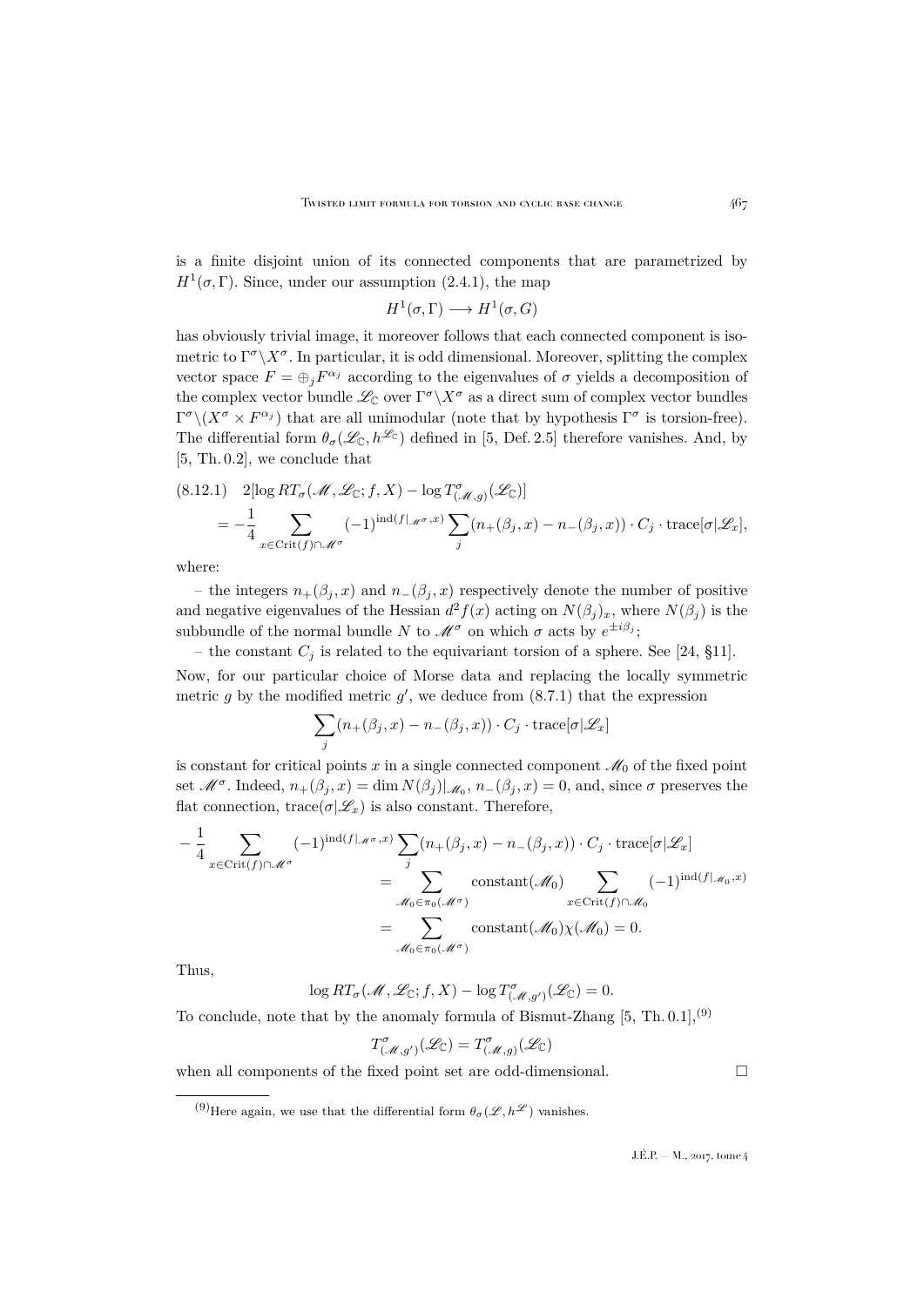is a finite disjoint union of its connected components that are parametrized by $H^1(\sigma, \Gamma)$. Since, under our assumption (2.4.1), the map

$$H^1(\sigma,\Gamma) \longrightarrow H^1(\sigma, G)$$

has obviously trivial image, it moreover follows that each connected component is isometric to $\Gamma^\sigma\backslash X^\sigma$. In particular, it is odd dimensional. Moreover, splitting the complex vector space $F = \oplus_j F^{\alpha_j}$ according to the eigenvalues of $\sigma$ yields a decomposition of the complex vector bundle $\mathscr{L}_\mathbb{C}$ over $\Gamma^\sigma\backslash X^\sigma$ as a direct sum of complex vector bundles $\Gamma^\sigma\backslash(X^\sigma \times F^{\alpha_j})$ that are all unimodular (note that by hypothesis $\Gamma^\sigma$ is torsion-free). The differential form $\theta_\sigma(\mathscr{L}_\mathbb{C}, h^{\mathscr{L}_\mathbb{C}})$ defined in [5, Def. 2.5] therefore vanishes. And, by [5, Th. 0.2], we conclude that

$$(8.12.1)\quad 2[\log RT_\sigma(\mathscr{M}, \mathscr{L}_\mathbb{C}; f, X) - \log T^\sigma_{(\mathscr{M},g)}(\mathscr{L}_\mathbb{C})] \\ = -\frac{1}{4}\sum_{x\in \mathrm{Crit}(f)\cap \mathscr{M}^\sigma} (-1)^{\mathrm{ind}(f|_{\mathscr{M}^\sigma}, x)} \sum_j (n_+(\beta_j, x) - n_-(\beta_j,x))\cdot C_j \cdot \mathrm{trace}[\sigma|\mathscr{L}_x],$$

where:

– the integers $n_+(\beta_j, x)$ and $n_-(\beta_j, x)$ respectively denote the number of positive and negative eigenvalues of the Hessian $d^2 f(x)$ acting on $N(\beta_j)_x$, where $N(\beta_j)$ is the subbundle of the normal bundle $N$ to $\mathscr{M}^\sigma$ on which $\sigma$ acts by $e^{\pm i\beta_j}$;

– the constant $C_j$ is related to the equivariant torsion of a sphere. See [24, §11].

Now, for our particular choice of Morse data and replacing the locally symmetric metric $g$ by the modified metric $g'$, we deduce from (8.7.1) that the expression

$$\sum_j (n_+(\beta_j, x) - n_-(\beta_j,x))\cdot C_j \cdot \mathrm{trace}[\sigma|\mathscr{L}_x]$$

is constant for critical points $x$ in a single connected component $\mathscr{M}_0$ of the fixed point set $\mathscr{M}^\sigma$. Indeed, $n_+(\beta_j, x) = \dim N(\beta_j)|_{\mathscr{M}_0}$, $n_-(\beta_j, x) = 0$, and, since $\sigma$ preserves the flat connection, $\mathrm{trace}(\sigma|\mathscr{L}_x)$ is also constant. Therefore,

$$\begin{aligned} -\frac{1}{4}\sum_{x\in \mathrm{Crit}(f)\cap \mathscr{M}^\sigma} &(-1)^{\mathrm{ind}(f|_{\mathscr{M}^\sigma}, x)} \sum_j (n_+(\beta_j, x) - n_-(\beta_j,x))\cdot C_j \cdot \mathrm{trace}[\sigma|\mathscr{L}_x] \\ &= \sum_{\mathscr{M}_0\in \pi_0(\mathscr{M}^\sigma)} \mathrm{constant}(\mathscr{M}_0) \sum_{x\in \mathrm{Crit}(f)\cap\mathscr{M}_0} (-1)^{\mathrm{ind}(f|_{\mathscr{M}_0}, x)} \\ &= \sum_{\mathscr{M}_0\in \pi_0(\mathscr{M}^\sigma)} \mathrm{constant}(\mathscr{M}_0)\chi(\mathscr{M}_0) = 0. \end{aligned}$$

Thus,

$$\log RT_\sigma(\mathscr{M}, \mathscr{L}_\mathbb{C}; f, X) - \log T^\sigma_{(\mathscr{M},g')}(\mathscr{L}_\mathbb{C}) = 0.$$

To conclude, note that by the anomaly formula of Bismut-Zhang [5, Th. 0.1],[9]

$$T^\sigma_{(\mathscr{M},g')}(\mathscr{L}_\mathbb{C}) = T^\sigma_{(\mathscr{M},g)}(\mathscr{L}_\mathbb{C})$$

when all components of the fixed point set are odd-dimensional. □

[9] Here again, we use that the differential form $\theta_\sigma(\mathscr{L}, h^{\mathscr{L}})$ vanishes.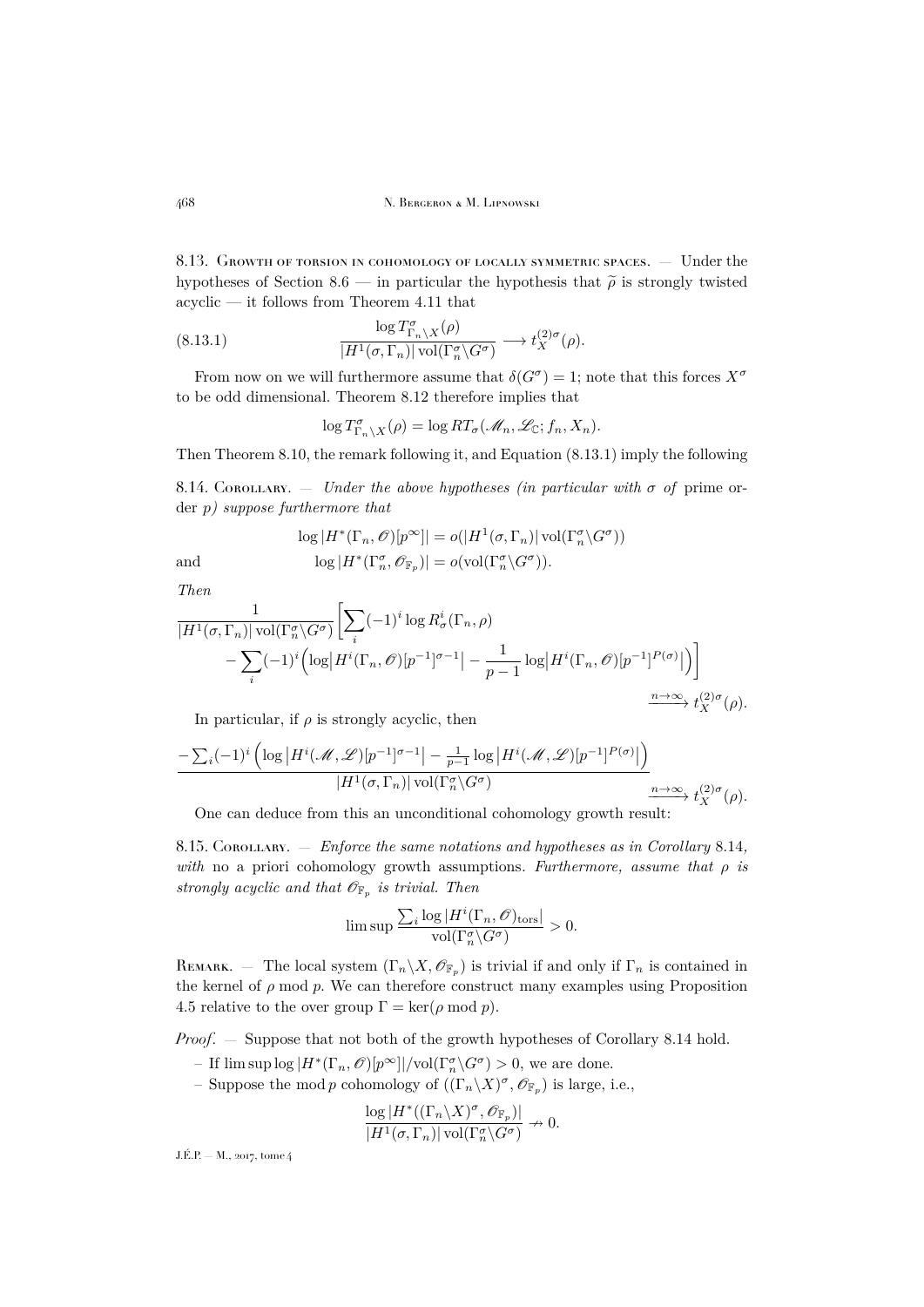8.13. Growth of torsion in cohomology of locally symmetric spaces. — Under the hypotheses of Section 8.6 — in particular the hypothesis that $\widetilde{\rho}$ is strongly twisted acyclic — it follows from Theorem 4.11 that

$$\frac{\log T^{\sigma}_{\Gamma_n\backslash X}(\rho)}{|H^1(\sigma,\Gamma_n)|\operatorname{vol}(\Gamma_n^{\sigma}\backslash G^{\sigma})} \longrightarrow t_X^{(2)\sigma}(\rho). \tag{8.13.1}$$

From now on we will furthermore assume that $\delta(G^{\sigma})=1$; note that this forces $X^{\sigma}$ to be odd dimensional. Theorem 8.12 therefore implies that

$$\log T^{\sigma}_{\Gamma_n\backslash X}(\rho) = \log RT_{\sigma}(\mathscr{M}_n, \mathscr{L}_{\mathbb{C}}; f_n, X_n).$$

Then Theorem 8.10, the remark following it, and Equation (8.13.1) imply the following

8.14. Corollary. — *Under the above hypotheses (in particular with $\sigma$ of* prime order *$p$) suppose furthermore that*

$$\log|H^*(\Gamma_n,\mathscr{O})[p^{\infty}]| = o(|H^1(\sigma,\Gamma_n)|\operatorname{vol}(\Gamma_n^{\sigma}\backslash G^{\sigma}))$$

and

$$\log|H^*(\Gamma_n^{\sigma},\mathscr{O}_{\mathbb{F}_p})| = o(\operatorname{vol}(\Gamma_n^{\sigma}\backslash G^{\sigma})).$$

*Then*

$$\frac{1}{|H^1(\sigma,\Gamma_n)|\operatorname{vol}(\Gamma_n^{\sigma}\backslash G^{\sigma})}\bigg[\sum_i(-1)^i\log R^i_{\sigma}(\Gamma_n,\rho) - \sum_i(-1)^i\Big(\log\big|H^i(\Gamma_n,\mathscr{O})[p^{-1}]^{\sigma-1}\big| - \frac{1}{p-1}\log\big|H^i(\Gamma_n,\mathscr{O})[p^{-1}]^{P(\sigma)}\big|\Big)\bigg] \xrightarrow{n\to\infty} t_X^{(2)\sigma}(\rho).$$

In particular, if $\rho$ is strongly acyclic, then

$$\frac{-\sum_i(-1)^i\Big(\log\big|H^i(\mathscr{M},\mathscr{L})[p^{-1}]^{\sigma-1}\big| - \frac{1}{p-1}\log\big|H^i(\mathscr{M},\mathscr{L})[p^{-1}]^{P(\sigma)}\big|\Big)}{|H^1(\sigma,\Gamma_n)|\operatorname{vol}(\Gamma_n^{\sigma}\backslash G^{\sigma})} \xrightarrow{n\to\infty} t_X^{(2)\sigma}(\rho).$$

One can deduce from this an unconditional cohomology growth result:

8.15. Corollary. — *Enforce the same notations and hypotheses as in Corollary* 8.14*, with* no a priori cohomology growth assumptions. *Furthermore, assume that $\rho$ is strongly acyclic and that $\mathscr{O}_{\mathbb{F}_p}$ is trivial. Then*

$$\limsup\frac{\sum_i\log|H^i(\Gamma_n,\mathscr{O})_{\mathrm{tors}}|}{\operatorname{vol}(\Gamma_n^{\sigma}\backslash G^{\sigma})} > 0.$$

Remark. — The local system $(\Gamma_n\backslash X, \mathscr{O}_{\mathbb{F}_p})$ is trivial if and only if $\Gamma_n$ is contained in the kernel of $\rho$ mod $p$. We can therefore construct many examples using Proposition 4.5 relative to the over group $\Gamma = \ker(\rho \bmod p)$.

*Proof*. — Suppose that not both of the growth hypotheses of Corollary 8.14 hold.

– If $\limsup\log|H^*(\Gamma_n,\mathscr{O})[p^{\infty}]|/\operatorname{vol}(\Gamma_n^{\sigma}\backslash G^{\sigma}) > 0$, we are done.

– Suppose the mod $p$ cohomology of $((\Gamma_n\backslash X)^{\sigma}, \mathscr{O}_{\mathbb{F}_p})$ is large, i.e.,

$$\frac{\log|H^*((\Gamma_n\backslash X)^{\sigma},\mathscr{O}_{\mathbb{F}_p})|}{|H^1(\sigma,\Gamma_n)|\operatorname{vol}(\Gamma_n^{\sigma}\backslash G^{\sigma})} \nrightarrow 0.$$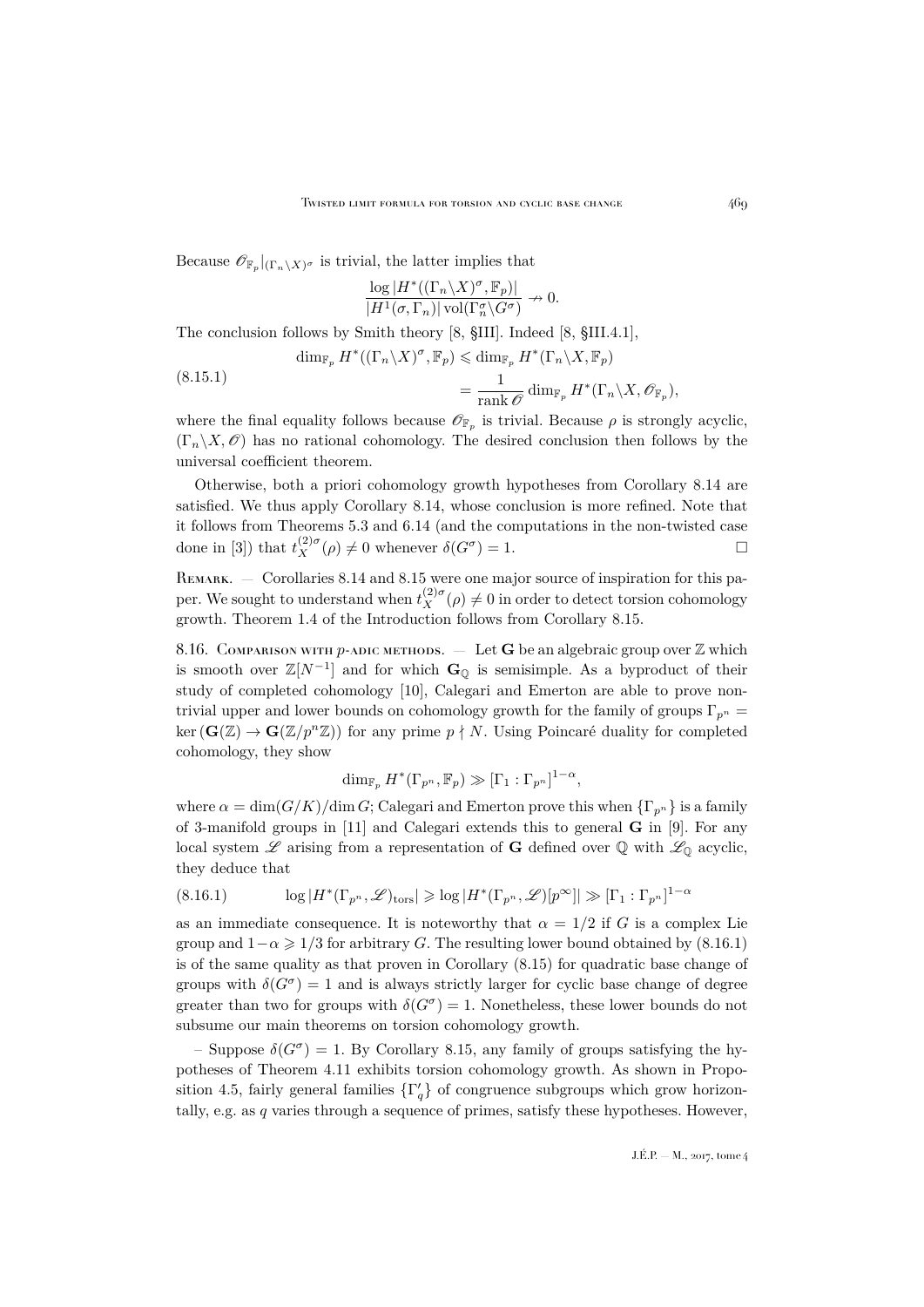Because $\mathscr{O}_{\mathbb{F}_p}|_{(\Gamma_n\backslash X)^\sigma}$ is trivial, the latter implies that

$$\frac{\log |H^*((\Gamma_n\backslash X)^\sigma, \mathbb{F}_p)|}{|H^1(\sigma, \Gamma_n)| \operatorname{vol}(\Gamma_n^\sigma \backslash G^\sigma)} \nrightarrow 0.$$

The conclusion follows by Smith theory [8, §III]. Indeed [8, §III.4.1],

$$\begin{aligned}\dim_{\mathbb{F}_p} H^*((\Gamma_n\backslash X)^\sigma, \mathbb{F}_p) &\leqslant \dim_{\mathbb{F}_p} H^*(\Gamma_n\backslash X, \mathbb{F}_p) \\ &= \frac{1}{\operatorname{rank} \mathscr{O}} \dim_{\mathbb{F}_p} H^*(\Gamma_n\backslash X, \mathscr{O}_{\mathbb{F}_p}),\end{aligned} \tag{8.15.1}$$

where the final equality follows because $\mathscr{O}_{\mathbb{F}_p}$ is trivial. Because $\rho$ is strongly acyclic, $(\Gamma_n\backslash X, \mathscr{O})$ has no rational cohomology. The desired conclusion then follows by the universal coefficient theorem.

Otherwise, both a priori cohomology growth hypotheses from Corollary 8.14 are satisfied. We thus apply Corollary 8.14, whose conclusion is more refined. Note that it follows from Theorems 5.3 and 6.14 (and the computations in the non-twisted case done in [3]) that $t_X^{(2)\sigma}(\rho) \neq 0$ whenever $\delta(G^\sigma) = 1$. $\square$

Remark. — Corollaries 8.14 and 8.15 were one major source of inspiration for this paper. We sought to understand when $t_X^{(2)\sigma}(\rho) \neq 0$ in order to detect torsion cohomology growth. Theorem 1.4 of the Introduction follows from Corollary 8.15.

8.16. Comparison with $p$-adic methods. — Let $\mathbf{G}$ be an algebraic group over $\mathbb{Z}$ which is smooth over $\mathbb{Z}[N^{-1}]$ and for which $\mathbf{G}_\mathbb{Q}$ is semisimple. As a byproduct of their study of completed cohomology [10], Calegari and Emerton are able to prove nontrivial upper and lower bounds on cohomology growth for the family of groups $\Gamma_{p^n} = \ker(\mathbf{G}(\mathbb{Z}) \to \mathbf{G}(\mathbb{Z}/p^n\mathbb{Z}))$ for any prime $p \nmid N$. Using Poincaré duality for completed cohomology, they show

$$\dim_{\mathbb{F}_p} H^*(\Gamma_{p^n}, \mathbb{F}_p) \gg [\Gamma_1 : \Gamma_{p^n}]^{1-\alpha},$$

where $\alpha = \dim(G/K)/\dim G$; Calegari and Emerton prove this when $\{\Gamma_{p^n}\}$ is a family of 3-manifold groups in [11] and Calegari extends this to general $\mathbf{G}$ in [9]. For any local system $\mathscr{L}$ arising from a representation of $\mathbf{G}$ defined over $\mathbb{Q}$ with $\mathscr{L}_\mathbb{Q}$ acyclic, they deduce that

$$\log |H^*(\Gamma_{p^n}, \mathscr{L})_{\mathrm{tors}}| \geqslant \log |H^*(\Gamma_{p^n}, \mathscr{L})[p^\infty]| \gg [\Gamma_1 : \Gamma_{p^n}]^{1-\alpha} \tag{8.16.1}$$

as an immediate consequence. It is noteworthy that $\alpha = 1/2$ if $G$ is a complex Lie group and $1-\alpha \geqslant 1/3$ for arbitrary $G$. The resulting lower bound obtained by (8.16.1) is of the same quality as that proven in Corollary (8.15) for quadratic base change of groups with $\delta(G^\sigma) = 1$ and is always strictly larger for cyclic base change of degree greater than two for groups with $\delta(G^\sigma) = 1$. Nonetheless, these lower bounds do not subsume our main theorems on torsion cohomology growth.

– Suppose $\delta(G^\sigma) = 1$. By Corollary 8.15, any family of groups satisfying the hypotheses of Theorem 4.11 exhibits torsion cohomology growth. As shown in Proposition 4.5, fairly general families $\{\Gamma'_q\}$ of congruence subgroups which grow horizontally, e.g. as $q$ varies through a sequence of primes, satisfy these hypotheses. However,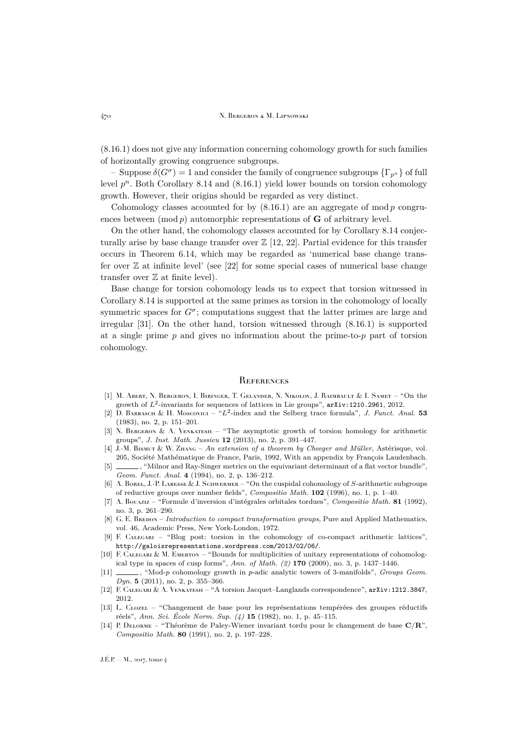(8.16.1) does not give any information concerning cohomology growth for such families of horizontally growing congruence subgroups.

– Suppose $\delta(G^\sigma)=1$ and consider the family of congruence subgroups $\{\Gamma_{p^n}\}$ of full level $p^n$. Both Corollary 8.14 and (8.16.1) yield lower bounds on torsion cohomology growth. However, their origins should be regarded as very distinct.

Cohomology classes accounted for by (8.16.1) are an aggregate of mod $p$ congruences between (mod $p$) automorphic representations of $\mathbf{G}$ of arbitrary level.

On the other hand, the cohomology classes accounted for by Corollary 8.14 conjecturally arise by base change transfer over $\mathbb{Z}$ [12, 22]. Partial evidence for this transfer occurs in Theorem 6.14, which may be regarded as 'numerical base change transfer over $\mathbb{Z}$ at infinite level' (see [22] for some special cases of numerical base change transfer over $\mathbb{Z}$ at finite level).

Base change for torsion cohomology leads us to expect that torsion witnessed in Corollary 8.14 is supported at the same primes as torsion in the cohomology of locally symmetric spaces for $G^\sigma$; computations suggest that the latter primes are large and irregular [31]. On the other hand, torsion witnessed through (8.16.1) is supported at a single prime $p$ and gives no information about the prime-to-$p$ part of torsion cohomology.

## References

[1] M. Abert, N. Bergeron, I. Biringer, T. Gelander, N. Nikolov, J. Raimbault & I. Samet – "On the growth of $L^2$-invariants for sequences of lattices in Lie groups", arXiv:1210.2961, 2012.

[2] D. Barbasch & H. Moscovici – "$L^2$-index and the Selberg trace formula", *J. Funct. Anal.* **53** (1983), no. 2, p. 151–201.

[3] N. Bergeron & A. Venkatesh – "The asymptotic growth of torsion homology for arithmetic groups", *J. Inst. Math. Jussieu* **12** (2013), no. 2, p. 391–447.

[4] J.-M. Bismut & W. Zhang – *An extension of a theorem by Cheeger and Müller*, Astérisque, vol. 205, Société Mathématique de France, Paris, 1992, With an appendix by François Laudenbach.

[5] ______, "Milnor and Ray-Singer metrics on the equivariant determinant of a flat vector bundle", *Geom. Funct. Anal.* **4** (1994), no. 2, p. 136–212.

[6] A. Borel, J.-P. Labesse & J. Schwermer – "On the cuspidal cohomology of $S$-arithmetic subgroups of reductive groups over number fields", *Compositio Math.* **102** (1996), no. 1, p. 1–40.

[7] A. Bouaziz – "Formule d'inversion d'intégrales orbitales tordues", *Compositio Math.* **81** (1992), no. 3, p. 261–290.

[8] G. E. Bredon – *Introduction to compact transformation groups*, Pure and Applied Mathematics, vol. 46, Academic Press, New York-London, 1972.

[9] F. Calegari – "Blog post: torsion in the cohomology of co-compact arithmetic lattices", http://galoisrepresentations.wordpress.com/2013/02/06/.

[10] F. Calegari & M. Emerton – "Bounds for multiplicities of unitary representations of cohomological type in spaces of cusp forms", *Ann. of Math. (2)* **170** (2009), no. 3, p. 1437–1446.

[11] ______, "Mod-$p$ cohomology growth in $p$-adic analytic towers of 3-manifolds", *Groups Geom. Dyn.* **5** (2011), no. 2, p. 355–366.

[12] F. Calegari & A. Venkatesh – "A torsion Jacquet–Langlands correspondence", arXiv:1212.3847, 2012.

[13] L. Clozel – "Changement de base pour les représentations tempérées des groupes réductifs réels", *Ann. Sci. École Norm. Sup. (4)* **15** (1982), no. 1, p. 45–115.

[14] P. Delorme – "Théorème de Paley-Wiener invariant tordu pour le changement de base $\mathbf{C}/\mathbf{R}$", *Compositio Math.* **80** (1991), no. 2, p. 197–228.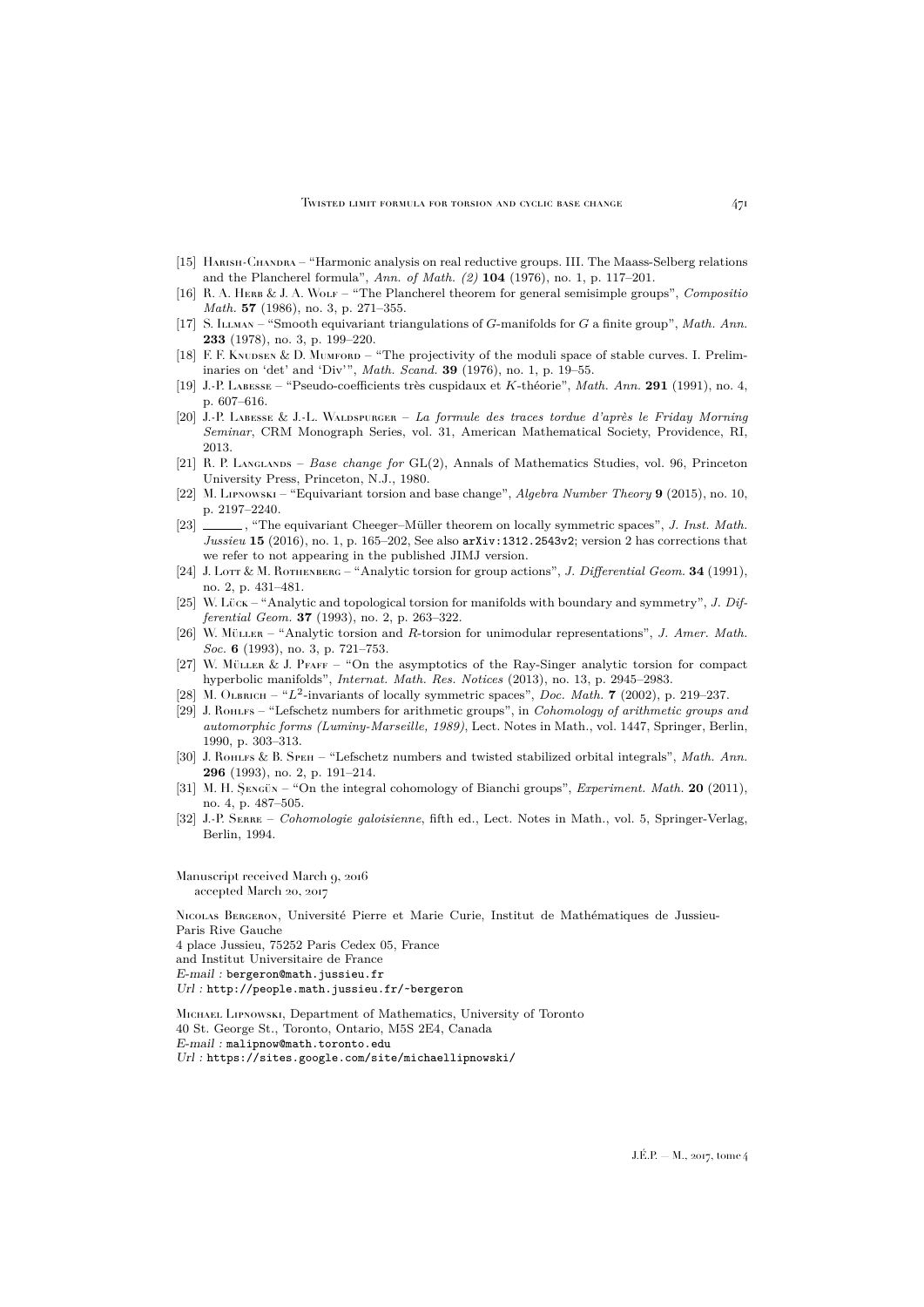[15] Harish-Chandra – "Harmonic analysis on real reductive groups. III. The Maass-Selberg relations and the Plancherel formula", *Ann. of Math. (2)* **104** (1976), no. 1, p. 117–201.

[16] R. A. Herb & J. A. Wolf – "The Plancherel theorem for general semisimple groups", *Compositio Math.* **57** (1986), no. 3, p. 271–355.

[17] S. Illman – "Smooth equivariant triangulations of $G$-manifolds for $G$ a finite group", *Math. Ann.* **233** (1978), no. 3, p. 199–220.

[18] F. F. Knudsen & D. Mumford – "The projectivity of the moduli space of stable curves. I. Preliminaries on 'det' and 'Div'", *Math. Scand.* **39** (1976), no. 1, p. 19–55.

[19] J.-P. Labesse – "Pseudo-coefficients très cuspidaux et $K$-théorie", *Math. Ann.* **291** (1991), no. 4, p. 607–616.

[20] J.-P. Labesse & J.-L. Waldspurger – *La formule des traces tordue d'après le Friday Morning Seminar*, CRM Monograph Series, vol. 31, American Mathematical Society, Providence, RI, 2013.

[21] R. P. Langlands – *Base change for* GL(2), Annals of Mathematics Studies, vol. 96, Princeton University Press, Princeton, N.J., 1980.

[22] M. Lipnowski – "Equivariant torsion and base change", *Algebra Number Theory* **9** (2015), no. 10, p. 2197–2240.

[23] ______, "The equivariant Cheeger–Müller theorem on locally symmetric spaces", *J. Inst. Math. Jussieu* **15** (2016), no. 1, p. 165–202, See also arXiv:1312.2543v2; version 2 has corrections that we refer to not appearing in the published JIMJ version.

[24] J. Lott & M. Rothenberg – "Analytic torsion for group actions", *J. Differential Geom.* **34** (1991), no. 2, p. 431–481.

[25] W. Lück – "Analytic and topological torsion for manifolds with boundary and symmetry", *J. Differential Geom.* **37** (1993), no. 2, p. 263–322.

[26] W. Müller – "Analytic torsion and $R$-torsion for unimodular representations", *J. Amer. Math. Soc.* **6** (1993), no. 3, p. 721–753.

[27] W. Müller & J. Pfaff – "On the asymptotics of the Ray-Singer analytic torsion for compact hyperbolic manifolds", *Internat. Math. Res. Notices* (2013), no. 13, p. 2945–2983.

[28] M. Olbrich – "$L^2$-invariants of locally symmetric spaces", *Doc. Math.* **7** (2002), p. 219–237.

[29] J. Rohlfs – "Lefschetz numbers for arithmetic groups", in *Cohomology of arithmetic groups and automorphic forms (Luminy-Marseille, 1989)*, Lect. Notes in Math., vol. 1447, Springer, Berlin, 1990, p. 303–313.

[30] J. Rohlfs & B. Speh – "Lefschetz numbers and twisted stabilized orbital integrals", *Math. Ann.* **296** (1993), no. 2, p. 191–214.

[31] M. H. Şengün – "On the integral cohomology of Bianchi groups", *Experiment. Math.* **20** (2011), no. 4, p. 487–505.

[32] J.-P. Serre – *Cohomologie galoisienne*, fifth ed., Lect. Notes in Math., vol. 5, Springer-Verlag, Berlin, 1994.

Manuscript received March 9, 2016
accepted March 20, 2017

Nicolas Bergeron, Université Pierre et Marie Curie, Institut de Mathématiques de Jussieu-Paris Rive Gauche
4 place Jussieu, 75252 Paris Cedex 05, France
and Institut Universitaire de France
*E-mail :* bergeron@math.jussieu.fr
*Url :* http://people.math.jussieu.fr/~bergeron

Michael Lipnowski, Department of Mathematics, University of Toronto
40 St. George St., Toronto, Ontario, M5S 2E4, Canada
*E-mail :* malipnow@math.toronto.edu
*Url :* https://sites.google.com/site/michaellipnowski/